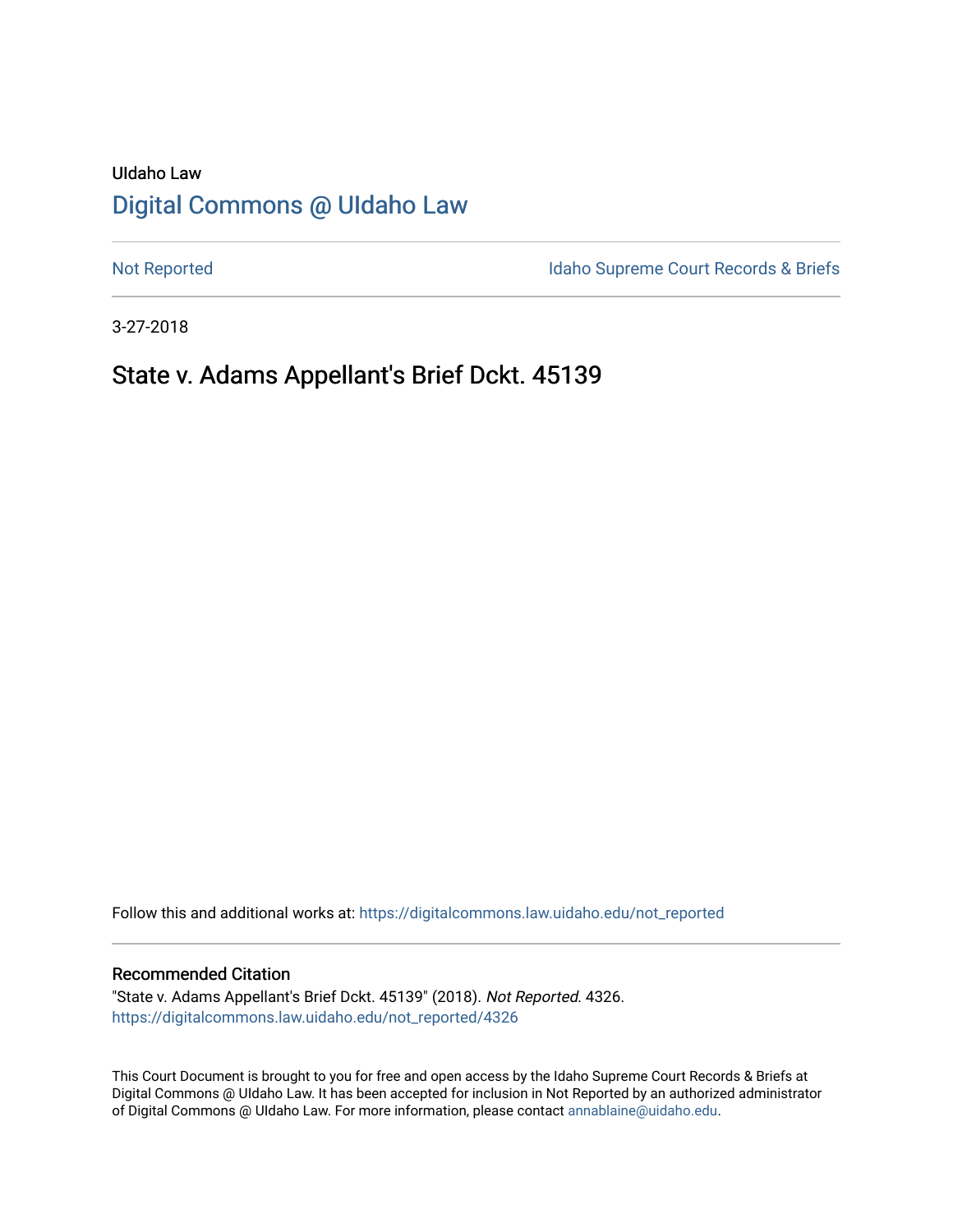UIdaho Law

# Digital Commons @ UIdaho Law

Not Reported

Idaho Supreme Court Records & Briefs

3-27-2018

## State v. Adams Appellant's Brief Dckt. 45139

Follow this and additional works at: https://digitalcommons.law.uidaho.edu/not_reported

### Recommended Citation

"State v. Adams Appellant's Brief Dckt. 45139" (2018). *Not Reported*. 4326.
https://digitalcommons.law.uidaho.edu/not_reported/4326

This Court Document is brought to you for free and open access by the Idaho Supreme Court Records & Briefs at Digital Commons @ UIdaho Law. It has been accepted for inclusion in Not Reported by an authorized administrator of Digital Commons @ UIdaho Law. For more information, please contact annablaine@uidaho.edu.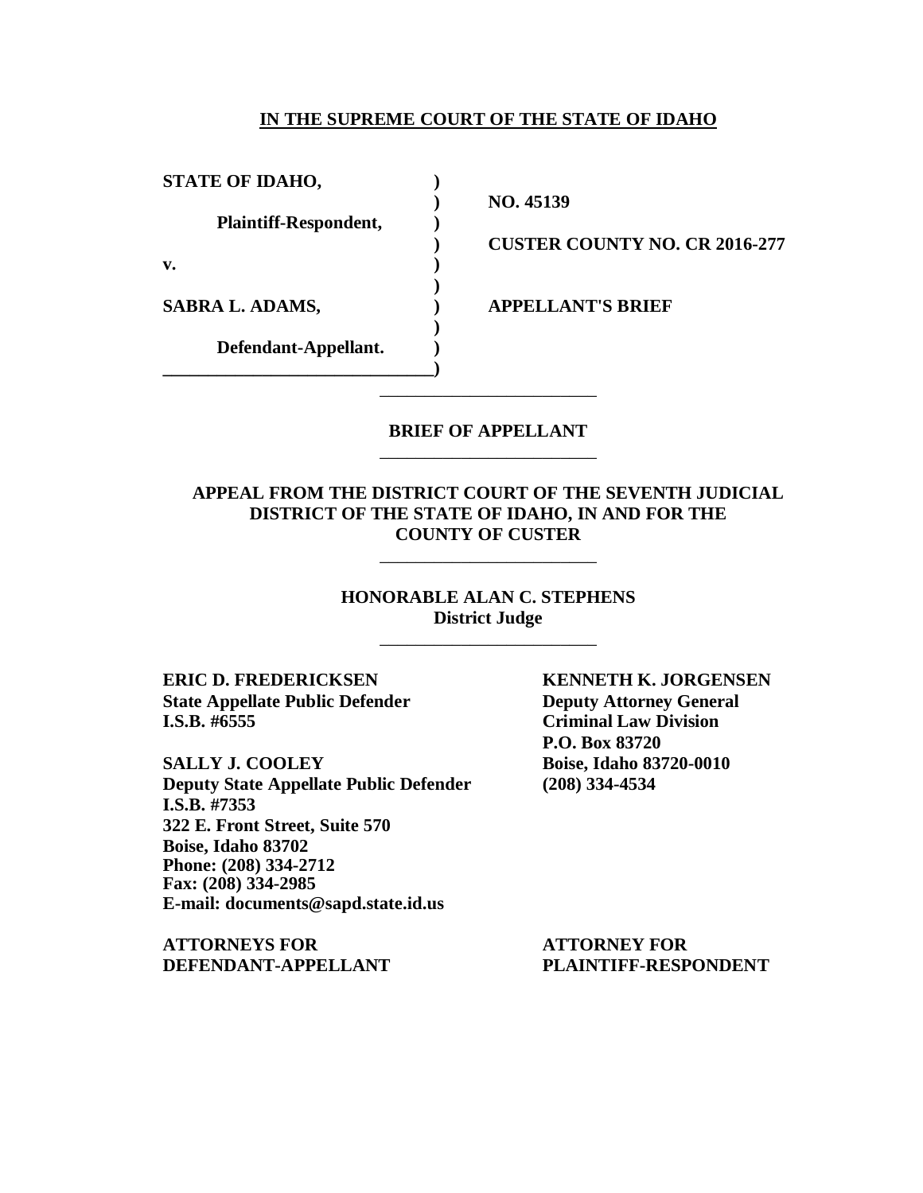**IN THE SUPREME COURT OF THE STATE OF IDAHO**

| | | |
|---|---|---|
| **STATE OF IDAHO,** | ) | |
| | ) | **NO. 45139** |
| **Plaintiff-Respondent,** | ) | |
| | ) | **CUSTER COUNTY NO. CR 2016-277** |
| **v.** | ) | |
| | ) | |
| **SABRA L. ADAMS,** | ) | **APPELLANT'S BRIEF** |
| | ) | |
| **Defendant-Appellant.** | ) | |
| | ) | |

---

**BRIEF OF APPELLANT**

---

**APPEAL FROM THE DISTRICT COURT OF THE SEVENTH JUDICIAL DISTRICT OF THE STATE OF IDAHO, IN AND FOR THE COUNTY OF CUSTER**

---

**HONORABLE ALAN C. STEPHENS**
**District Judge**

---

**ERIC D. FREDERICKSEN**
**State Appellate Public Defender**
**I.S.B. #6555**

**SALLY J. COOLEY**
**Deputy State Appellate Public Defender**
**I.S.B. #7353**
**322 E. Front Street, Suite 570**
**Boise, Idaho 83702**
**Phone: (208) 334-2712**
**Fax: (208) 334-2985**
**E-mail: documents@sapd.state.id.us**

**ATTORNEYS FOR DEFENDANT-APPELLANT**

**KENNETH K. JORGENSEN**
**Deputy Attorney General**
**Criminal Law Division**
**P.O. Box 83720**
**Boise, Idaho 83720-0010**
**(208) 334-4534**

**ATTORNEY FOR PLAINTIFF-RESPONDENT**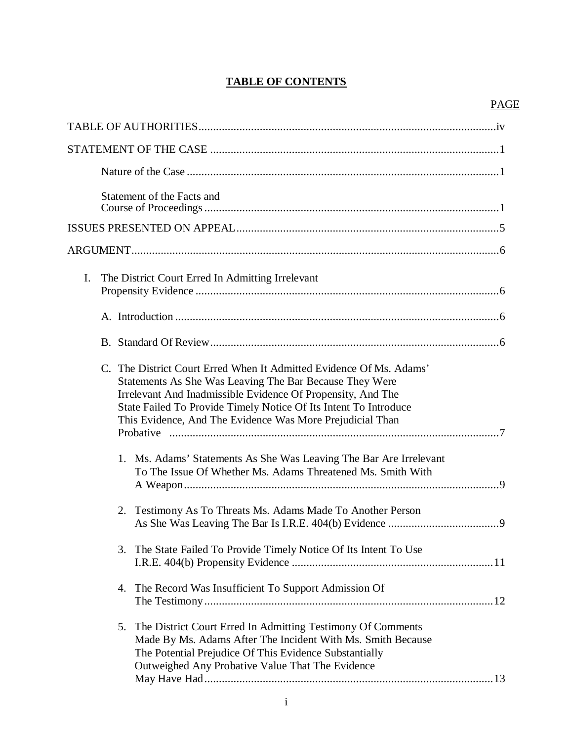# TABLE OF CONTENTS

| | PAGE |
|---|---|
| TABLE OF AUTHORITIES | iv |
| STATEMENT OF THE CASE | 1 |
| Nature of the Case | 1 |
| Statement of the Facts and Course of Proceedings | 1 |
| ISSUES PRESENTED ON APPEAL | 5 |
| ARGUMENT | 6 |
| I. The District Court Erred In Admitting Irrelevant Propensity Evidence | 6 |
| A. Introduction | 6 |
| B. Standard Of Review | 6 |
| C. The District Court Erred When It Admitted Evidence Of Ms. Adams' Statements As She Was Leaving The Bar Because They Were Irrelevant And Inadmissible Evidence Of Propensity, And The State Failed To Provide Timely Notice Of Its Intent To Introduce This Evidence, And The Evidence Was More Prejudicial Than Probative | 7 |
| 1. Ms. Adams' Statements As She Was Leaving The Bar Are Irrelevant To The Issue Of Whether Ms. Adams Threatened Ms. Smith With A Weapon | 9 |
| 2. Testimony As To Threats Ms. Adams Made To Another Person As She Was Leaving The Bar Is I.R.E. 404(b) Evidence | 9 |
| 3. The State Failed To Provide Timely Notice Of Its Intent To Use I.R.E. 404(b) Propensity Evidence | 11 |
| 4. The Record Was Insufficient To Support Admission Of The Testimony | 12 |
| 5. The District Court Erred In Admitting Testimony Of Comments Made By Ms. Adams After The Incident With Ms. Smith Because The Potential Prejudice Of This Evidence Substantially Outweighed Any Probative Value That The Evidence May Have Had | 13 |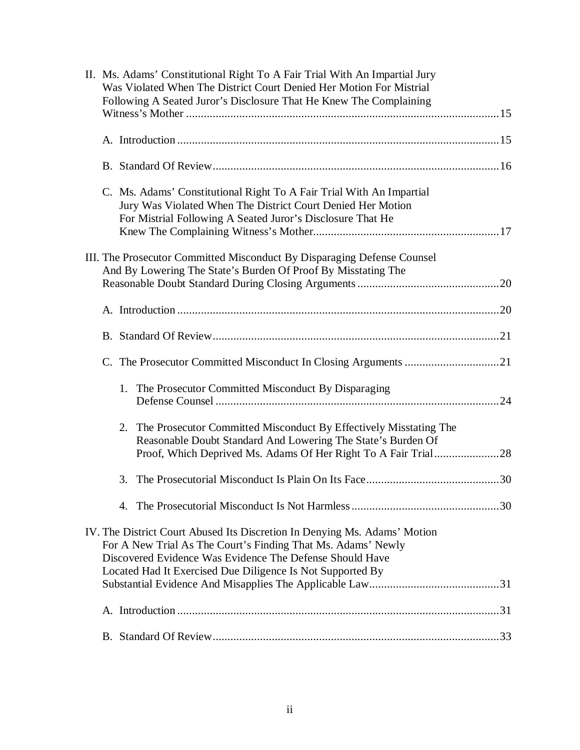II. Ms. Adams' Constitutional Right To A Fair Trial With An Impartial Jury Was Violated When The District Court Denied Her Motion For Mistrial Following A Seated Juror's Disclosure That He Knew The Complaining Witness's Mother ..........15

   A. Introduction ..........15

   B. Standard Of Review ..........16

   C. Ms. Adams' Constitutional Right To A Fair Trial With An Impartial Jury Was Violated When The District Court Denied Her Motion For Mistrial Following A Seated Juror's Disclosure That He Knew The Complaining Witness's Mother ..........17

III. The Prosecutor Committed Misconduct By Disparaging Defense Counsel And By Lowering The State's Burden Of Proof By Misstating The Reasonable Doubt Standard During Closing Arguments ..........20

   A. Introduction ..........20

   B. Standard Of Review ..........21

   C. The Prosecutor Committed Misconduct In Closing Arguments ..........21

      1. The Prosecutor Committed Misconduct By Disparaging Defense Counsel ..........24

      2. The Prosecutor Committed Misconduct By Effectively Misstating The Reasonable Doubt Standard And Lowering The State's Burden Of Proof, Which Deprived Ms. Adams Of Her Right To A Fair Trial ..........28

      3. The Prosecutorial Misconduct Is Plain On Its Face ..........30

      4. The Prosecutorial Misconduct Is Not Harmless ..........30

IV. The District Court Abused Its Discretion In Denying Ms. Adams' Motion For A New Trial As The Court's Finding That Ms. Adams' Newly Discovered Evidence Was Evidence The Defense Should Have Located Had It Exercised Due Diligence Is Not Supported By Substantial Evidence And Misapplies The Applicable Law ..........31

   A. Introduction ..........31

   B. Standard Of Review ..........33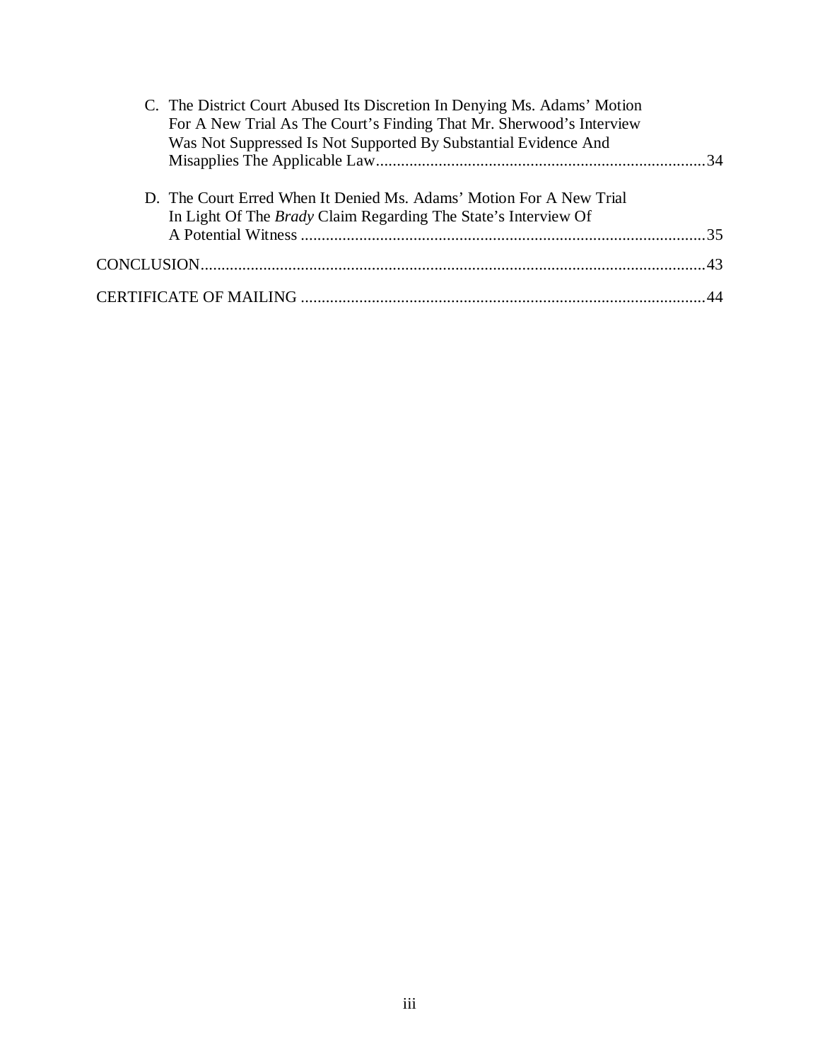C. The District Court Abused Its Discretion In Denying Ms. Adams' Motion For A New Trial As The Court's Finding That Mr. Sherwood's Interview Was Not Suppressed Is Not Supported By Substantial Evidence And Misapplies The Applicable Law..............................................................................34

D. The Court Erred When It Denied Ms. Adams' Motion For A New Trial In Light Of The *Brady* Claim Regarding The State's Interview Of A Potential Witness ................................................................................................35

CONCLUSION........................................................................................................................43

CERTIFICATE OF MAILING ................................................................................................44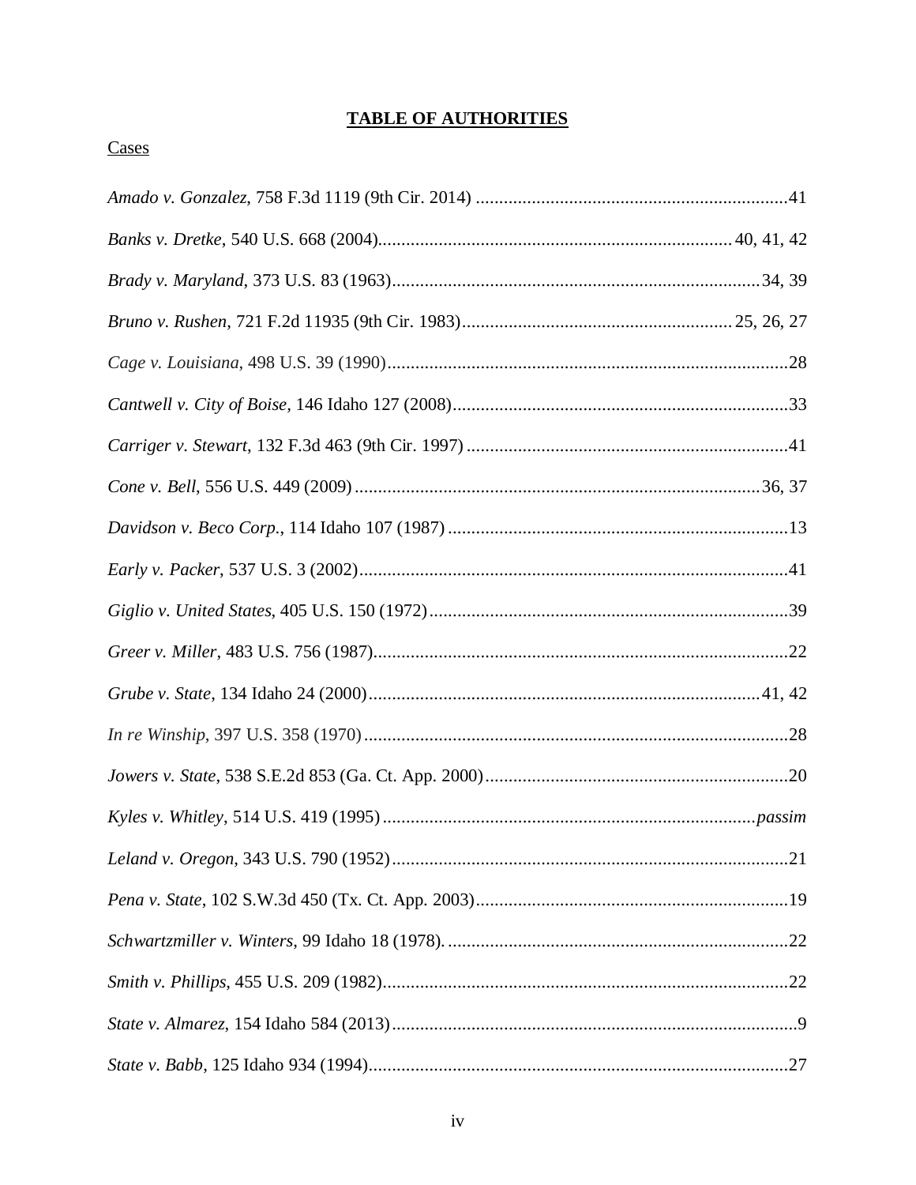# TABLE OF AUTHORITIES

Cases

*Amado v. Gonzalez*, 758 F.3d 1119 (9th Cir. 2014) ....................................................................41

*Banks v. Dretke*, 540 U.S. 668 (2004)....................................................................... 40, 41, 42

*Brady v. Maryland*, 373 U.S. 83 (1963)....................................................................................34, 39

*Bruno v. Rushen*, 721 F.2d 11935 (9th Cir. 1983).................................................... 25, 26, 27

*Cage v. Louisiana*, 498 U.S. 39 (1990)...........................................................................................28

*Cantwell v. City of Boise*, 146 Idaho 127 (2008)..........................................................................33

*Carriger v. Stewart*, 132 F.3d 463 (9th Cir. 1997) .......................................................................41

*Cone v. Bell*, 556 U.S. 449 (2009) .............................................................................................36, 37

*Davidson v. Beco Corp.*, 114 Idaho 107 (1987) ...........................................................................13

*Early v. Packer*, 537 U.S. 3 (2002).................................................................................................41

*Giglio v. United States*, 405 U.S. 150 (1972)................................................................................39

*Greer v. Miller*, 483 U.S. 756 (1987)..............................................................................................22

*Grube v. State*, 134 Idaho 24 (2000)........................................................................................41, 42

*In re Winship*, 397 U.S. 358 (1970) ...............................................................................................28

*Jowers v. State*, 538 S.E.2d 853 (Ga. Ct. App. 2000)...................................................................20

*Kyles v. Whitley*, 514 U.S. 419 (1995) .................................................................................*passim*

*Leland v. Oregon*, 343 U.S. 790 (1952)..........................................................................................21

*Pena v. State*, 102 S.W.3d 450 (Tx. Ct. App. 2003).....................................................................19

*Schwartzmiller v. Winters*, 99 Idaho 18 (1978). ..........................................................................22

*Smith v. Phillips*, 455 U.S. 209 (1982)...........................................................................................22

*State v. Almarez*, 154 Idaho 584 (2013)...........................................................................................9

*State v. Babb*, 125 Idaho 934 (1994)..............................................................................................27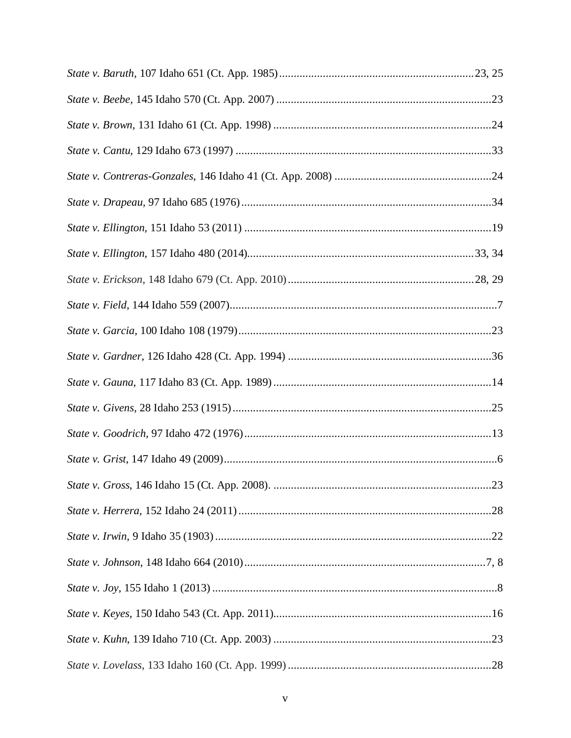*State v. Baruth*, 107 Idaho 651 (Ct. App. 1985) ................................................................... 23, 25

*State v. Beebe*, 145 Idaho 570 (Ct. App. 2007) ......................................................................... 23

*State v. Brown*, 131 Idaho 61 (Ct. App. 1998) ........................................................................... 24

*State v. Cantu*, 129 Idaho 673 (1997) ........................................................................................ 33

*State v. Contreras-Gonzales*, 146 Idaho 41 (Ct. App. 2008) ...................................................... 24

*State v. Drapeau*, 97 Idaho 685 (1976) ...................................................................................... 34

*State v. Ellington*, 151 Idaho 53 (2011) ..................................................................................... 19

*State v. Ellington*, 157 Idaho 480 (2014) ............................................................................. 33, 34

*State v. Erickson*, 148 Idaho 679 (Ct. App. 2010) ................................................................ 28, 29

*State v. Field*, 144 Idaho 559 (2007) ............................................................................................ 7

*State v. Garcia*, 100 Idaho 108 (1979) ....................................................................................... 23

*State v. Gardner*, 126 Idaho 428 (Ct. App. 1994) ...................................................................... 36

*State v. Gauna*, 117 Idaho 83 (Ct. App. 1989) ........................................................................... 14

*State v. Givens*, 28 Idaho 253 (1915) ......................................................................................... 25

*State v. Goodrich*, 97 Idaho 472 (1976) ..................................................................................... 13

*State v. Grist*, 147 Idaho 49 (2009) .............................................................................................. 6

*State v. Gross*, 146 Idaho 15 (Ct. App. 2008). ........................................................................... 23

*State v. Herrera*, 152 Idaho 24 (2011) ....................................................................................... 28

*State v. Irwin*, 9 Idaho 35 (1903) ............................................................................................... 22

*State v. Johnson*, 148 Idaho 664 (2010) .................................................................................... 7, 8

*State v. Joy*, 155 Idaho 1 (2013) .................................................................................................. 8

*State v. Keyes*, 150 Idaho 543 (Ct. App. 2011) .......................................................................... 16

*State v. Kuhn*, 139 Idaho 710 (Ct. App. 2003) .......................................................................... 23

*State v. Lovelass*, 133 Idaho 160 (Ct. App. 1999) ...................................................................... 28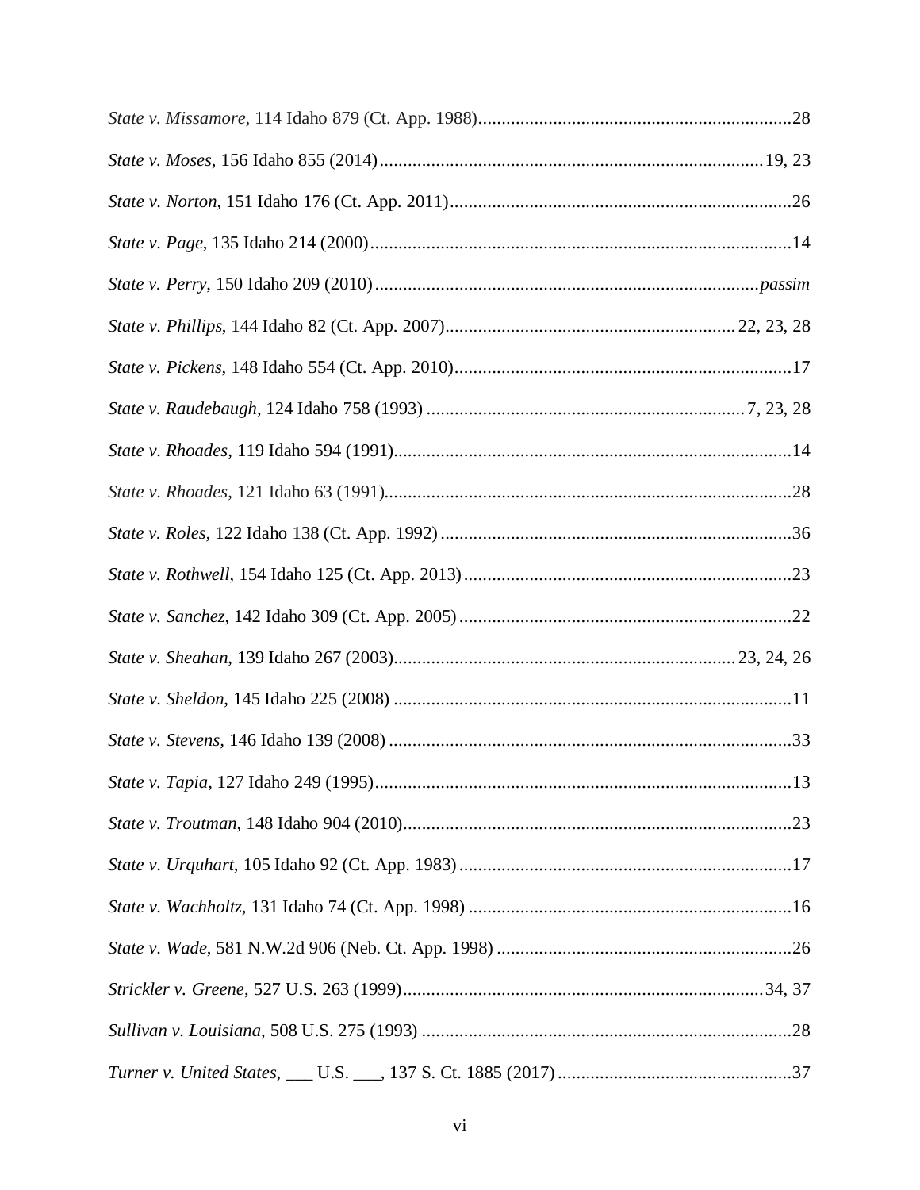*State v. Missamore*, 114 Idaho 879 (Ct. App. 1988)....................................................................28

*State v. Moses*, 156 Idaho 855 (2014)..................................................................................19, 23

*State v. Norton*, 151 Idaho 176 (Ct. App. 2011).........................................................................26

*State v. Page*, 135 Idaho 214 (2000)..........................................................................................14

*State v. Perry*, 150 Idaho 209 (2010)..................................................................................*passim*

*State v. Phillips*, 144 Idaho 82 (Ct. App. 2007).............................................................22, 23, 28

*State v. Pickens*, 148 Idaho 554 (Ct. App. 2010)........................................................................17

*State v. Raudebaugh*, 124 Idaho 758 (1993) ...................................................................7, 23, 28

*State v. Rhoades*, 119 Idaho 594 (1991).....................................................................................14

*State v. Rhoades*, 121 Idaho 63 (1991).......................................................................................28

*State v. Roles*, 122 Idaho 138 (Ct. App. 1992) ...........................................................................36

*State v. Rothwell*, 154 Idaho 125 (Ct. App. 2013)......................................................................23

*State v. Sanchez*, 142 Idaho 309 (Ct. App. 2005) .......................................................................22

*State v. Sheahan*, 139 Idaho 267 (2003)........................................................................23, 24, 26

*State v. Sheldon*, 145 Idaho 225 (2008) .....................................................................................11

*State v. Stevens*, 146 Idaho 139 (2008) ......................................................................................33

*State v. Tapia*, 127 Idaho 249 (1995).........................................................................................13

*State v. Troutman*, 148 Idaho 904 (2010)...................................................................................23

*State v. Urquhart*, 105 Idaho 92 (Ct. App. 1983) .......................................................................17

*State v. Wachholtz*, 131 Idaho 74 (Ct. App. 1998) .....................................................................16

*State v. Wade*, 581 N.W.2d 906 (Neb. Ct. App. 1998) ...............................................................26

*Strickler v. Greene*, 527 U.S. 263 (1999)............................................................................34, 37

*Sullivan v. Louisiana*, 508 U.S. 275 (1993) ...............................................................................28

*Turner v. United States*, ___ U.S. ___, 137 S. Ct. 1885 (2017)..................................................37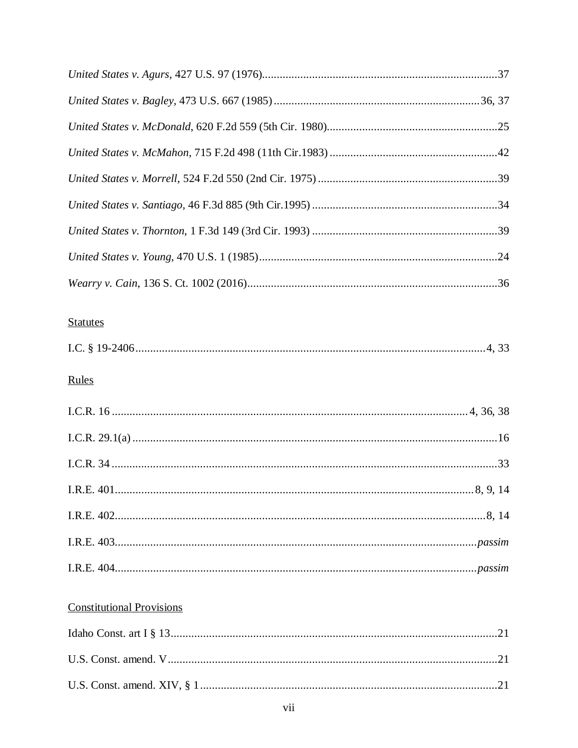*United States v. Agurs*, 427 U.S. 97 (1976)................................................................................37

*United States v. Bagley*, 473 U.S. 667 (1985).....................................................................36, 37

*United States v. McDonald*, 620 F.2d 559 (5th Cir. 1980).........................................................25

*United States v. McMahon*, 715 F.2d 498 (11th Cir.1983)........................................................42

*United States v. Morrell*, 524 F.2d 550 (2nd Cir. 1975)............................................................39

*United States v. Santiago*, 46 F.3d 885 (9th Cir.1995)..............................................................34

*United States v. Thornton*, 1 F.3d 149 (3rd Cir. 1993)..............................................................39

*United States v. Young*, 470 U.S. 1 (1985)................................................................................24

*Wearry v. Cain*, 136 S. Ct. 1002 (2016)....................................................................................36

Statutes

I.C. § 19-2406.....................................................................................................................4, 33

Rules

I.C.R. 16.......................................................................................................................4, 36, 38

I.C.R. 29.1(a)..........................................................................................................................16

I.C.R. 34.................................................................................................................................33

I.R.E. 401.........................................................................................................................8, 9, 14

I.R.E. 402..............................................................................................................................8, 14

I.R.E. 403...........................................................................................................................*passim*

I.R.E. 404...........................................................................................................................*passim*

Constitutional Provisions

Idaho Const. art I § 13..............................................................................................................21

U.S. Const. amend. V...............................................................................................................21

U.S. Const. amend. XIV, § 1....................................................................................................21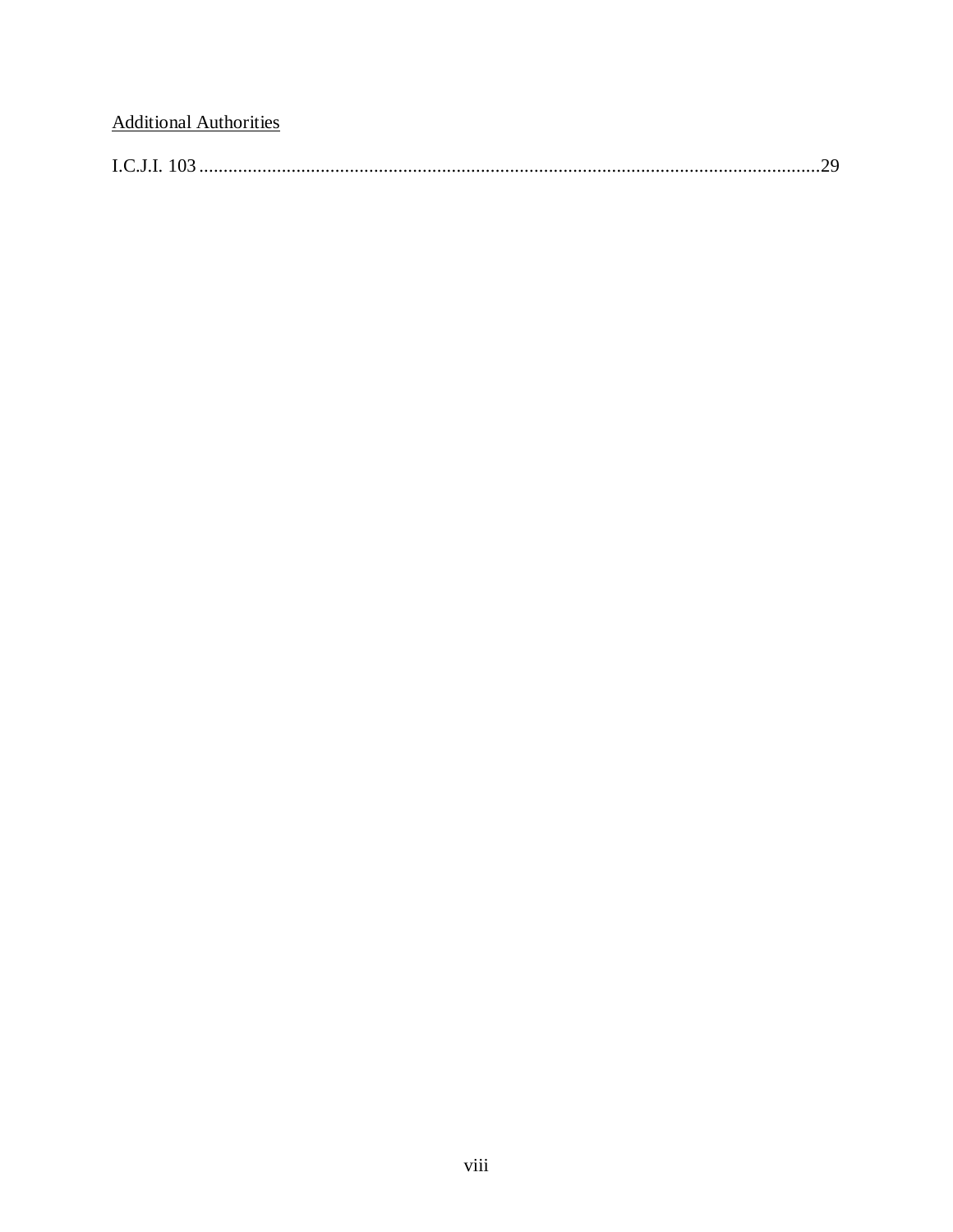Additional Authorities

I.C.J.I. 103 ............................................................................................................................29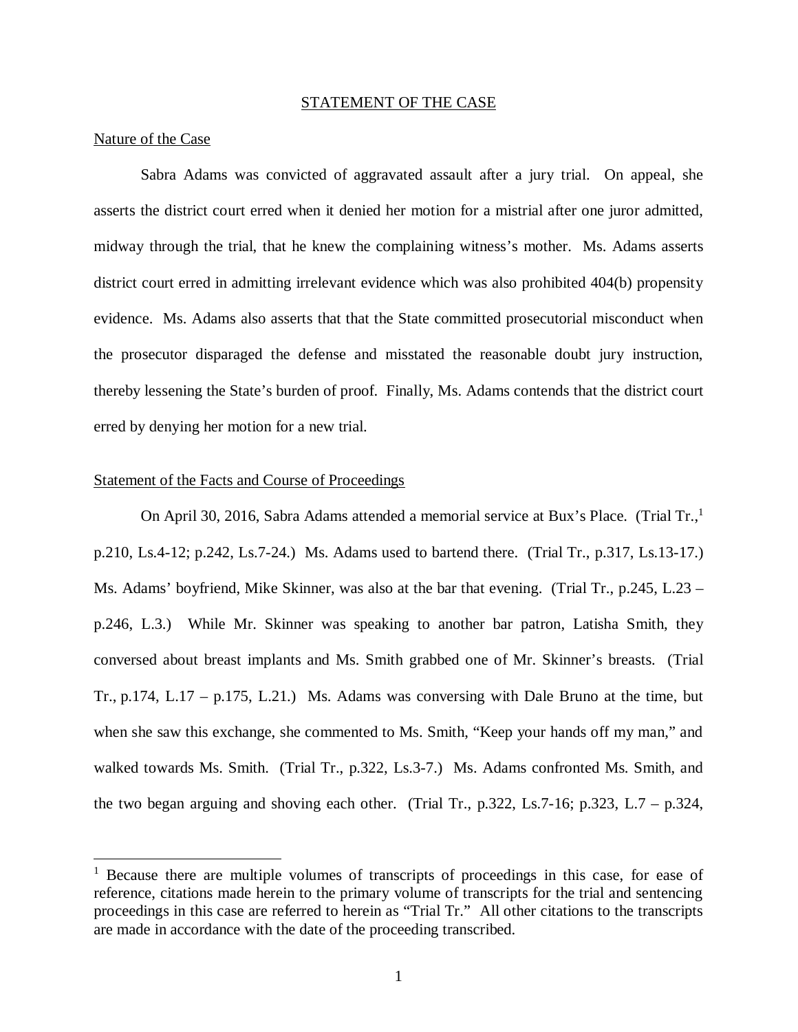## STATEMENT OF THE CASE

### Nature of the Case

Sabra Adams was convicted of aggravated assault after a jury trial. On appeal, she asserts the district court erred when it denied her motion for a mistrial after one juror admitted, midway through the trial, that he knew the complaining witness's mother. Ms. Adams asserts district court erred in admitting irrelevant evidence which was also prohibited 404(b) propensity evidence. Ms. Adams also asserts that that the State committed prosecutorial misconduct when the prosecutor disparaged the defense and misstated the reasonable doubt jury instruction, thereby lessening the State's burden of proof. Finally, Ms. Adams contends that the district court erred by denying her motion for a new trial.

### Statement of the Facts and Course of Proceedings

On April 30, 2016, Sabra Adams attended a memorial service at Bux's Place. (Trial Tr.,[1] p.210, Ls.4-12; p.242, Ls.7-24.) Ms. Adams used to bartend there. (Trial Tr., p.317, Ls.13-17.) Ms. Adams' boyfriend, Mike Skinner, was also at the bar that evening. (Trial Tr., p.245, L.23 – p.246, L.3.) While Mr. Skinner was speaking to another bar patron, Latisha Smith, they conversed about breast implants and Ms. Smith grabbed one of Mr. Skinner's breasts. (Trial Tr., p.174, L.17 – p.175, L.21.) Ms. Adams was conversing with Dale Bruno at the time, but when she saw this exchange, she commented to Ms. Smith, "Keep your hands off my man," and walked towards Ms. Smith. (Trial Tr., p.322, Ls.3-7.) Ms. Adams confronted Ms. Smith, and the two began arguing and shoving each other. (Trial Tr., p.322, Ls.7-16; p.323, L.7 – p.324,

[1] Because there are multiple volumes of transcripts of proceedings in this case, for ease of reference, citations made herein to the primary volume of transcripts for the trial and sentencing proceedings in this case are referred to herein as "Trial Tr." All other citations to the transcripts are made in accordance with the date of the proceeding transcribed.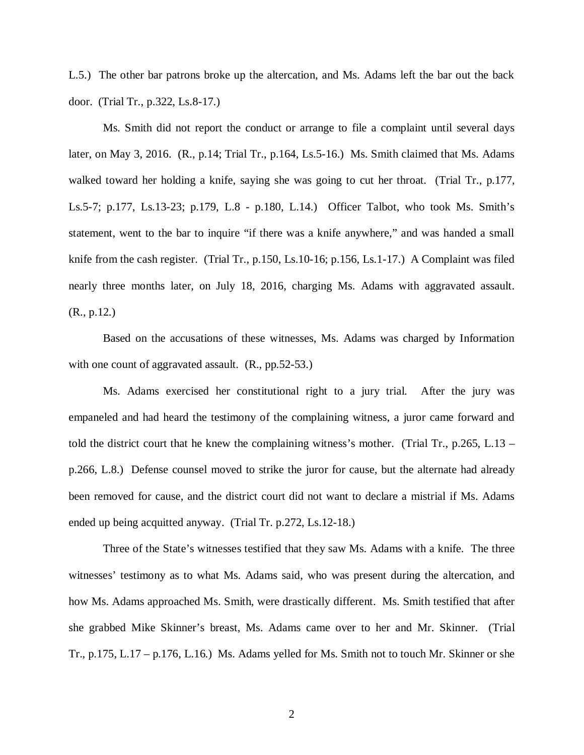L.5.) The other bar patrons broke up the altercation, and Ms. Adams left the bar out the back door. (Trial Tr., p.322, Ls.8-17.)

Ms. Smith did not report the conduct or arrange to file a complaint until several days later, on May 3, 2016. (R., p.14; Trial Tr., p.164, Ls.5-16.) Ms. Smith claimed that Ms. Adams walked toward her holding a knife, saying she was going to cut her throat. (Trial Tr., p.177, Ls.5-7; p.177, Ls.13-23; p.179, L.8 - p.180, L.14.) Officer Talbot, who took Ms. Smith's statement, went to the bar to inquire "if there was a knife anywhere," and was handed a small knife from the cash register. (Trial Tr., p.150, Ls.10-16; p.156, Ls.1-17.) A Complaint was filed nearly three months later, on July 18, 2016, charging Ms. Adams with aggravated assault. (R., p.12.)

Based on the accusations of these witnesses, Ms. Adams was charged by Information with one count of aggravated assault. (R., pp.52-53.)

Ms. Adams exercised her constitutional right to a jury trial. After the jury was empaneled and had heard the testimony of the complaining witness, a juror came forward and told the district court that he knew the complaining witness's mother. (Trial Tr., p.265, L.13 – p.266, L.8.) Defense counsel moved to strike the juror for cause, but the alternate had already been removed for cause, and the district court did not want to declare a mistrial if Ms. Adams ended up being acquitted anyway. (Trial Tr. p.272, Ls.12-18.)

Three of the State's witnesses testified that they saw Ms. Adams with a knife. The three witnesses' testimony as to what Ms. Adams said, who was present during the altercation, and how Ms. Adams approached Ms. Smith, were drastically different. Ms. Smith testified that after she grabbed Mike Skinner's breast, Ms. Adams came over to her and Mr. Skinner. (Trial Tr., p.175, L.17 – p.176, L.16.) Ms. Adams yelled for Ms. Smith not to touch Mr. Skinner or she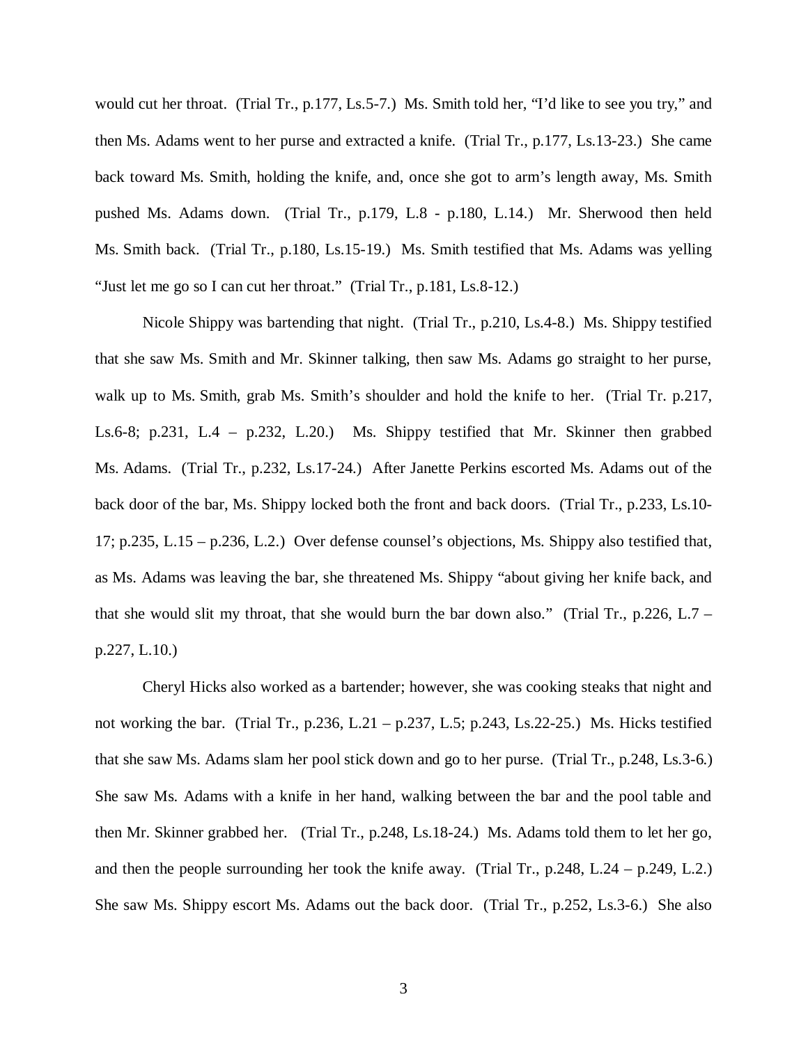would cut her throat. (Trial Tr., p.177, Ls.5-7.) Ms. Smith told her, "I'd like to see you try," and then Ms. Adams went to her purse and extracted a knife. (Trial Tr., p.177, Ls.13-23.) She came back toward Ms. Smith, holding the knife, and, once she got to arm's length away, Ms. Smith pushed Ms. Adams down. (Trial Tr., p.179, L.8 - p.180, L.14.) Mr. Sherwood then held Ms. Smith back. (Trial Tr., p.180, Ls.15-19.) Ms. Smith testified that Ms. Adams was yelling "Just let me go so I can cut her throat." (Trial Tr., p.181, Ls.8-12.)

Nicole Shippy was bartending that night. (Trial Tr., p.210, Ls.4-8.) Ms. Shippy testified that she saw Ms. Smith and Mr. Skinner talking, then saw Ms. Adams go straight to her purse, walk up to Ms. Smith, grab Ms. Smith's shoulder and hold the knife to her. (Trial Tr. p.217, Ls.6-8; p.231, L.4 – p.232, L.20.) Ms. Shippy testified that Mr. Skinner then grabbed Ms. Adams. (Trial Tr., p.232, Ls.17-24.) After Janette Perkins escorted Ms. Adams out of the back door of the bar, Ms. Shippy locked both the front and back doors. (Trial Tr., p.233, Ls.10-17; p.235, L.15 – p.236, L.2.) Over defense counsel's objections, Ms. Shippy also testified that, as Ms. Adams was leaving the bar, she threatened Ms. Shippy "about giving her knife back, and that she would slit my throat, that she would burn the bar down also." (Trial Tr., p.226, L.7 – p.227, L.10.)

Cheryl Hicks also worked as a bartender; however, she was cooking steaks that night and not working the bar. (Trial Tr., p.236, L.21 – p.237, L.5; p.243, Ls.22-25.) Ms. Hicks testified that she saw Ms. Adams slam her pool stick down and go to her purse. (Trial Tr., p.248, Ls.3-6.) She saw Ms. Adams with a knife in her hand, walking between the bar and the pool table and then Mr. Skinner grabbed her. (Trial Tr., p.248, Ls.18-24.) Ms. Adams told them to let her go, and then the people surrounding her took the knife away. (Trial Tr., p.248, L.24 – p.249, L.2.) She saw Ms. Shippy escort Ms. Adams out the back door. (Trial Tr., p.252, Ls.3-6.) She also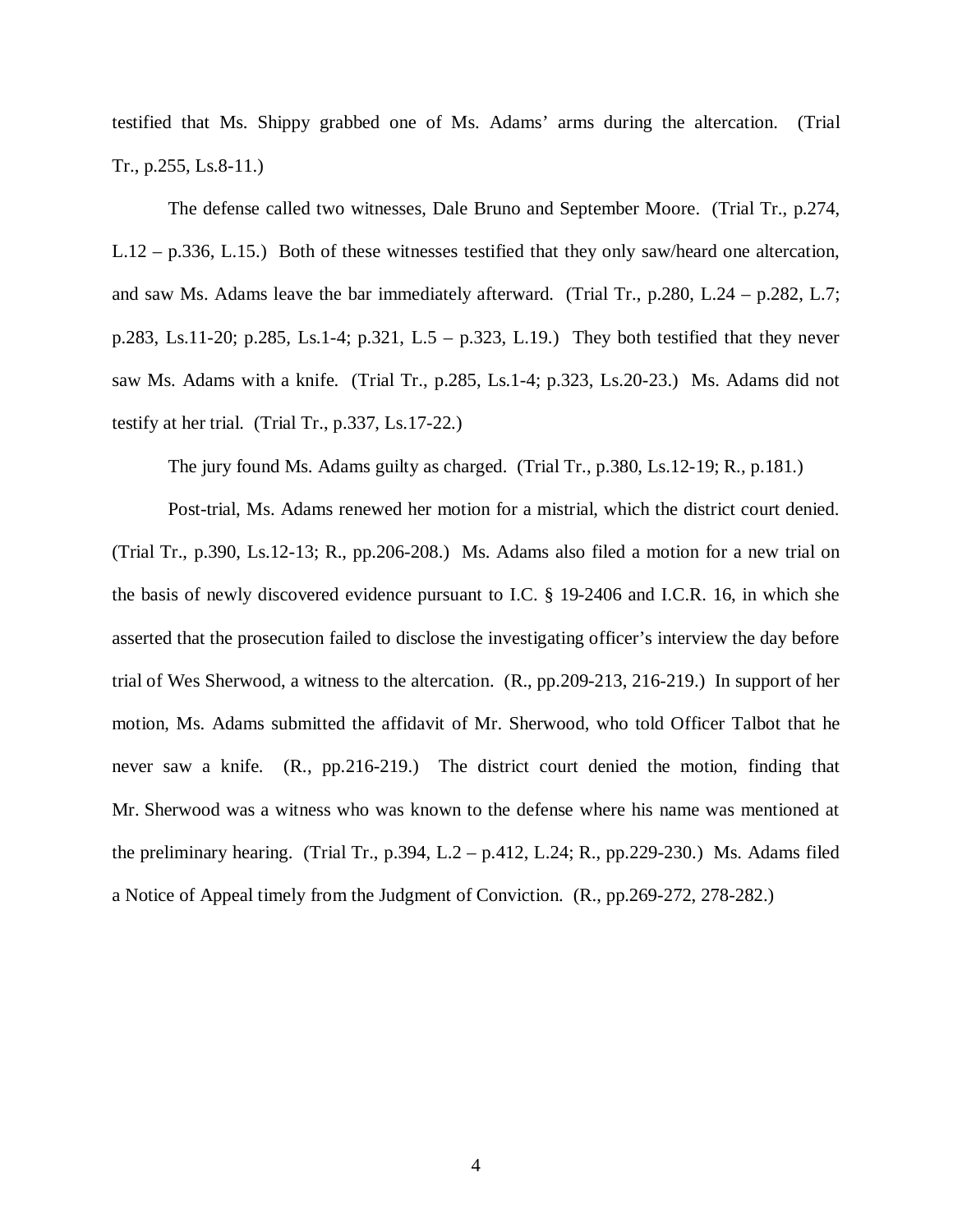testified that Ms. Shippy grabbed one of Ms. Adams' arms during the altercation. (Trial Tr., p.255, Ls.8-11.)

The defense called two witnesses, Dale Bruno and September Moore. (Trial Tr., p.274, L.12 – p.336, L.15.) Both of these witnesses testified that they only saw/heard one altercation, and saw Ms. Adams leave the bar immediately afterward. (Trial Tr., p.280, L.24 – p.282, L.7; p.283, Ls.11-20; p.285, Ls.1-4; p.321, L.5 – p.323, L.19.) They both testified that they never saw Ms. Adams with a knife. (Trial Tr., p.285, Ls.1-4; p.323, Ls.20-23.) Ms. Adams did not testify at her trial. (Trial Tr., p.337, Ls.17-22.)

The jury found Ms. Adams guilty as charged. (Trial Tr., p.380, Ls.12-19; R., p.181.)

Post-trial, Ms. Adams renewed her motion for a mistrial, which the district court denied. (Trial Tr., p.390, Ls.12-13; R., pp.206-208.) Ms. Adams also filed a motion for a new trial on the basis of newly discovered evidence pursuant to I.C. § 19-2406 and I.C.R. 16, in which she asserted that the prosecution failed to disclose the investigating officer's interview the day before trial of Wes Sherwood, a witness to the altercation. (R., pp.209-213, 216-219.) In support of her motion, Ms. Adams submitted the affidavit of Mr. Sherwood, who told Officer Talbot that he never saw a knife. (R., pp.216-219.) The district court denied the motion, finding that Mr. Sherwood was a witness who was known to the defense where his name was mentioned at the preliminary hearing. (Trial Tr., p.394, L.2 – p.412, L.24; R., pp.229-230.) Ms. Adams filed a Notice of Appeal timely from the Judgment of Conviction. (R., pp.269-272, 278-282.)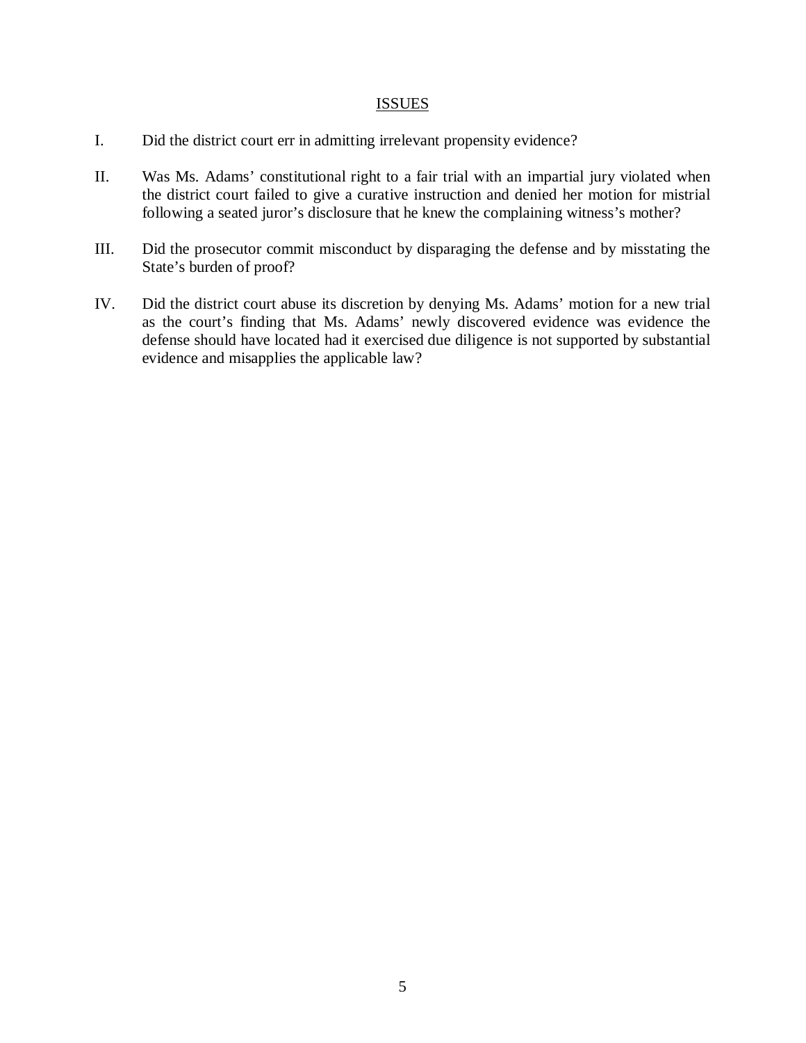## ISSUES

I. Did the district court err in admitting irrelevant propensity evidence?

II. Was Ms. Adams' constitutional right to a fair trial with an impartial jury violated when the district court failed to give a curative instruction and denied her motion for mistrial following a seated juror's disclosure that he knew the complaining witness's mother?

III. Did the prosecutor commit misconduct by disparaging the defense and by misstating the State's burden of proof?

IV. Did the district court abuse its discretion by denying Ms. Adams' motion for a new trial as the court's finding that Ms. Adams' newly discovered evidence was evidence the defense should have located had it exercised due diligence is not supported by substantial evidence and misapplies the applicable law?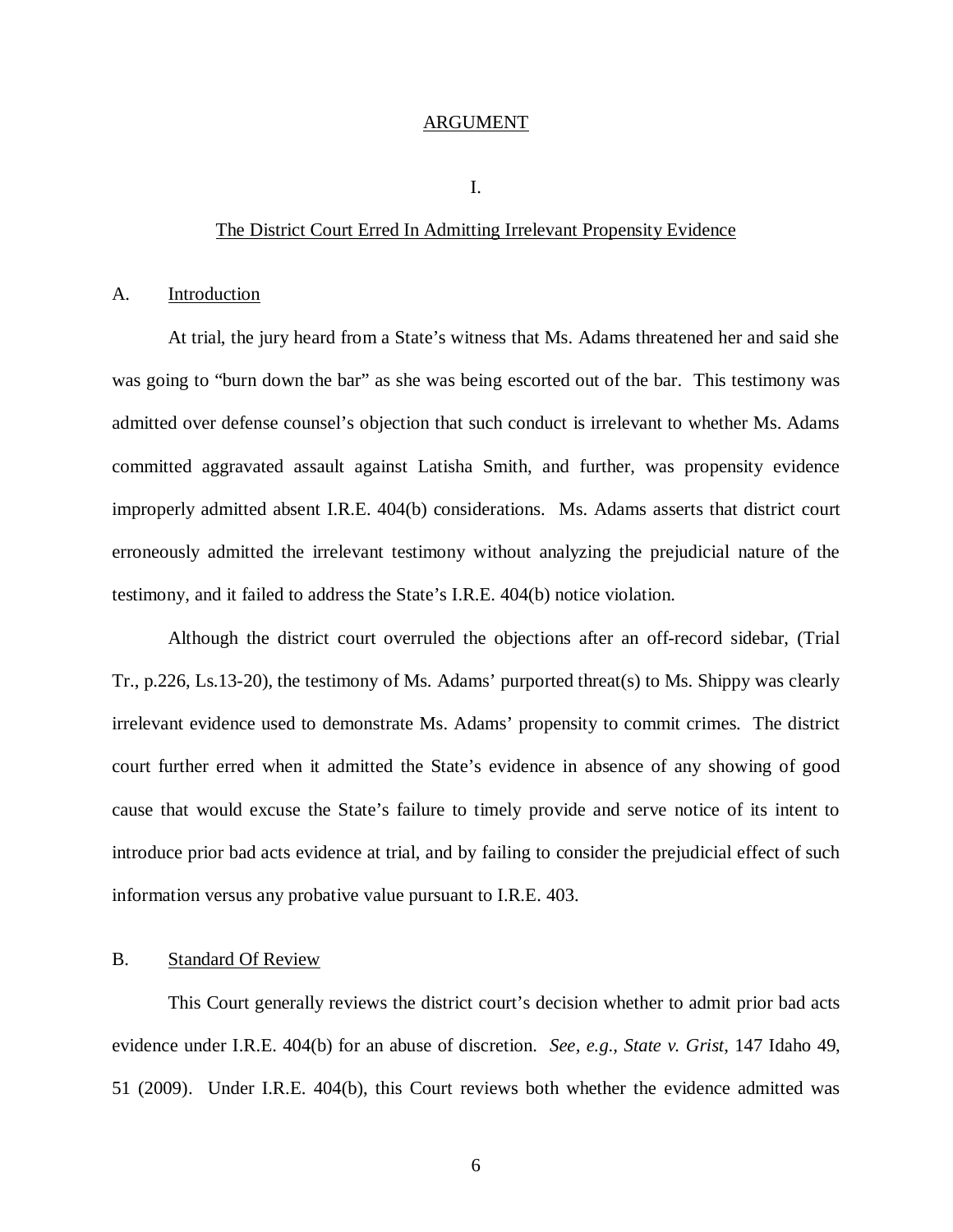## ARGUMENT

### I.

### The District Court Erred In Admitting Irrelevant Propensity Evidence

A. Introduction

At trial, the jury heard from a State's witness that Ms. Adams threatened her and said she was going to "burn down the bar" as she was being escorted out of the bar. This testimony was admitted over defense counsel's objection that such conduct is irrelevant to whether Ms. Adams committed aggravated assault against Latisha Smith, and further, was propensity evidence improperly admitted absent I.R.E. 404(b) considerations. Ms. Adams asserts that district court erroneously admitted the irrelevant testimony without analyzing the prejudicial nature of the testimony, and it failed to address the State's I.R.E. 404(b) notice violation.

Although the district court overruled the objections after an off-record sidebar, (Trial Tr., p.226, Ls.13-20), the testimony of Ms. Adams' purported threat(s) to Ms. Shippy was clearly irrelevant evidence used to demonstrate Ms. Adams' propensity to commit crimes. The district court further erred when it admitted the State's evidence in absence of any showing of good cause that would excuse the State's failure to timely provide and serve notice of its intent to introduce prior bad acts evidence at trial, and by failing to consider the prejudicial effect of such information versus any probative value pursuant to I.R.E. 403.

B. Standard Of Review

This Court generally reviews the district court's decision whether to admit prior bad acts evidence under I.R.E. 404(b) for an abuse of discretion. *See, e.g., State v. Grist*, 147 Idaho 49, 51 (2009). Under I.R.E. 404(b), this Court reviews both whether the evidence admitted was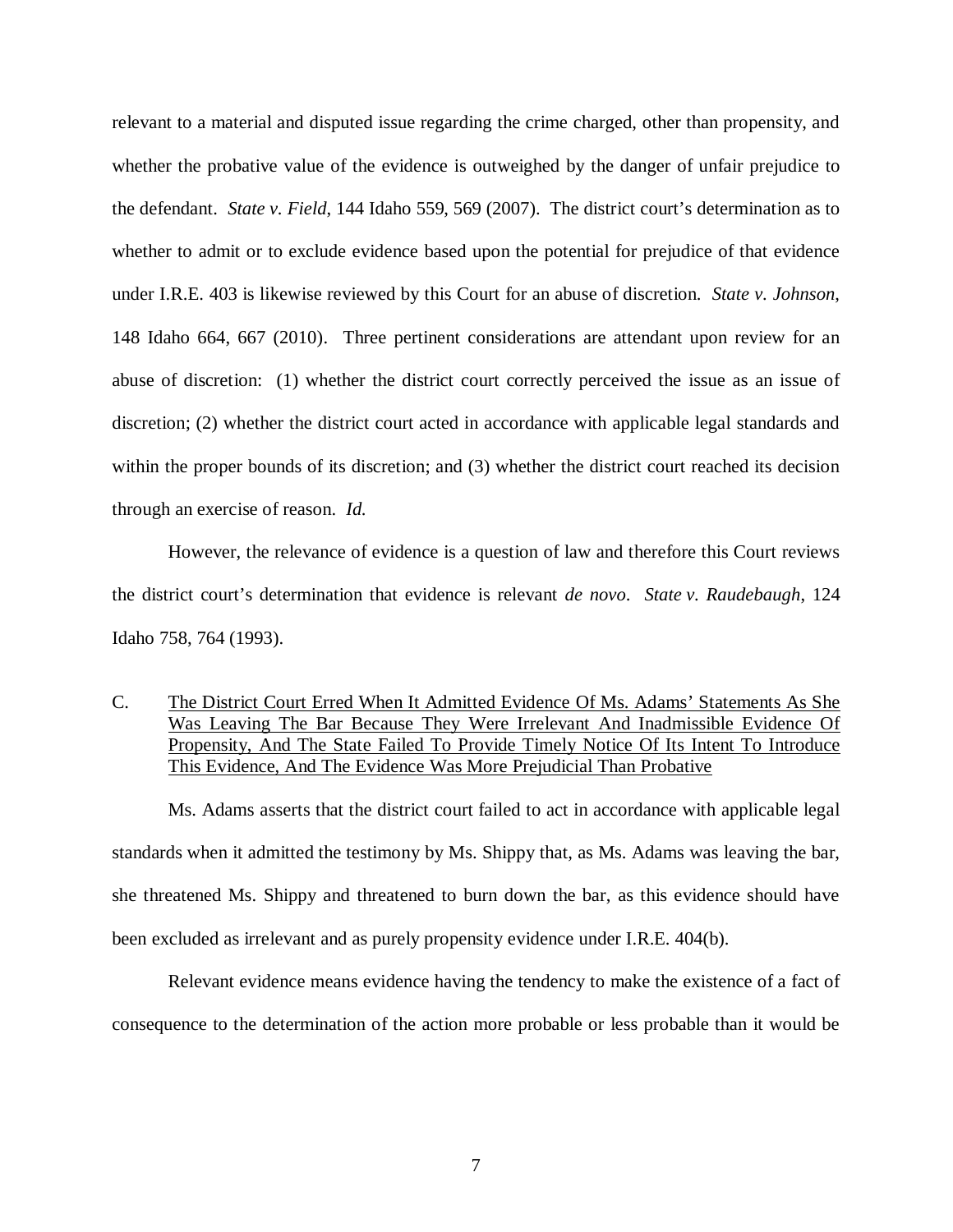relevant to a material and disputed issue regarding the crime charged, other than propensity, and whether the probative value of the evidence is outweighed by the danger of unfair prejudice to the defendant. *State v. Field*, 144 Idaho 559, 569 (2007). The district court's determination as to whether to admit or to exclude evidence based upon the potential for prejudice of that evidence under I.R.E. 403 is likewise reviewed by this Court for an abuse of discretion. *State v. Johnson*, 148 Idaho 664, 667 (2010). Three pertinent considerations are attendant upon review for an abuse of discretion: (1) whether the district court correctly perceived the issue as an issue of discretion; (2) whether the district court acted in accordance with applicable legal standards and within the proper bounds of its discretion; and (3) whether the district court reached its decision through an exercise of reason. *Id.*

However, the relevance of evidence is a question of law and therefore this Court reviews the district court's determination that evidence is relevant *de novo*. *State v. Raudebaugh*, 124 Idaho 758, 764 (1993).

### C. <u>The District Court Erred When It Admitted Evidence Of Ms. Adams' Statements As She Was Leaving The Bar Because They Were Irrelevant And Inadmissible Evidence Of Propensity, And The State Failed To Provide Timely Notice Of Its Intent To Introduce This Evidence, And The Evidence Was More Prejudicial Than Probative</u>

Ms. Adams asserts that the district court failed to act in accordance with applicable legal standards when it admitted the testimony by Ms. Shippy that, as Ms. Adams was leaving the bar, she threatened Ms. Shippy and threatened to burn down the bar, as this evidence should have been excluded as irrelevant and as purely propensity evidence under I.R.E. 404(b).

Relevant evidence means evidence having the tendency to make the existence of a fact of consequence to the determination of the action more probable or less probable than it would be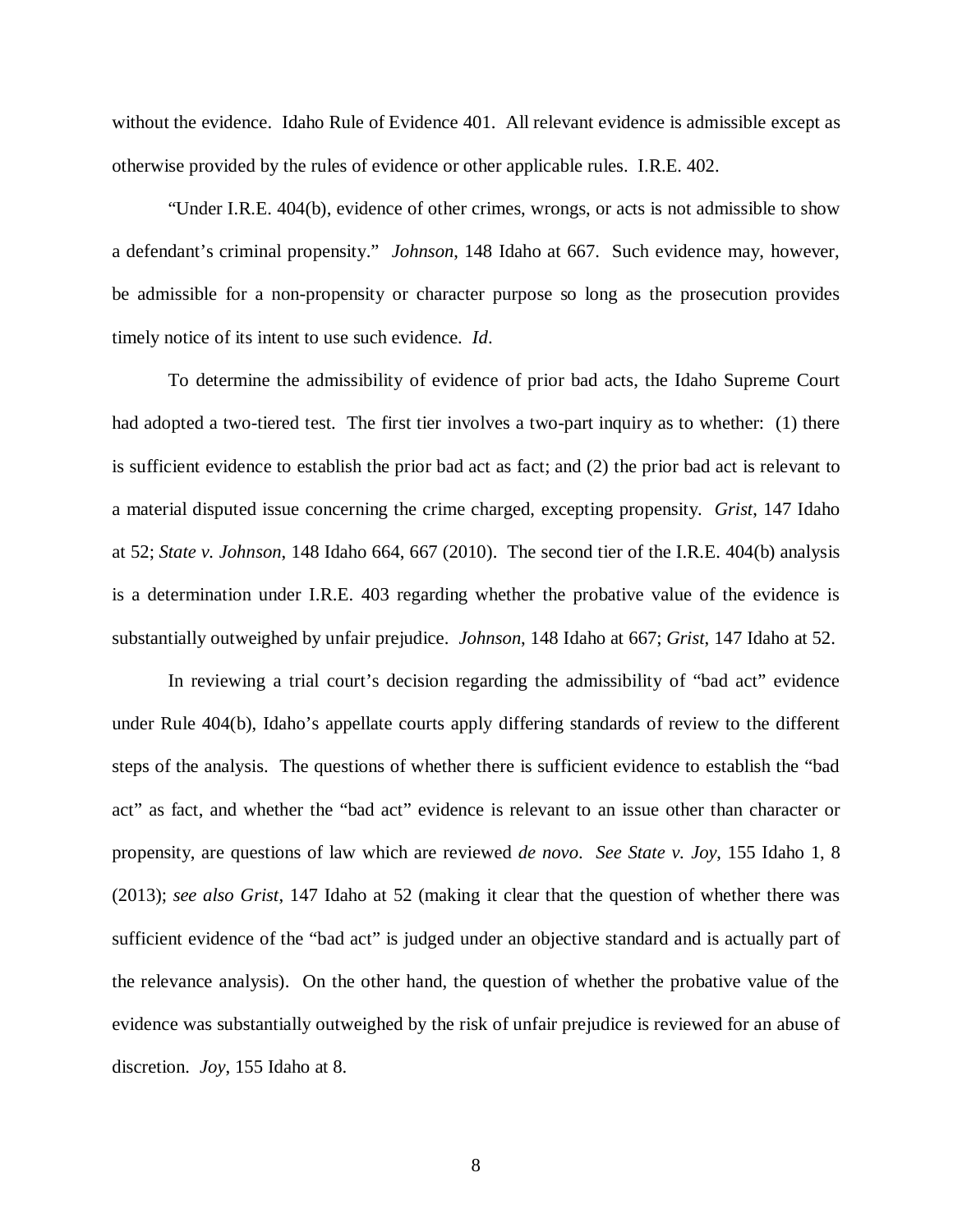without the evidence. Idaho Rule of Evidence 401. All relevant evidence is admissible except as otherwise provided by the rules of evidence or other applicable rules. I.R.E. 402.

"Under I.R.E. 404(b), evidence of other crimes, wrongs, or acts is not admissible to show a defendant's criminal propensity." *Johnson*, 148 Idaho at 667. Such evidence may, however, be admissible for a non-propensity or character purpose so long as the prosecution provides timely notice of its intent to use such evidence. *Id*.

To determine the admissibility of evidence of prior bad acts, the Idaho Supreme Court had adopted a two-tiered test. The first tier involves a two-part inquiry as to whether: (1) there is sufficient evidence to establish the prior bad act as fact; and (2) the prior bad act is relevant to a material disputed issue concerning the crime charged, excepting propensity. *Grist*, 147 Idaho at 52; *State v. Johnson*, 148 Idaho 664, 667 (2010). The second tier of the I.R.E. 404(b) analysis is a determination under I.R.E. 403 regarding whether the probative value of the evidence is substantially outweighed by unfair prejudice. *Johnson*, 148 Idaho at 667; *Grist*, 147 Idaho at 52.

In reviewing a trial court's decision regarding the admissibility of "bad act" evidence under Rule 404(b), Idaho's appellate courts apply differing standards of review to the different steps of the analysis. The questions of whether there is sufficient evidence to establish the "bad act" as fact, and whether the "bad act" evidence is relevant to an issue other than character or propensity, are questions of law which are reviewed *de novo*. *See State v. Joy*, 155 Idaho 1, 8 (2013); *see also Grist*, 147 Idaho at 52 (making it clear that the question of whether there was sufficient evidence of the "bad act" is judged under an objective standard and is actually part of the relevance analysis). On the other hand, the question of whether the probative value of the evidence was substantially outweighed by the risk of unfair prejudice is reviewed for an abuse of discretion. *Joy*, 155 Idaho at 8.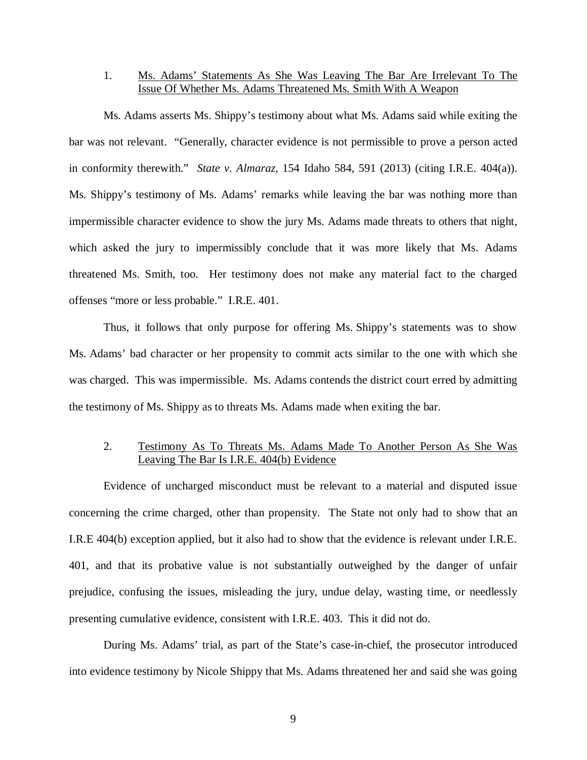1. Ms. Adams' Statements As She Was Leaving The Bar Are Irrelevant To The Issue Of Whether Ms. Adams Threatened Ms. Smith With A Weapon

Ms. Adams asserts Ms. Shippy's testimony about what Ms. Adams said while exiting the bar was not relevant. "Generally, character evidence is not permissible to prove a person acted in conformity therewith." *State v. Almaraz*, 154 Idaho 584, 591 (2013) (citing I.R.E. 404(a)). Ms. Shippy's testimony of Ms. Adams' remarks while leaving the bar was nothing more than impermissible character evidence to show the jury Ms. Adams made threats to others that night, which asked the jury to impermissibly conclude that it was more likely that Ms. Adams threatened Ms. Smith, too. Her testimony does not make any material fact to the charged offenses "more or less probable." I.R.E. 401.

Thus, it follows that only purpose for offering Ms. Shippy's statements was to show Ms. Adams' bad character or her propensity to commit acts similar to the one with which she was charged. This was impermissible. Ms. Adams contends the district court erred by admitting the testimony of Ms. Shippy as to threats Ms. Adams made when exiting the bar.

2. Testimony As To Threats Ms. Adams Made To Another Person As She Was Leaving The Bar Is I.R.E. 404(b) Evidence

Evidence of uncharged misconduct must be relevant to a material and disputed issue concerning the crime charged, other than propensity. The State not only had to show that an I.R.E 404(b) exception applied, but it also had to show that the evidence is relevant under I.R.E. 401, and that its probative value is not substantially outweighed by the danger of unfair prejudice, confusing the issues, misleading the jury, undue delay, wasting time, or needlessly presenting cumulative evidence, consistent with I.R.E. 403. This it did not do.

During Ms. Adams' trial, as part of the State's case-in-chief, the prosecutor introduced into evidence testimony by Nicole Shippy that Ms. Adams threatened her and said she was going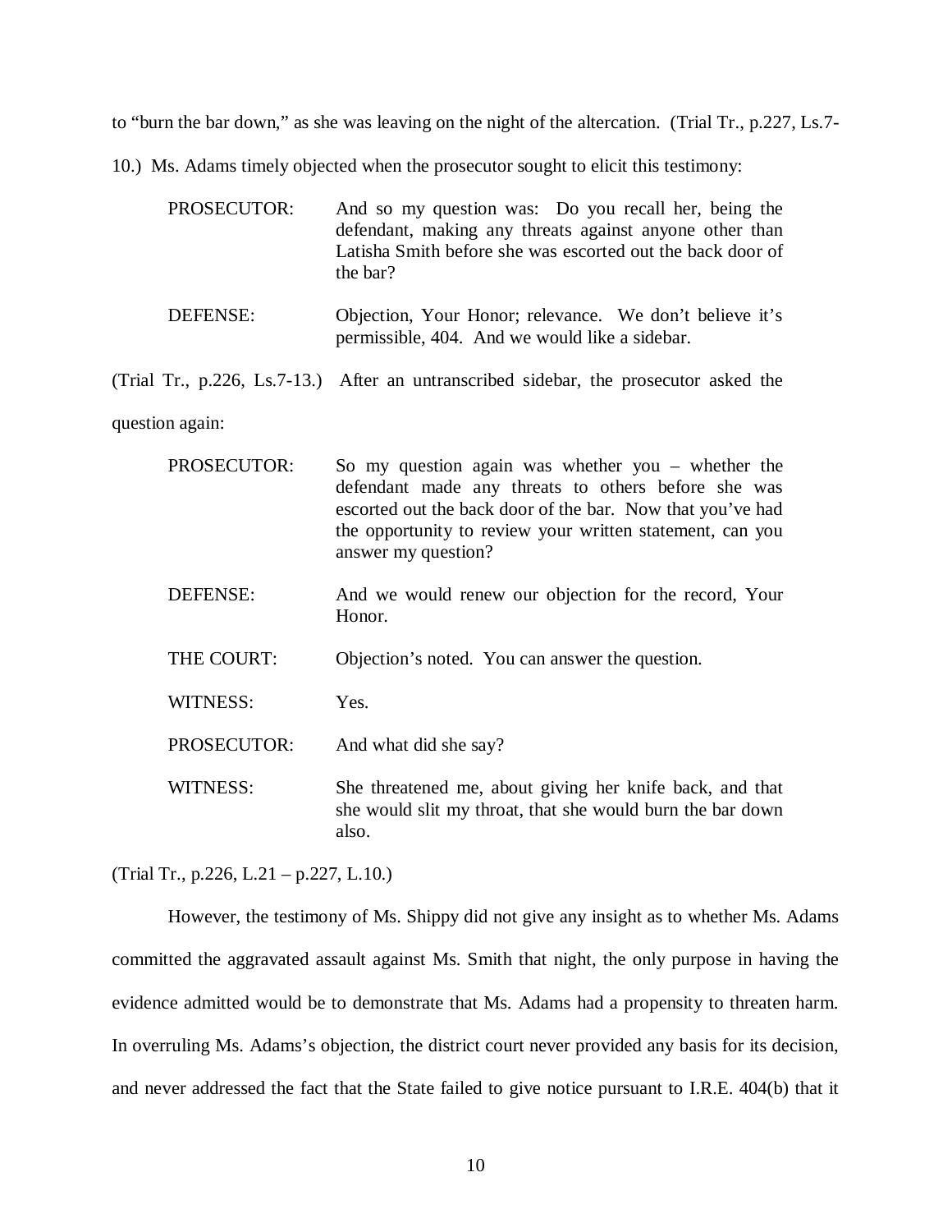to "burn the bar down," as she was leaving on the night of the altercation. (Trial Tr., p.227, Ls.7-10.) Ms. Adams timely objected when the prosecutor sought to elicit this testimony:

> PROSECUTOR: And so my question was: Do you recall her, being the defendant, making any threats against anyone other than Latisha Smith before she was escorted out the back door of the bar?
>
> DEFENSE: Objection, Your Honor; relevance. We don't believe it's permissible, 404. And we would like a sidebar.

(Trial Tr., p.226, Ls.7-13.) After an untranscribed sidebar, the prosecutor asked the question again:

> PROSECUTOR: So my question again was whether you – whether the defendant made any threats to others before she was escorted out the back door of the bar. Now that you've had the opportunity to review your written statement, can you answer my question?
>
> DEFENSE: And we would renew our objection for the record, Your Honor.
>
> THE COURT: Objection's noted. You can answer the question.
>
> WITNESS: Yes.
>
> PROSECUTOR: And what did she say?
>
> WITNESS: She threatened me, about giving her knife back, and that she would slit my throat, that she would burn the bar down also.

(Trial Tr., p.226, L.21 – p.227, L.10.)

However, the testimony of Ms. Shippy did not give any insight as to whether Ms. Adams committed the aggravated assault against Ms. Smith that night, the only purpose in having the evidence admitted would be to demonstrate that Ms. Adams had a propensity to threaten harm. In overruling Ms. Adams's objection, the district court never provided any basis for its decision, and never addressed the fact that the State failed to give notice pursuant to I.R.E. 404(b) that it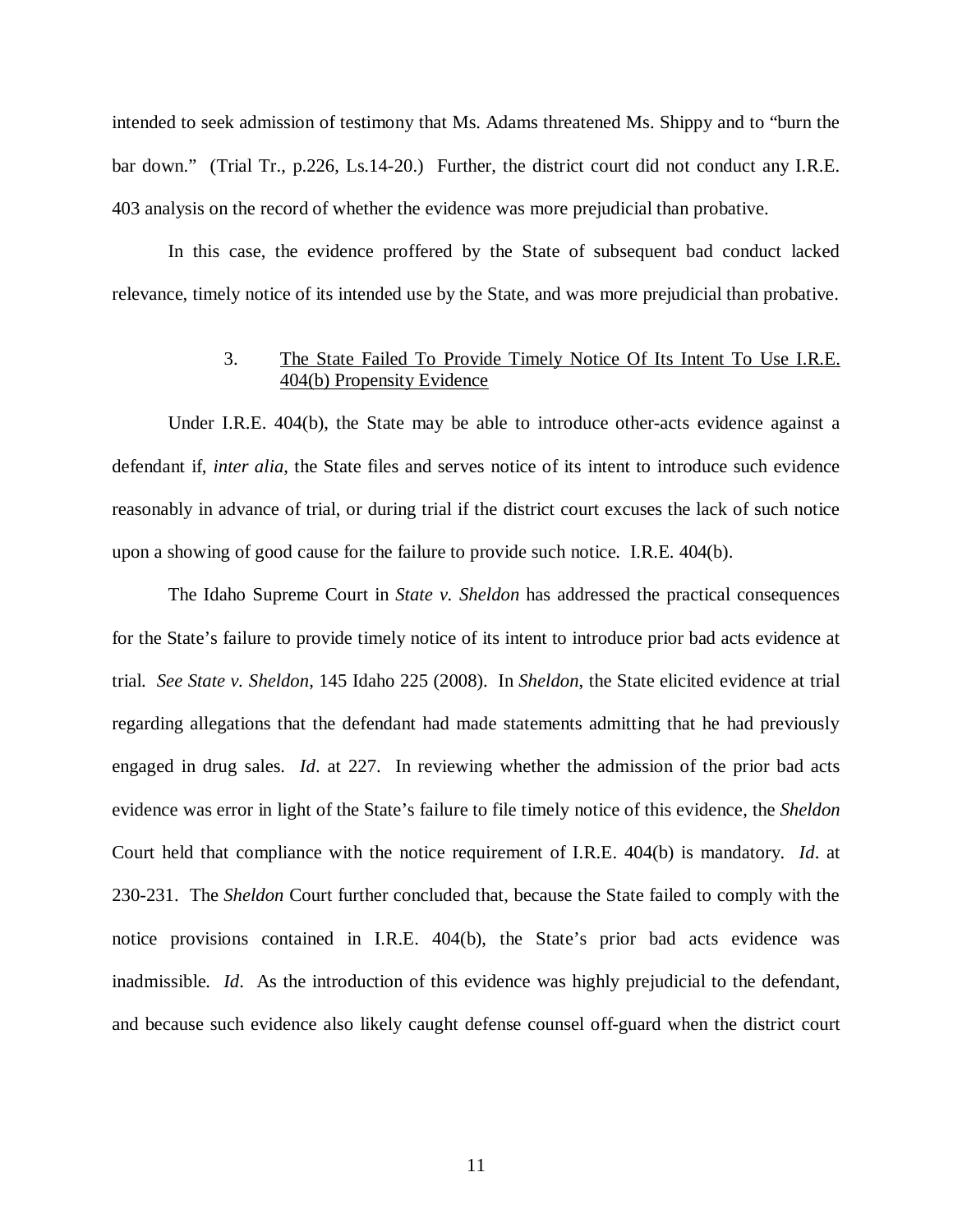intended to seek admission of testimony that Ms. Adams threatened Ms. Shippy and to "burn the bar down." (Trial Tr., p.226, Ls.14-20.) Further, the district court did not conduct any I.R.E. 403 analysis on the record of whether the evidence was more prejudicial than probative.

In this case, the evidence proffered by the State of subsequent bad conduct lacked relevance, timely notice of its intended use by the State, and was more prejudicial than probative.

### 3. <u>The State Failed To Provide Timely Notice Of Its Intent To Use I.R.E. 404(b) Propensity Evidence</u>

Under I.R.E. 404(b), the State may be able to introduce other-acts evidence against a defendant if, *inter alia*, the State files and serves notice of its intent to introduce such evidence reasonably in advance of trial, or during trial if the district court excuses the lack of such notice upon a showing of good cause for the failure to provide such notice. I.R.E. 404(b).

The Idaho Supreme Court in *State v. Sheldon* has addressed the practical consequences for the State's failure to provide timely notice of its intent to introduce prior bad acts evidence at trial. *See State v. Sheldon*, 145 Idaho 225 (2008). In *Sheldon*, the State elicited evidence at trial regarding allegations that the defendant had made statements admitting that he had previously engaged in drug sales. *Id*. at 227. In reviewing whether the admission of the prior bad acts evidence was error in light of the State's failure to file timely notice of this evidence, the *Sheldon* Court held that compliance with the notice requirement of I.R.E. 404(b) is mandatory. *Id*. at 230-231. The *Sheldon* Court further concluded that, because the State failed to comply with the notice provisions contained in I.R.E. 404(b), the State's prior bad acts evidence was inadmissible. *Id*. As the introduction of this evidence was highly prejudicial to the defendant, and because such evidence also likely caught defense counsel off-guard when the district court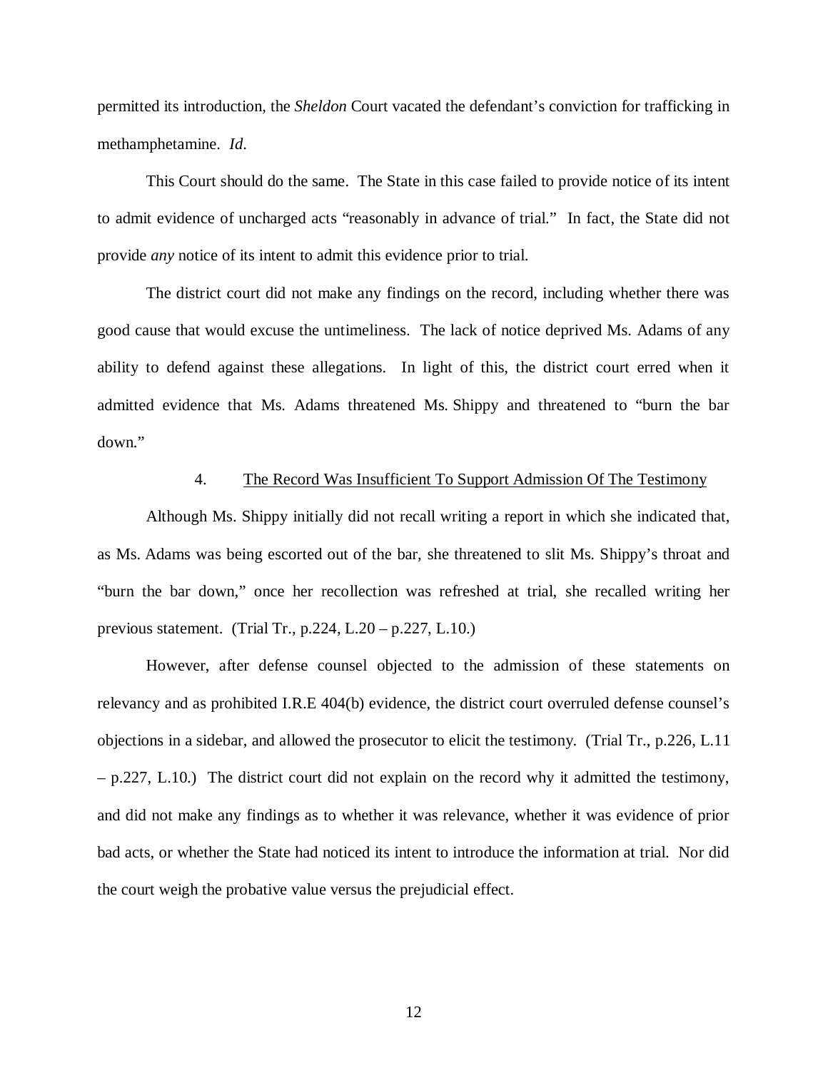permitted its introduction, the *Sheldon* Court vacated the defendant's conviction for trafficking in methamphetamine. *Id*.

This Court should do the same. The State in this case failed to provide notice of its intent to admit evidence of uncharged acts "reasonably in advance of trial." In fact, the State did not provide *any* notice of its intent to admit this evidence prior to trial.

The district court did not make any findings on the record, including whether there was good cause that would excuse the untimeliness. The lack of notice deprived Ms. Adams of any ability to defend against these allegations. In light of this, the district court erred when it admitted evidence that Ms. Adams threatened Ms. Shippy and threatened to "burn the bar down."

#### 4. <u>The Record Was Insufficient To Support Admission Of The Testimony</u>

Although Ms. Shippy initially did not recall writing a report in which she indicated that, as Ms. Adams was being escorted out of the bar, she threatened to slit Ms. Shippy's throat and "burn the bar down," once her recollection was refreshed at trial, she recalled writing her previous statement. (Trial Tr., p.224, L.20 – p.227, L.10.)

However, after defense counsel objected to the admission of these statements on relevancy and as prohibited I.R.E 404(b) evidence, the district court overruled defense counsel's objections in a sidebar, and allowed the prosecutor to elicit the testimony. (Trial Tr., p.226, L.11 – p.227, L.10.) The district court did not explain on the record why it admitted the testimony, and did not make any findings as to whether it was relevance, whether it was evidence of prior bad acts, or whether the State had noticed its intent to introduce the information at trial. Nor did the court weigh the probative value versus the prejudicial effect.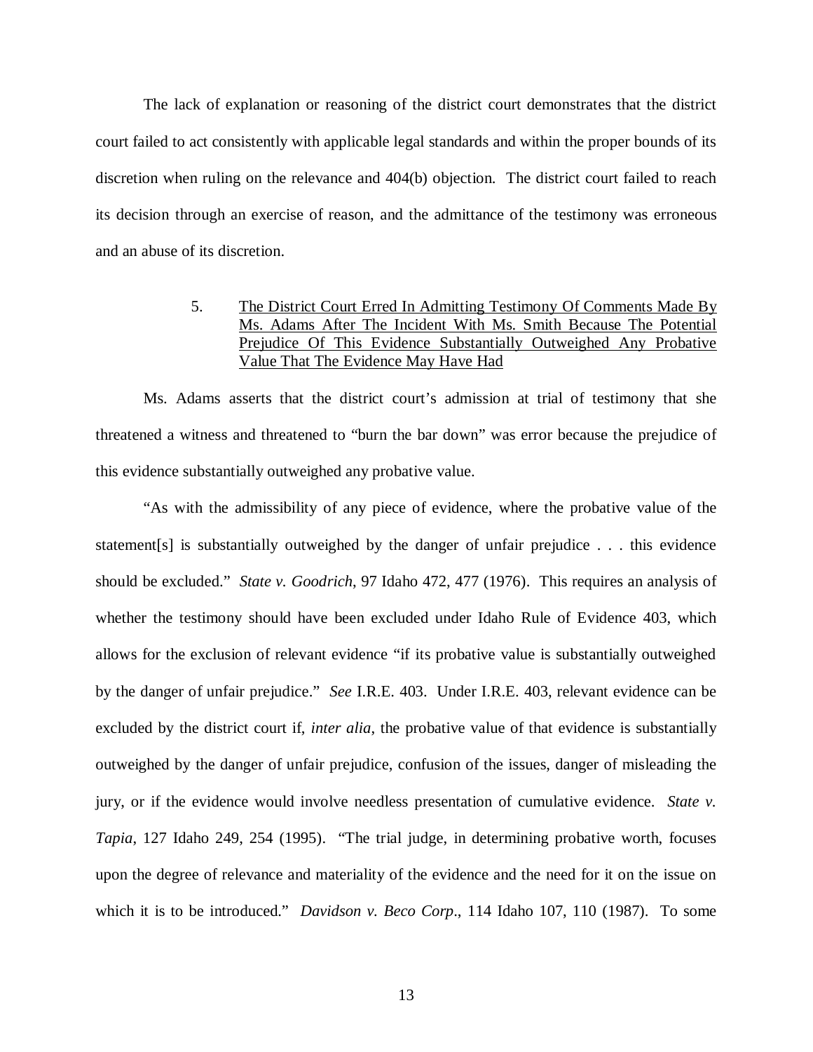The lack of explanation or reasoning of the district court demonstrates that the district court failed to act consistently with applicable legal standards and within the proper bounds of its discretion when ruling on the relevance and 404(b) objection. The district court failed to reach its decision through an exercise of reason, and the admittance of the testimony was erroneous and an abuse of its discretion.

5. <u>The District Court Erred In Admitting Testimony Of Comments Made By Ms. Adams After The Incident With Ms. Smith Because The Potential Prejudice Of This Evidence Substantially Outweighed Any Probative Value That The Evidence May Have Had</u>

Ms. Adams asserts that the district court's admission at trial of testimony that she threatened a witness and threatened to "burn the bar down" was error because the prejudice of this evidence substantially outweighed any probative value.

"As with the admissibility of any piece of evidence, where the probative value of the statement[s] is substantially outweighed by the danger of unfair prejudice . . . this evidence should be excluded." *State v. Goodrich*, 97 Idaho 472, 477 (1976). This requires an analysis of whether the testimony should have been excluded under Idaho Rule of Evidence 403, which allows for the exclusion of relevant evidence "if its probative value is substantially outweighed by the danger of unfair prejudice." *See* I.R.E. 403. Under I.R.E. 403, relevant evidence can be excluded by the district court if, *inter alia*, the probative value of that evidence is substantially outweighed by the danger of unfair prejudice, confusion of the issues, danger of misleading the jury, or if the evidence would involve needless presentation of cumulative evidence. *State v. Tapia*, 127 Idaho 249, 254 (1995). "The trial judge, in determining probative worth, focuses upon the degree of relevance and materiality of the evidence and the need for it on the issue on which it is to be introduced." *Davidson v. Beco Corp*., 114 Idaho 107, 110 (1987). To some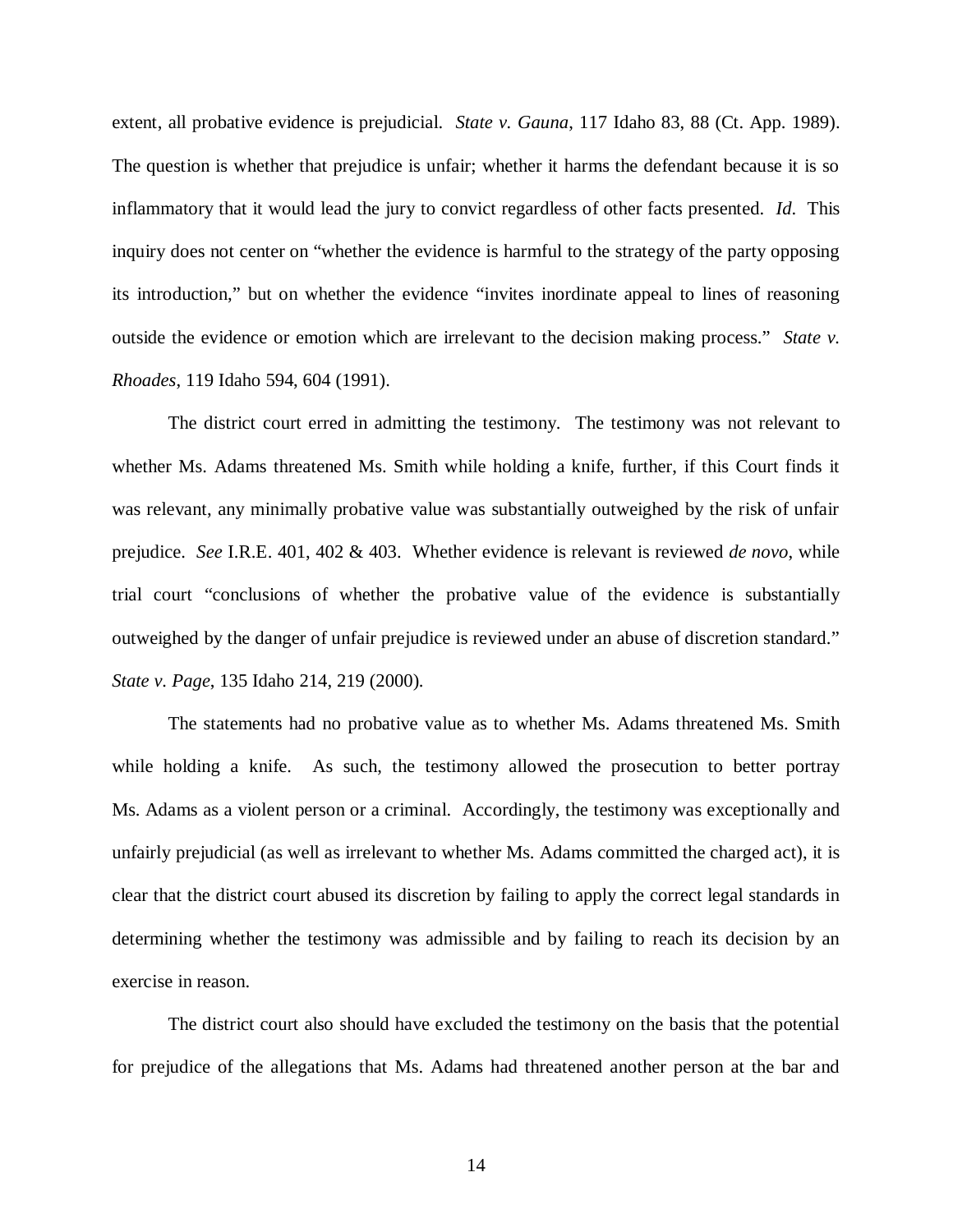extent, all probative evidence is prejudicial. *State v. Gauna*, 117 Idaho 83, 88 (Ct. App. 1989). The question is whether that prejudice is unfair; whether it harms the defendant because it is so inflammatory that it would lead the jury to convict regardless of other facts presented. *Id*. This inquiry does not center on "whether the evidence is harmful to the strategy of the party opposing its introduction," but on whether the evidence "invites inordinate appeal to lines of reasoning outside the evidence or emotion which are irrelevant to the decision making process." *State v. Rhoades*, 119 Idaho 594, 604 (1991).

The district court erred in admitting the testimony. The testimony was not relevant to whether Ms. Adams threatened Ms. Smith while holding a knife, further, if this Court finds it was relevant, any minimally probative value was substantially outweighed by the risk of unfair prejudice. *See* I.R.E. 401, 402 & 403. Whether evidence is relevant is reviewed *de novo*, while trial court "conclusions of whether the probative value of the evidence is substantially outweighed by the danger of unfair prejudice is reviewed under an abuse of discretion standard." *State v. Page*, 135 Idaho 214, 219 (2000).

The statements had no probative value as to whether Ms. Adams threatened Ms. Smith while holding a knife. As such, the testimony allowed the prosecution to better portray Ms. Adams as a violent person or a criminal. Accordingly, the testimony was exceptionally and unfairly prejudicial (as well as irrelevant to whether Ms. Adams committed the charged act), it is clear that the district court abused its discretion by failing to apply the correct legal standards in determining whether the testimony was admissible and by failing to reach its decision by an exercise in reason.

The district court also should have excluded the testimony on the basis that the potential for prejudice of the allegations that Ms. Adams had threatened another person at the bar and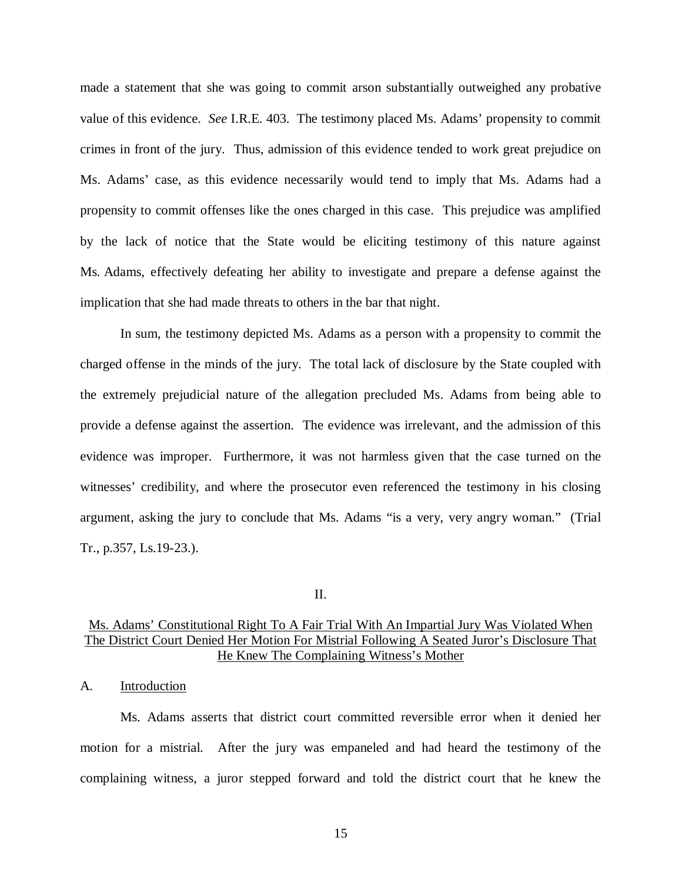made a statement that she was going to commit arson substantially outweighed any probative value of this evidence. *See* I.R.E. 403. The testimony placed Ms. Adams' propensity to commit crimes in front of the jury. Thus, admission of this evidence tended to work great prejudice on Ms. Adams' case, as this evidence necessarily would tend to imply that Ms. Adams had a propensity to commit offenses like the ones charged in this case. This prejudice was amplified by the lack of notice that the State would be eliciting testimony of this nature against Ms. Adams, effectively defeating her ability to investigate and prepare a defense against the implication that she had made threats to others in the bar that night.

In sum, the testimony depicted Ms. Adams as a person with a propensity to commit the charged offense in the minds of the jury. The total lack of disclosure by the State coupled with the extremely prejudicial nature of the allegation precluded Ms. Adams from being able to provide a defense against the assertion. The evidence was irrelevant, and the admission of this evidence was improper. Furthermore, it was not harmless given that the case turned on the witnesses' credibility, and where the prosecutor even referenced the testimony in his closing argument, asking the jury to conclude that Ms. Adams "is a very, very angry woman." (Trial Tr., p.357, Ls.19-23.).

## II.

## Ms. Adams' Constitutional Right To A Fair Trial With An Impartial Jury Was Violated When The District Court Denied Her Motion For Mistrial Following A Seated Juror's Disclosure That He Knew The Complaining Witness's Mother

### A. Introduction

Ms. Adams asserts that district court committed reversible error when it denied her motion for a mistrial. After the jury was empaneled and had heard the testimony of the complaining witness, a juror stepped forward and told the district court that he knew the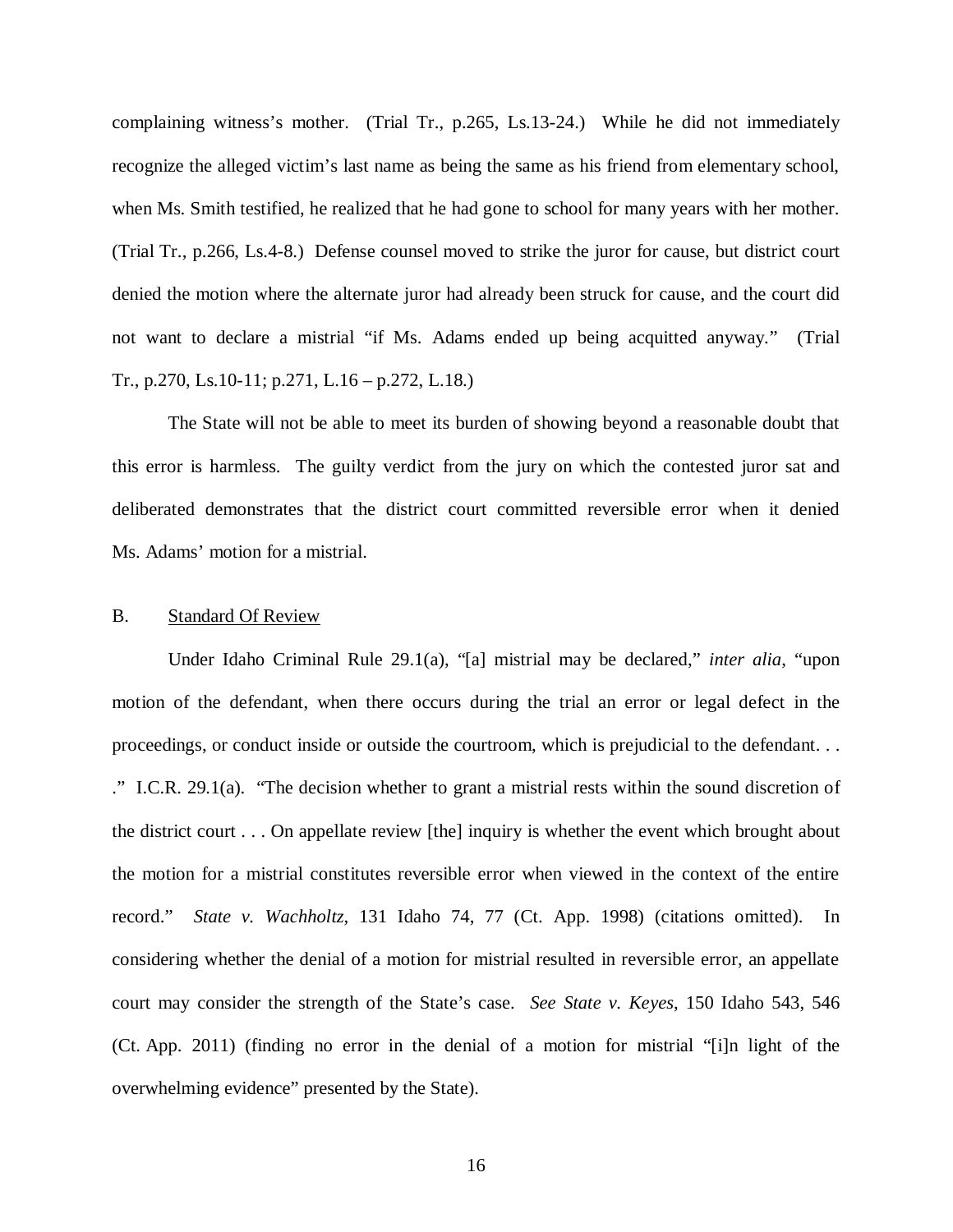complaining witness's mother. (Trial Tr., p.265, Ls.13-24.) While he did not immediately recognize the alleged victim's last name as being the same as his friend from elementary school, when Ms. Smith testified, he realized that he had gone to school for many years with her mother. (Trial Tr., p.266, Ls.4-8.) Defense counsel moved to strike the juror for cause, but district court denied the motion where the alternate juror had already been struck for cause, and the court did not want to declare a mistrial "if Ms. Adams ended up being acquitted anyway." (Trial Tr., p.270, Ls.10-11; p.271, L.16 – p.272, L.18.)

The State will not be able to meet its burden of showing beyond a reasonable doubt that this error is harmless. The guilty verdict from the jury on which the contested juror sat and deliberated demonstrates that the district court committed reversible error when it denied Ms. Adams' motion for a mistrial.

## B. Standard Of Review

Under Idaho Criminal Rule 29.1(a), "[a] mistrial may be declared," *inter alia*, "upon motion of the defendant, when there occurs during the trial an error or legal defect in the proceedings, or conduct inside or outside the courtroom, which is prejudicial to the defendant. . . ." I.C.R. 29.1(a). "The decision whether to grant a mistrial rests within the sound discretion of the district court . . . On appellate review [the] inquiry is whether the event which brought about the motion for a mistrial constitutes reversible error when viewed in the context of the entire record." *State v. Wachholtz*, 131 Idaho 74, 77 (Ct. App. 1998) (citations omitted). In considering whether the denial of a motion for mistrial resulted in reversible error, an appellate court may consider the strength of the State's case. *See State v. Keyes*, 150 Idaho 543, 546 (Ct. App. 2011) (finding no error in the denial of a motion for mistrial "[i]n light of the overwhelming evidence" presented by the State).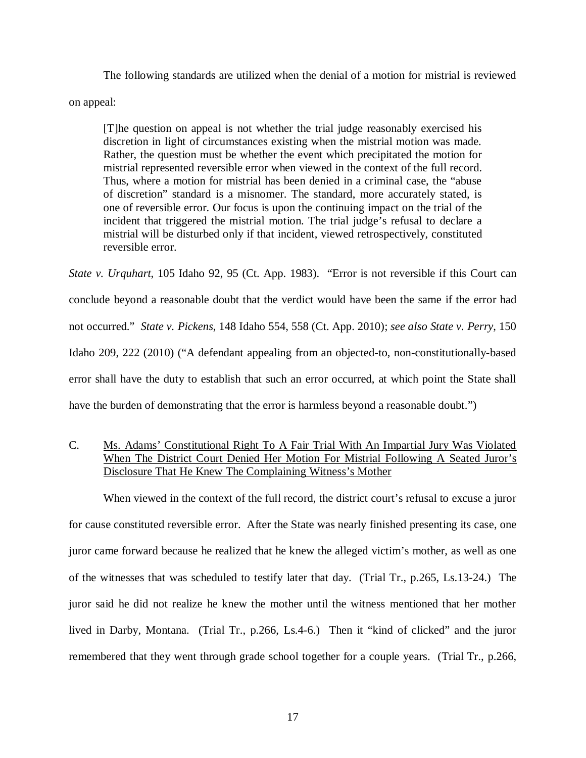The following standards are utilized when the denial of a motion for mistrial is reviewed on appeal:

> [T]he question on appeal is not whether the trial judge reasonably exercised his discretion in light of circumstances existing when the mistrial motion was made. Rather, the question must be whether the event which precipitated the motion for mistrial represented reversible error when viewed in the context of the full record. Thus, where a motion for mistrial has been denied in a criminal case, the "abuse of discretion" standard is a misnomer. The standard, more accurately stated, is one of reversible error. Our focus is upon the continuing impact on the trial of the incident that triggered the mistrial motion. The trial judge's refusal to declare a mistrial will be disturbed only if that incident, viewed retrospectively, constituted reversible error.

*State v. Urquhart*, 105 Idaho 92, 95 (Ct. App. 1983). "Error is not reversible if this Court can conclude beyond a reasonable doubt that the verdict would have been the same if the error had not occurred." *State v. Pickens*, 148 Idaho 554, 558 (Ct. App. 2010); *see also State v. Perry*, 150 Idaho 209, 222 (2010) ("A defendant appealing from an objected-to, non-constitutionally-based error shall have the duty to establish that such an error occurred, at which point the State shall have the burden of demonstrating that the error is harmless beyond a reasonable doubt.")

C. <u>Ms. Adams' Constitutional Right To A Fair Trial With An Impartial Jury Was Violated When The District Court Denied Her Motion For Mistrial Following A Seated Juror's Disclosure That He Knew The Complaining Witness's Mother</u>

When viewed in the context of the full record, the district court's refusal to excuse a juror for cause constituted reversible error. After the State was nearly finished presenting its case, one juror came forward because he realized that he knew the alleged victim's mother, as well as one of the witnesses that was scheduled to testify later that day. (Trial Tr., p.265, Ls.13-24.) The juror said he did not realize he knew the mother until the witness mentioned that her mother lived in Darby, Montana. (Trial Tr., p.266, Ls.4-6.) Then it "kind of clicked" and the juror remembered that they went through grade school together for a couple years. (Trial Tr., p.266,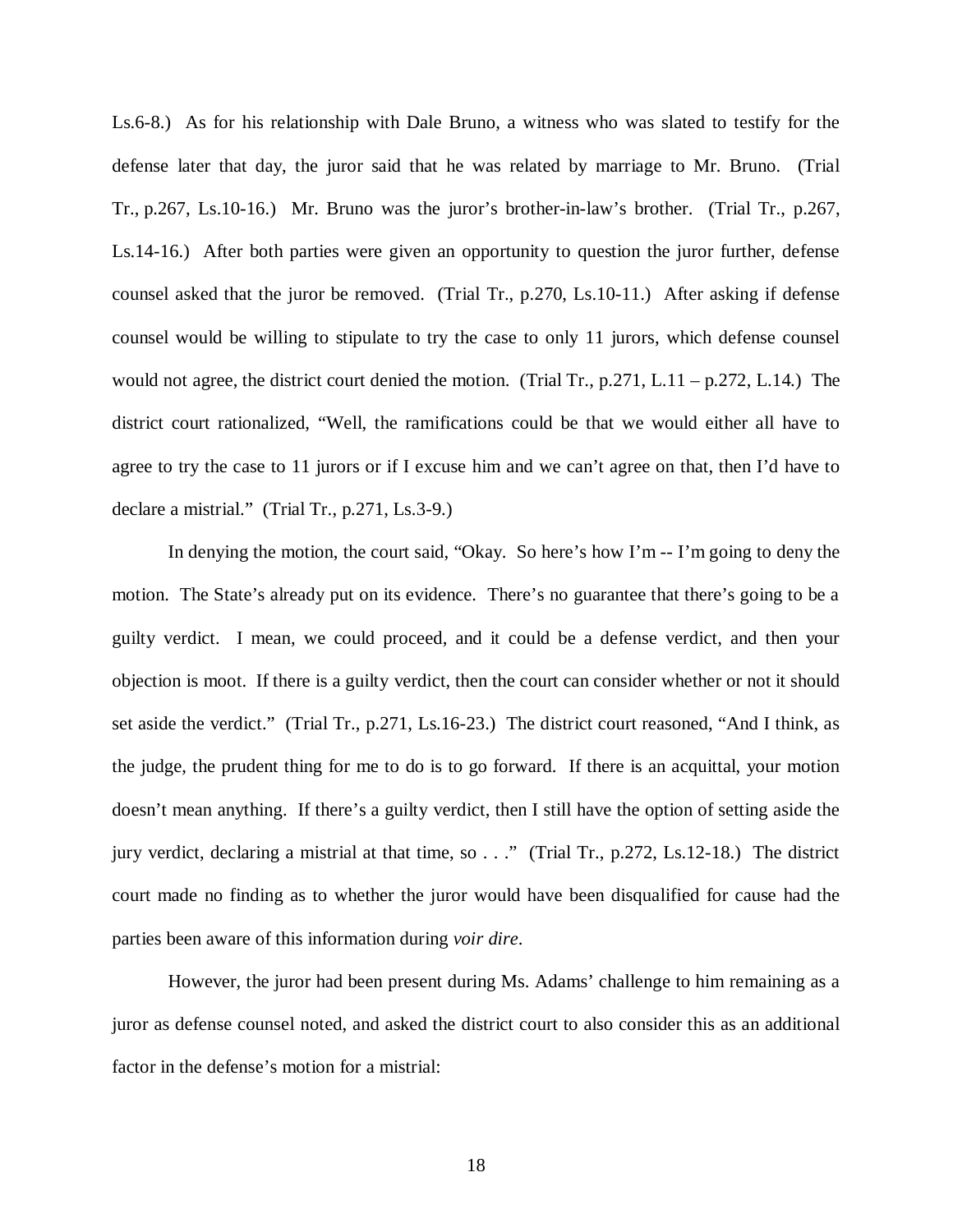Ls.6-8.) As for his relationship with Dale Bruno, a witness who was slated to testify for the defense later that day, the juror said that he was related by marriage to Mr. Bruno. (Trial Tr., p.267, Ls.10-16.) Mr. Bruno was the juror's brother-in-law's brother. (Trial Tr., p.267, Ls.14-16.) After both parties were given an opportunity to question the juror further, defense counsel asked that the juror be removed. (Trial Tr., p.270, Ls.10-11.) After asking if defense counsel would be willing to stipulate to try the case to only 11 jurors, which defense counsel would not agree, the district court denied the motion. (Trial Tr., p.271, L.11 – p.272, L.14.) The district court rationalized, "Well, the ramifications could be that we would either all have to agree to try the case to 11 jurors or if I excuse him and we can't agree on that, then I'd have to declare a mistrial." (Trial Tr., p.271, Ls.3-9.)

In denying the motion, the court said, "Okay. So here's how I'm -- I'm going to deny the motion. The State's already put on its evidence. There's no guarantee that there's going to be a guilty verdict. I mean, we could proceed, and it could be a defense verdict, and then your objection is moot. If there is a guilty verdict, then the court can consider whether or not it should set aside the verdict." (Trial Tr., p.271, Ls.16-23.) The district court reasoned, "And I think, as the judge, the prudent thing for me to do is to go forward. If there is an acquittal, your motion doesn't mean anything. If there's a guilty verdict, then I still have the option of setting aside the jury verdict, declaring a mistrial at that time, so . . ." (Trial Tr., p.272, Ls.12-18.) The district court made no finding as to whether the juror would have been disqualified for cause had the parties been aware of this information during *voir dire*.

However, the juror had been present during Ms. Adams' challenge to him remaining as a juror as defense counsel noted, and asked the district court to also consider this as an additional factor in the defense's motion for a mistrial: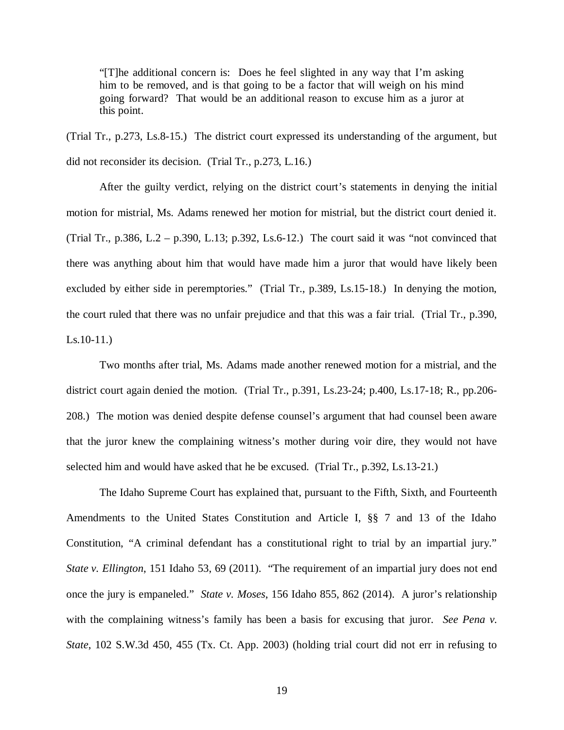> "[T]he additional concern is: Does he feel slighted in any way that I'm asking him to be removed, and is that going to be a factor that will weigh on his mind going forward? That would be an additional reason to excuse him as a juror at this point.

(Trial Tr., p.273, Ls.8-15.) The district court expressed its understanding of the argument, but did not reconsider its decision. (Trial Tr., p.273, L.16.)

After the guilty verdict, relying on the district court's statements in denying the initial motion for mistrial, Ms. Adams renewed her motion for mistrial, but the district court denied it. (Trial Tr., p.386, L.2 – p.390, L.13; p.392, Ls.6-12.) The court said it was "not convinced that there was anything about him that would have made him a juror that would have likely been excluded by either side in peremptories." (Trial Tr., p.389, Ls.15-18.) In denying the motion, the court ruled that there was no unfair prejudice and that this was a fair trial. (Trial Tr., p.390, Ls.10-11.)

Two months after trial, Ms. Adams made another renewed motion for a mistrial, and the district court again denied the motion. (Trial Tr., p.391, Ls.23-24; p.400, Ls.17-18; R., pp.206-208.) The motion was denied despite defense counsel's argument that had counsel been aware that the juror knew the complaining witness's mother during voir dire, they would not have selected him and would have asked that he be excused. (Trial Tr., p.392, Ls.13-21.)

The Idaho Supreme Court has explained that, pursuant to the Fifth, Sixth, and Fourteenth Amendments to the United States Constitution and Article I, §§ 7 and 13 of the Idaho Constitution, "A criminal defendant has a constitutional right to trial by an impartial jury." *State v. Ellington*, 151 Idaho 53, 69 (2011). "The requirement of an impartial jury does not end once the jury is empaneled." *State v. Moses*, 156 Idaho 855, 862 (2014). A juror's relationship with the complaining witness's family has been a basis for excusing that juror. *See Pena v. State*, 102 S.W.3d 450, 455 (Tx. Ct. App. 2003) (holding trial court did not err in refusing to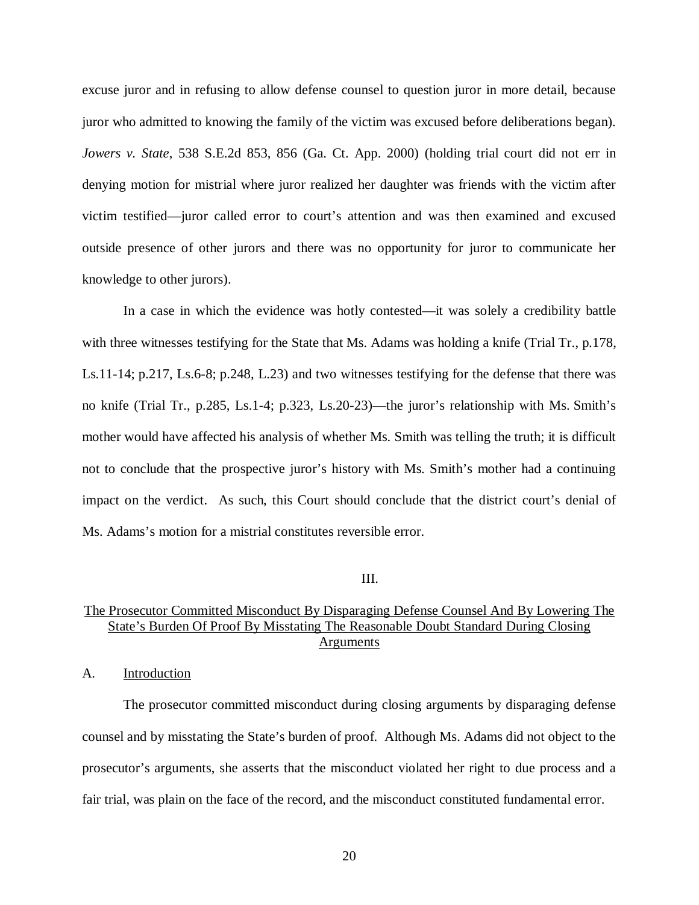excuse juror and in refusing to allow defense counsel to question juror in more detail, because juror who admitted to knowing the family of the victim was excused before deliberations began). *Jowers v. State*, 538 S.E.2d 853, 856 (Ga. Ct. App. 2000) (holding trial court did not err in denying motion for mistrial where juror realized her daughter was friends with the victim after victim testified—juror called error to court's attention and was then examined and excused outside presence of other jurors and there was no opportunity for juror to communicate her knowledge to other jurors).

In a case in which the evidence was hotly contested—it was solely a credibility battle with three witnesses testifying for the State that Ms. Adams was holding a knife (Trial Tr., p.178, Ls.11-14; p.217, Ls.6-8; p.248, L.23) and two witnesses testifying for the defense that there was no knife (Trial Tr., p.285, Ls.1-4; p.323, Ls.20-23)—the juror's relationship with Ms. Smith's mother would have affected his analysis of whether Ms. Smith was telling the truth; it is difficult not to conclude that the prospective juror's history with Ms. Smith's mother had a continuing impact on the verdict. As such, this Court should conclude that the district court's denial of Ms. Adams's motion for a mistrial constitutes reversible error.

## III.

## The Prosecutor Committed Misconduct By Disparaging Defense Counsel And By Lowering The State's Burden Of Proof By Misstating The Reasonable Doubt Standard During Closing Arguments

### A. Introduction

The prosecutor committed misconduct during closing arguments by disparaging defense counsel and by misstating the State's burden of proof. Although Ms. Adams did not object to the prosecutor's arguments, she asserts that the misconduct violated her right to due process and a fair trial, was plain on the face of the record, and the misconduct constituted fundamental error.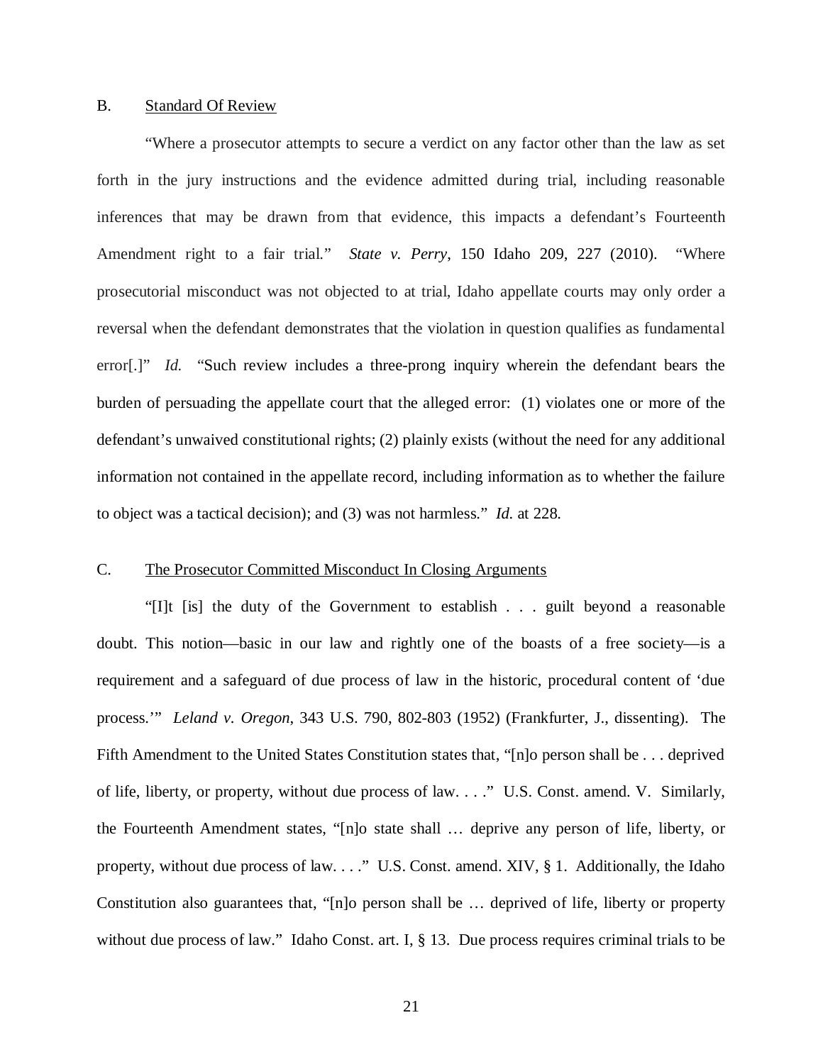### B. Standard Of Review

"Where a prosecutor attempts to secure a verdict on any factor other than the law as set forth in the jury instructions and the evidence admitted during trial, including reasonable inferences that may be drawn from that evidence, this impacts a defendant's Fourteenth Amendment right to a fair trial." *State v. Perry*, 150 Idaho 209, 227 (2010). "Where prosecutorial misconduct was not objected to at trial, Idaho appellate courts may only order a reversal when the defendant demonstrates that the violation in question qualifies as fundamental error[.]" *Id.* "Such review includes a three-prong inquiry wherein the defendant bears the burden of persuading the appellate court that the alleged error: (1) violates one or more of the defendant's unwaived constitutional rights; (2) plainly exists (without the need for any additional information not contained in the appellate record, including information as to whether the failure to object was a tactical decision); and (3) was not harmless." *Id.* at 228.

### C. The Prosecutor Committed Misconduct In Closing Arguments

"[I]t [is] the duty of the Government to establish . . . guilt beyond a reasonable doubt. This notion—basic in our law and rightly one of the boasts of a free society—is a requirement and a safeguard of due process of law in the historic, procedural content of 'due process.'" *Leland v. Oregon*, 343 U.S. 790, 802-803 (1952) (Frankfurter, J., dissenting). The Fifth Amendment to the United States Constitution states that, "[n]o person shall be . . . deprived of life, liberty, or property, without due process of law. . . ." U.S. Const. amend. V. Similarly, the Fourteenth Amendment states, "[n]o state shall … deprive any person of life, liberty, or property, without due process of law. . . ." U.S. Const. amend. XIV, § 1. Additionally, the Idaho Constitution also guarantees that, "[n]o person shall be … deprived of life, liberty or property without due process of law." Idaho Const. art. I, § 13. Due process requires criminal trials to be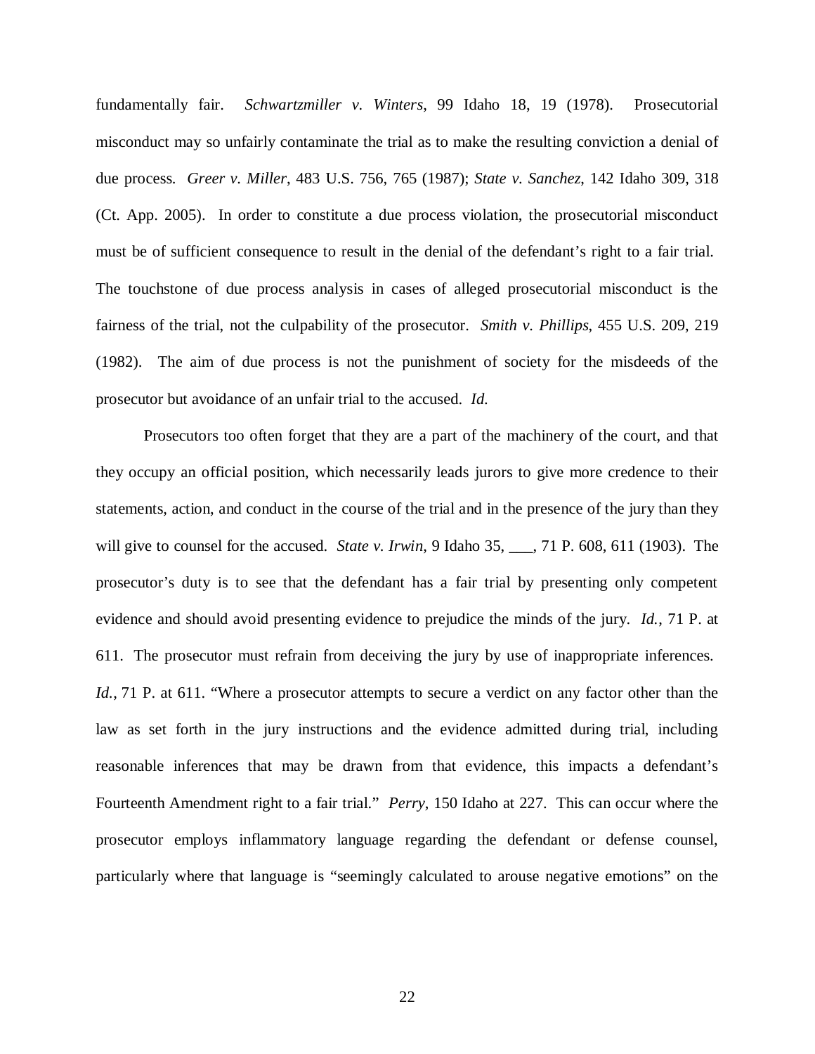fundamentally fair. *Schwartzmiller v. Winters*, 99 Idaho 18, 19 (1978). Prosecutorial misconduct may so unfairly contaminate the trial as to make the resulting conviction a denial of due process. *Greer v. Miller*, 483 U.S. 756, 765 (1987); *State v. Sanchez*, 142 Idaho 309, 318 (Ct. App. 2005). In order to constitute a due process violation, the prosecutorial misconduct must be of sufficient consequence to result in the denial of the defendant's right to a fair trial. The touchstone of due process analysis in cases of alleged prosecutorial misconduct is the fairness of the trial, not the culpability of the prosecutor. *Smith v. Phillips*, 455 U.S. 209, 219 (1982). The aim of due process is not the punishment of society for the misdeeds of the prosecutor but avoidance of an unfair trial to the accused. *Id.*

Prosecutors too often forget that they are a part of the machinery of the court, and that they occupy an official position, which necessarily leads jurors to give more credence to their statements, action, and conduct in the course of the trial and in the presence of the jury than they will give to counsel for the accused. *State v. Irwin*, 9 Idaho 35, ___, 71 P. 608, 611 (1903). The prosecutor's duty is to see that the defendant has a fair trial by presenting only competent evidence and should avoid presenting evidence to prejudice the minds of the jury. *Id.*, 71 P. at 611. The prosecutor must refrain from deceiving the jury by use of inappropriate inferences. *Id.*, 71 P. at 611. "Where a prosecutor attempts to secure a verdict on any factor other than the law as set forth in the jury instructions and the evidence admitted during trial, including reasonable inferences that may be drawn from that evidence, this impacts a defendant's Fourteenth Amendment right to a fair trial." *Perry*, 150 Idaho at 227. This can occur where the prosecutor employs inflammatory language regarding the defendant or defense counsel, particularly where that language is "seemingly calculated to arouse negative emotions" on the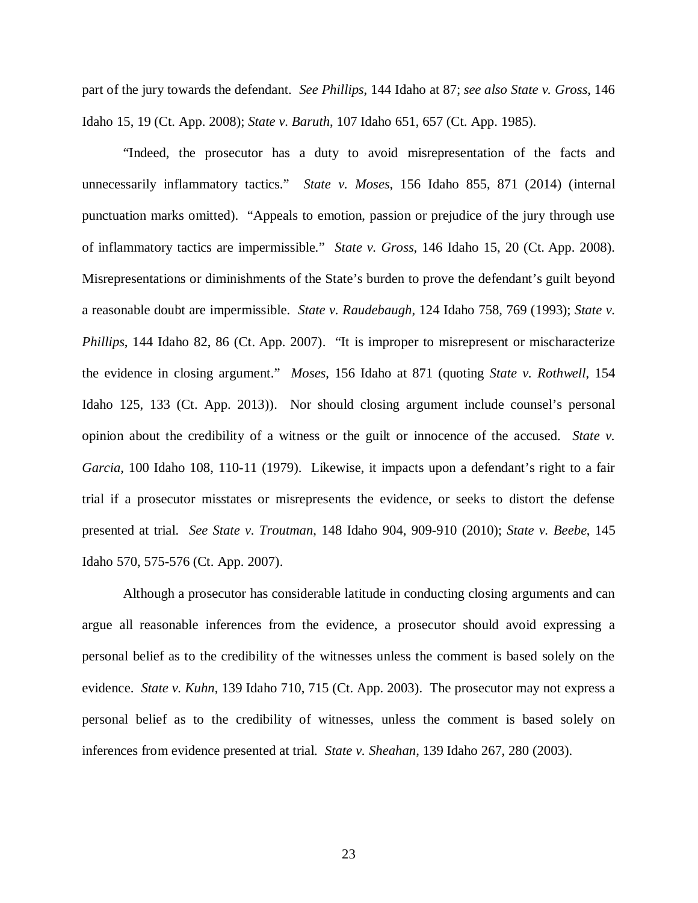part of the jury towards the defendant. *See Phillips*, 144 Idaho at 87; *see also State v. Gross*, 146 Idaho 15, 19 (Ct. App. 2008); *State v. Baruth*, 107 Idaho 651, 657 (Ct. App. 1985).

"Indeed, the prosecutor has a duty to avoid misrepresentation of the facts and unnecessarily inflammatory tactics." *State v. Moses*, 156 Idaho 855, 871 (2014) (internal punctuation marks omitted). "Appeals to emotion, passion or prejudice of the jury through use of inflammatory tactics are impermissible." *State v. Gross*, 146 Idaho 15, 20 (Ct. App. 2008). Misrepresentations or diminishments of the State's burden to prove the defendant's guilt beyond a reasonable doubt are impermissible. *State v. Raudebaugh*, 124 Idaho 758, 769 (1993); *State v. Phillips*, 144 Idaho 82, 86 (Ct. App. 2007). "It is improper to misrepresent or mischaracterize the evidence in closing argument." *Moses*, 156 Idaho at 871 (quoting *State v. Rothwell*, 154 Idaho 125, 133 (Ct. App. 2013)). Nor should closing argument include counsel's personal opinion about the credibility of a witness or the guilt or innocence of the accused. *State v. Garcia*, 100 Idaho 108, 110-11 (1979). Likewise, it impacts upon a defendant's right to a fair trial if a prosecutor misstates or misrepresents the evidence, or seeks to distort the defense presented at trial. *See State v. Troutman*, 148 Idaho 904, 909-910 (2010); *State v. Beebe*, 145 Idaho 570, 575-576 (Ct. App. 2007).

Although a prosecutor has considerable latitude in conducting closing arguments and can argue all reasonable inferences from the evidence, a prosecutor should avoid expressing a personal belief as to the credibility of the witnesses unless the comment is based solely on the evidence. *State v. Kuhn*, 139 Idaho 710, 715 (Ct. App. 2003). The prosecutor may not express a personal belief as to the credibility of witnesses, unless the comment is based solely on inferences from evidence presented at trial. *State v. Sheahan*, 139 Idaho 267, 280 (2003).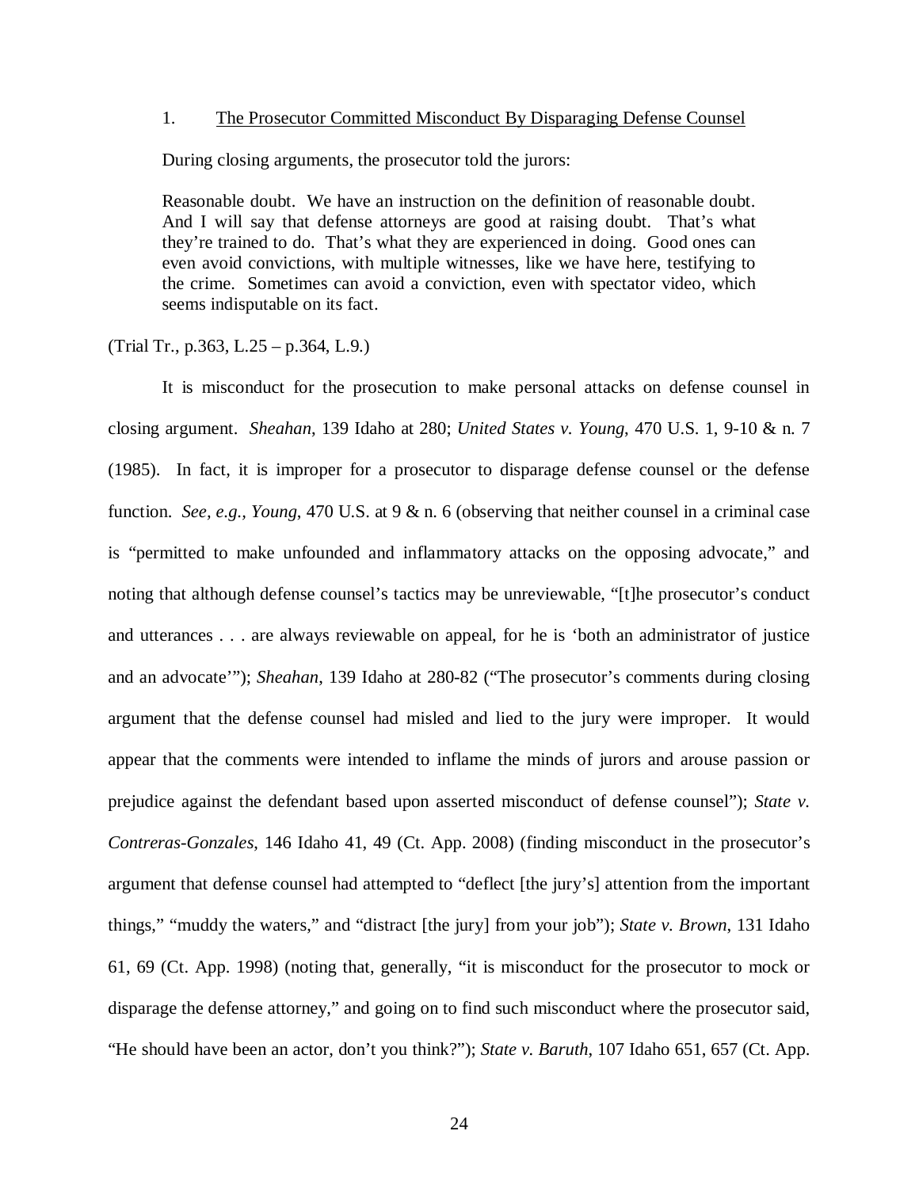1. The Prosecutor Committed Misconduct By Disparaging Defense Counsel

During closing arguments, the prosecutor told the jurors:

> Reasonable doubt. We have an instruction on the definition of reasonable doubt. And I will say that defense attorneys are good at raising doubt. That's what they're trained to do. That's what they are experienced in doing. Good ones can even avoid convictions, with multiple witnesses, like we have here, testifying to the crime. Sometimes can avoid a conviction, even with spectator video, which seems indisputable on its fact.

(Trial Tr., p.363, L.25 – p.364, L.9.)

It is misconduct for the prosecution to make personal attacks on defense counsel in closing argument. *Sheahan*, 139 Idaho at 280; *United States v. Young*, 470 U.S. 1, 9-10 & n. 7 (1985). In fact, it is improper for a prosecutor to disparage defense counsel or the defense function. *See, e.g., Young*, 470 U.S. at 9 & n. 6 (observing that neither counsel in a criminal case is "permitted to make unfounded and inflammatory attacks on the opposing advocate," and noting that although defense counsel's tactics may be unreviewable, "[t]he prosecutor's conduct and utterances . . . are always reviewable on appeal, for he is 'both an administrator of justice and an advocate'"); *Sheahan*, 139 Idaho at 280-82 ("The prosecutor's comments during closing argument that the defense counsel had misled and lied to the jury were improper. It would appear that the comments were intended to inflame the minds of jurors and arouse passion or prejudice against the defendant based upon asserted misconduct of defense counsel"); *State v. Contreras-Gonzales*, 146 Idaho 41, 49 (Ct. App. 2008) (finding misconduct in the prosecutor's argument that defense counsel had attempted to "deflect [the jury's] attention from the important things," "muddy the waters," and "distract [the jury] from your job"); *State v. Brown*, 131 Idaho 61, 69 (Ct. App. 1998) (noting that, generally, "it is misconduct for the prosecutor to mock or disparage the defense attorney," and going on to find such misconduct where the prosecutor said, "He should have been an actor, don't you think?"); *State v. Baruth*, 107 Idaho 651, 657 (Ct. App.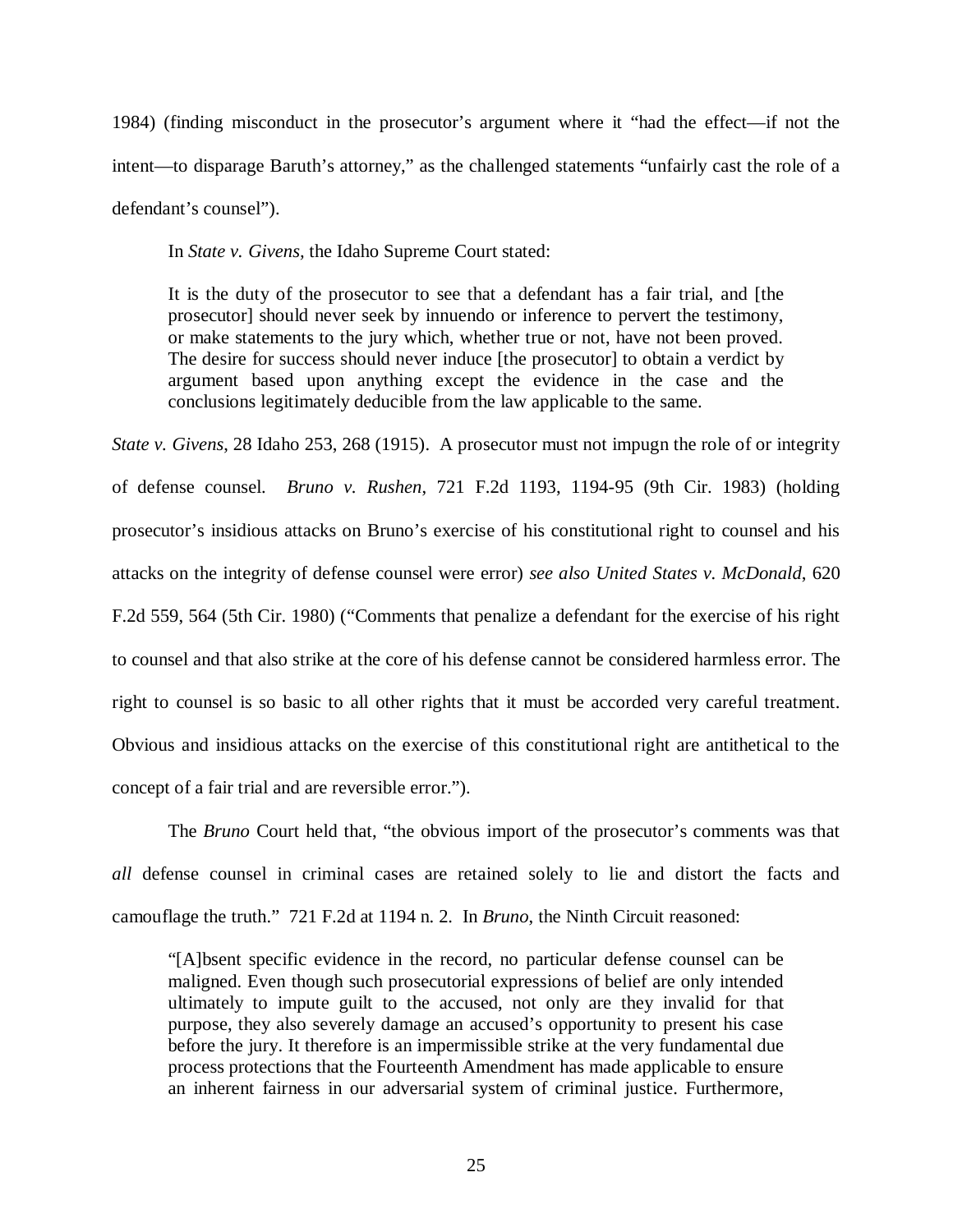1984) (finding misconduct in the prosecutor's argument where it "had the effect—if not the intent—to disparage Baruth's attorney," as the challenged statements "unfairly cast the role of a defendant's counsel").

In *State v. Givens*, the Idaho Supreme Court stated:

> It is the duty of the prosecutor to see that a defendant has a fair trial, and [the prosecutor] should never seek by innuendo or inference to pervert the testimony, or make statements to the jury which, whether true or not, have not been proved. The desire for success should never induce [the prosecutor] to obtain a verdict by argument based upon anything except the evidence in the case and the conclusions legitimately deducible from the law applicable to the same.

*State v. Givens*, 28 Idaho 253, 268 (1915). A prosecutor must not impugn the role of or integrity of defense counsel. *Bruno v. Rushen*, 721 F.2d 1193, 1194-95 (9th Cir. 1983) (holding prosecutor's insidious attacks on Bruno's exercise of his constitutional right to counsel and his attacks on the integrity of defense counsel were error) *see also United States v. McDonald*, 620 F.2d 559, 564 (5th Cir. 1980) ("Comments that penalize a defendant for the exercise of his right to counsel and that also strike at the core of his defense cannot be considered harmless error. The right to counsel is so basic to all other rights that it must be accorded very careful treatment. Obvious and insidious attacks on the exercise of this constitutional right are antithetical to the concept of a fair trial and are reversible error.").

The *Bruno* Court held that, "the obvious import of the prosecutor's comments was that *all* defense counsel in criminal cases are retained solely to lie and distort the facts and camouflage the truth." 721 F.2d at 1194 n. 2. In *Bruno*, the Ninth Circuit reasoned:

> "[A]bsent specific evidence in the record, no particular defense counsel can be maligned. Even though such prosecutorial expressions of belief are only intended ultimately to impute guilt to the accused, not only are they invalid for that purpose, they also severely damage an accused's opportunity to present his case before the jury. It therefore is an impermissible strike at the very fundamental due process protections that the Fourteenth Amendment has made applicable to ensure an inherent fairness in our adversarial system of criminal justice. Furthermore,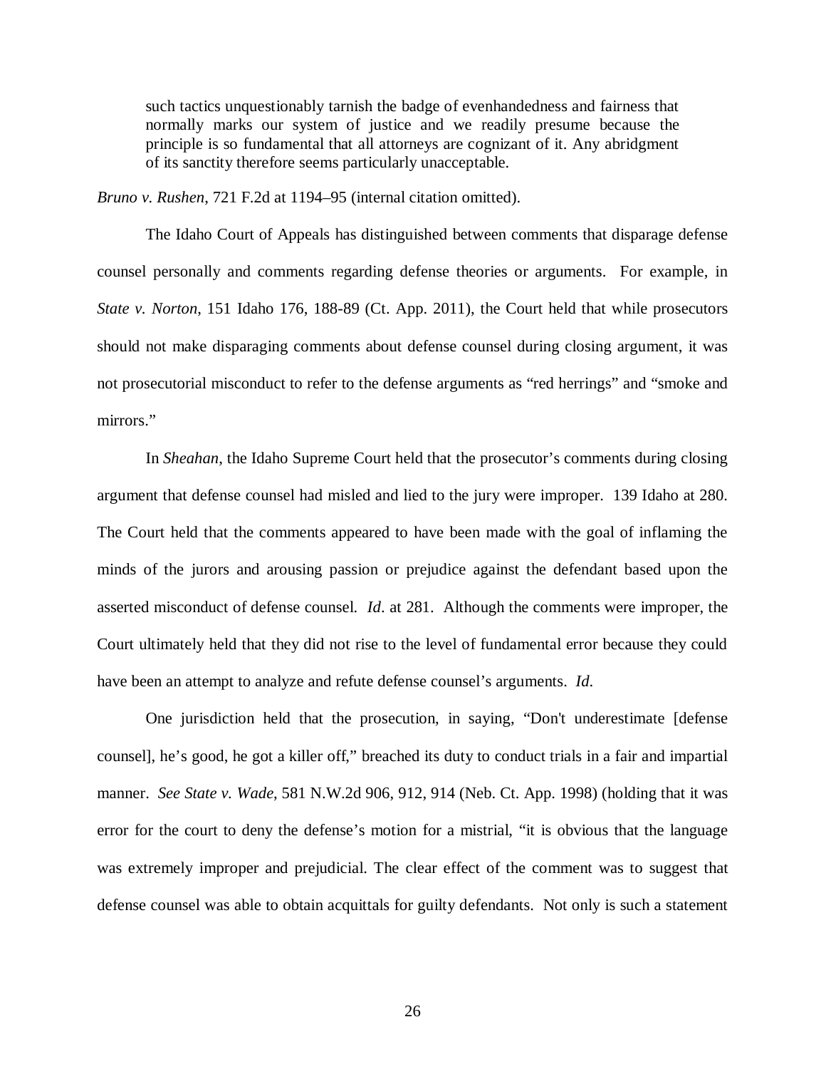> such tactics unquestionably tarnish the badge of evenhandedness and fairness that normally marks our system of justice and we readily presume because the principle is so fundamental that all attorneys are cognizant of it. Any abridgment of its sanctity therefore seems particularly unacceptable.

*Bruno v. Rushen*, 721 F.2d at 1194–95 (internal citation omitted).

The Idaho Court of Appeals has distinguished between comments that disparage defense counsel personally and comments regarding defense theories or arguments. For example, in *State v. Norton*, 151 Idaho 176, 188-89 (Ct. App. 2011), the Court held that while prosecutors should not make disparaging comments about defense counsel during closing argument, it was not prosecutorial misconduct to refer to the defense arguments as "red herrings" and "smoke and mirrors."

In *Sheahan*, the Idaho Supreme Court held that the prosecutor's comments during closing argument that defense counsel had misled and lied to the jury were improper. 139 Idaho at 280. The Court held that the comments appeared to have been made with the goal of inflaming the minds of the jurors and arousing passion or prejudice against the defendant based upon the asserted misconduct of defense counsel. *Id*. at 281. Although the comments were improper, the Court ultimately held that they did not rise to the level of fundamental error because they could have been an attempt to analyze and refute defense counsel's arguments. *Id*.

One jurisdiction held that the prosecution, in saying, "Don't underestimate [defense counsel], he's good, he got a killer off," breached its duty to conduct trials in a fair and impartial manner. *See State v. Wade*, 581 N.W.2d 906, 912, 914 (Neb. Ct. App. 1998) (holding that it was error for the court to deny the defense's motion for a mistrial, "it is obvious that the language was extremely improper and prejudicial. The clear effect of the comment was to suggest that defense counsel was able to obtain acquittals for guilty defendants. Not only is such a statement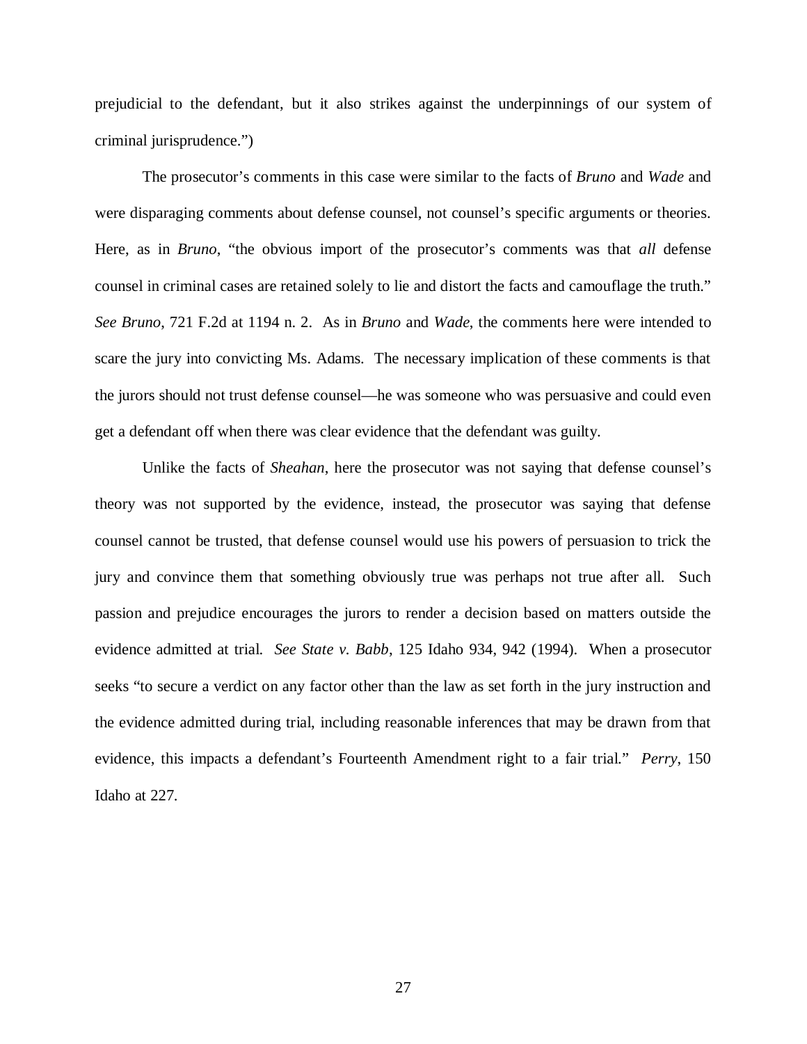prejudicial to the defendant, but it also strikes against the underpinnings of our system of criminal jurisprudence.")

The prosecutor's comments in this case were similar to the facts of *Bruno* and *Wade* and were disparaging comments about defense counsel, not counsel's specific arguments or theories. Here, as in *Bruno*, "the obvious import of the prosecutor's comments was that *all* defense counsel in criminal cases are retained solely to lie and distort the facts and camouflage the truth." *See Bruno*, 721 F.2d at 1194 n. 2. As in *Bruno* and *Wade*, the comments here were intended to scare the jury into convicting Ms. Adams. The necessary implication of these comments is that the jurors should not trust defense counsel—he was someone who was persuasive and could even get a defendant off when there was clear evidence that the defendant was guilty.

Unlike the facts of *Sheahan*, here the prosecutor was not saying that defense counsel's theory was not supported by the evidence, instead, the prosecutor was saying that defense counsel cannot be trusted, that defense counsel would use his powers of persuasion to trick the jury and convince them that something obviously true was perhaps not true after all. Such passion and prejudice encourages the jurors to render a decision based on matters outside the evidence admitted at trial. *See State v. Babb*, 125 Idaho 934, 942 (1994). When a prosecutor seeks "to secure a verdict on any factor other than the law as set forth in the jury instruction and the evidence admitted during trial, including reasonable inferences that may be drawn from that evidence, this impacts a defendant's Fourteenth Amendment right to a fair trial." *Perry*, 150 Idaho at 227.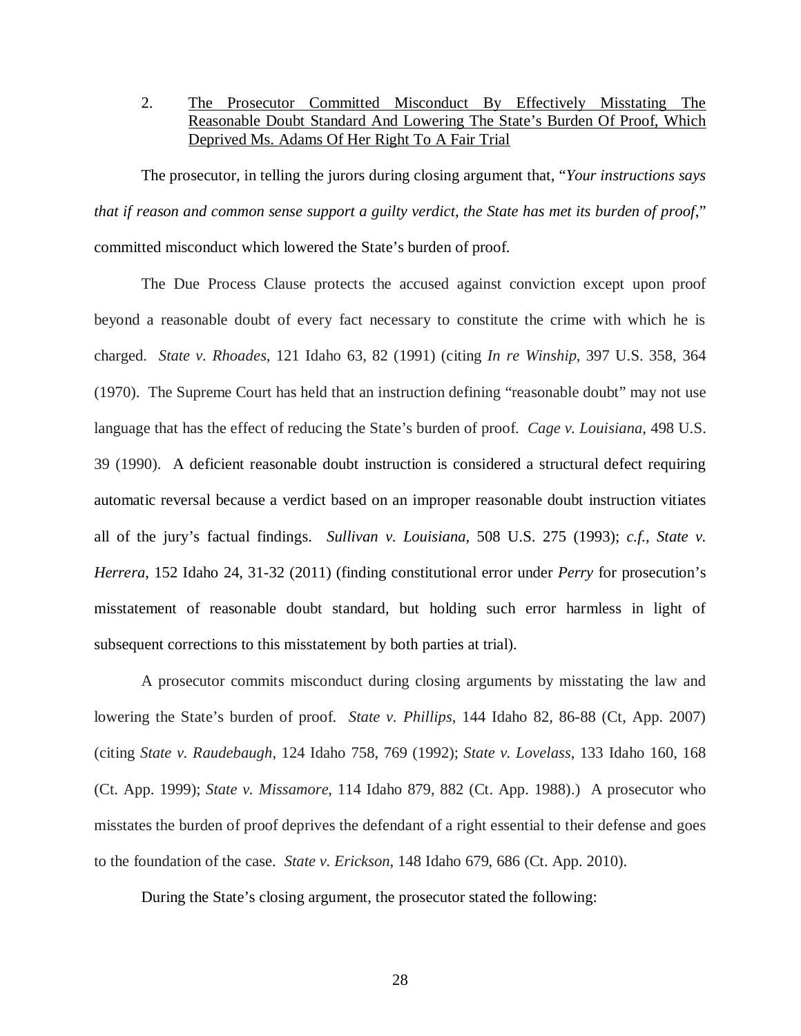2. <u>The Prosecutor Committed Misconduct By Effectively Misstating The Reasonable Doubt Standard And Lowering The State's Burden Of Proof, Which Deprived Ms. Adams Of Her Right To A Fair Trial</u>

The prosecutor, in telling the jurors during closing argument that, "*Your instructions says that if reason and common sense support a guilty verdict, the State has met its burden of proof*," committed misconduct which lowered the State's burden of proof.

The Due Process Clause protects the accused against conviction except upon proof beyond a reasonable doubt of every fact necessary to constitute the crime with which he is charged. *State v. Rhoades*, 121 Idaho 63, 82 (1991) (citing *In re Winship*, 397 U.S. 358, 364 (1970). The Supreme Court has held that an instruction defining "reasonable doubt" may not use language that has the effect of reducing the State's burden of proof. *Cage v. Louisiana*, 498 U.S. 39 (1990). A deficient reasonable doubt instruction is considered a structural defect requiring automatic reversal because a verdict based on an improper reasonable doubt instruction vitiates all of the jury's factual findings. *Sullivan v. Louisiana*, 508 U.S. 275 (1993); *c.f., State v. Herrera*, 152 Idaho 24, 31-32 (2011) (finding constitutional error under *Perry* for prosecution's misstatement of reasonable doubt standard, but holding such error harmless in light of subsequent corrections to this misstatement by both parties at trial).

A prosecutor commits misconduct during closing arguments by misstating the law and lowering the State's burden of proof. *State v. Phillips*, 144 Idaho 82, 86-88 (Ct, App. 2007) (citing *State v. Raudebaugh*, 124 Idaho 758, 769 (1992); *State v. Lovelass*, 133 Idaho 160, 168 (Ct. App. 1999); *State v. Missamore*, 114 Idaho 879, 882 (Ct. App. 1988).) A prosecutor who misstates the burden of proof deprives the defendant of a right essential to their defense and goes to the foundation of the case. *State v. Erickson*, 148 Idaho 679, 686 (Ct. App. 2010).

During the State's closing argument, the prosecutor stated the following: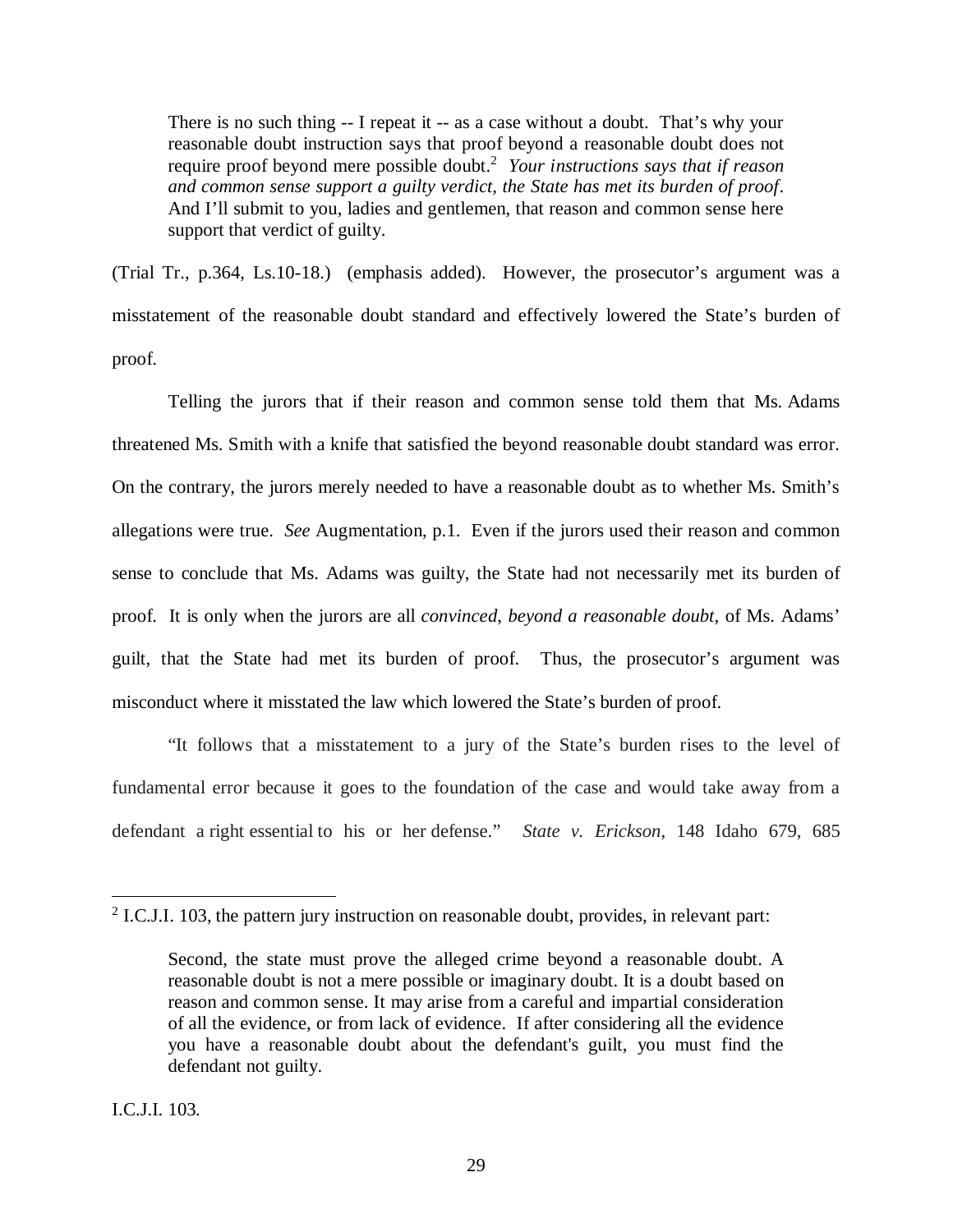> There is no such thing -- I repeat it -- as a case without a doubt. That's why your reasonable doubt instruction says that proof beyond a reasonable doubt does not require proof beyond mere possible doubt.[2] *Your instructions says that if reason and common sense support a guilty verdict, the State has met its burden of proof*. And I'll submit to you, ladies and gentlemen, that reason and common sense here support that verdict of guilty.

(Trial Tr., p.364, Ls.10-18.) (emphasis added). However, the prosecutor's argument was a misstatement of the reasonable doubt standard and effectively lowered the State's burden of proof.

Telling the jurors that if their reason and common sense told them that Ms. Adams threatened Ms. Smith with a knife that satisfied the beyond reasonable doubt standard was error. On the contrary, the jurors merely needed to have a reasonable doubt as to whether Ms. Smith's allegations were true. *See* Augmentation, p.1. Even if the jurors used their reason and common sense to conclude that Ms. Adams was guilty, the State had not necessarily met its burden of proof. It is only when the jurors are all *convinced, beyond a reasonable doubt*, of Ms. Adams' guilt, that the State had met its burden of proof. Thus, the prosecutor's argument was misconduct where it misstated the law which lowered the State's burden of proof.

"It follows that a misstatement to a jury of the State's burden rises to the level of fundamental error because it goes to the foundation of the case and would take away from a defendant a right essential to his or her defense." *State v. Erickson*, 148 Idaho 679, 685

---

[2] I.C.J.I. 103, the pattern jury instruction on reasonable doubt, provides, in relevant part:

> Second, the state must prove the alleged crime beyond a reasonable doubt. A reasonable doubt is not a mere possible or imaginary doubt. It is a doubt based on reason and common sense. It may arise from a careful and impartial consideration of all the evidence, or from lack of evidence. If after considering all the evidence you have a reasonable doubt about the defendant's guilt, you must find the defendant not guilty.

I.C.J.I. 103.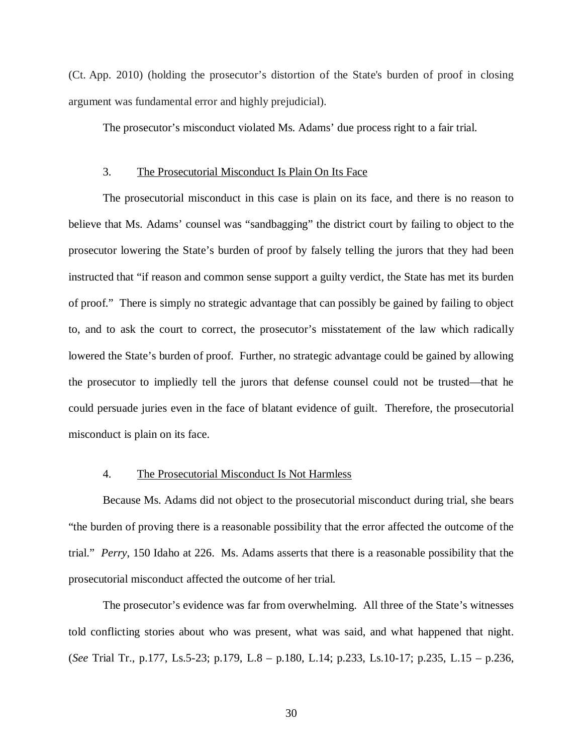(Ct. App. 2010) (holding the prosecutor's distortion of the State's burden of proof in closing argument was fundamental error and highly prejudicial).

The prosecutor's misconduct violated Ms. Adams' due process right to a fair trial.

### 3. The Prosecutorial Misconduct Is Plain On Its Face

The prosecutorial misconduct in this case is plain on its face, and there is no reason to believe that Ms. Adams' counsel was "sandbagging" the district court by failing to object to the prosecutor lowering the State's burden of proof by falsely telling the jurors that they had been instructed that "if reason and common sense support a guilty verdict, the State has met its burden of proof." There is simply no strategic advantage that can possibly be gained by failing to object to, and to ask the court to correct, the prosecutor's misstatement of the law which radically lowered the State's burden of proof. Further, no strategic advantage could be gained by allowing the prosecutor to impliedly tell the jurors that defense counsel could not be trusted—that he could persuade juries even in the face of blatant evidence of guilt. Therefore, the prosecutorial misconduct is plain on its face.

### 4. The Prosecutorial Misconduct Is Not Harmless

Because Ms. Adams did not object to the prosecutorial misconduct during trial, she bears "the burden of proving there is a reasonable possibility that the error affected the outcome of the trial." *Perry*, 150 Idaho at 226. Ms. Adams asserts that there is a reasonable possibility that the prosecutorial misconduct affected the outcome of her trial.

The prosecutor's evidence was far from overwhelming. All three of the State's witnesses told conflicting stories about who was present, what was said, and what happened that night. (*See* Trial Tr., p.177, Ls.5-23; p.179, L.8 – p.180, L.14; p.233, Ls.10-17; p.235, L.15 – p.236,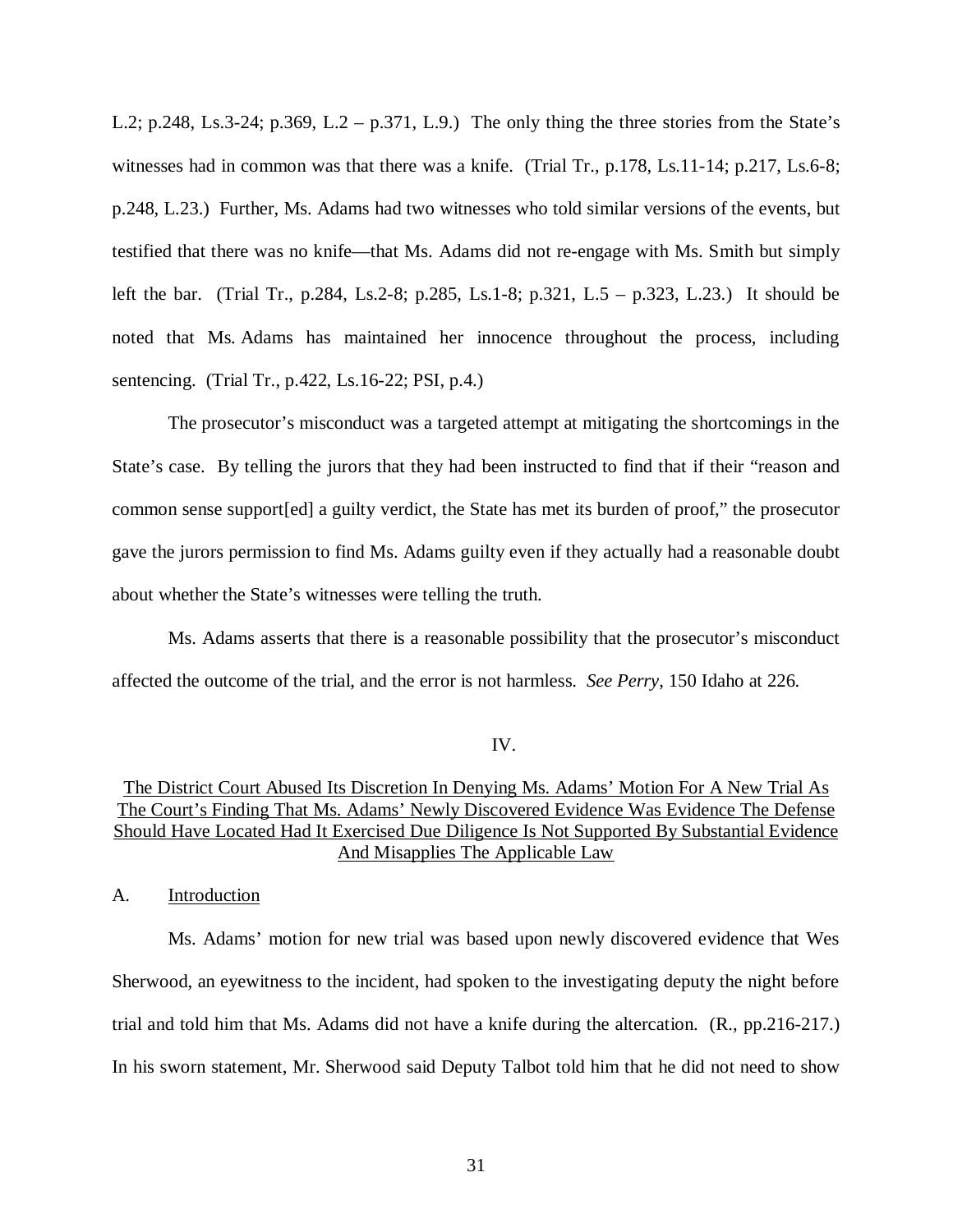L.2; p.248, Ls.3-24; p.369, L.2 – p.371, L.9.) The only thing the three stories from the State's witnesses had in common was that there was a knife. (Trial Tr., p.178, Ls.11-14; p.217, Ls.6-8; p.248, L.23.) Further, Ms. Adams had two witnesses who told similar versions of the events, but testified that there was no knife—that Ms. Adams did not re-engage with Ms. Smith but simply left the bar. (Trial Tr., p.284, Ls.2-8; p.285, Ls.1-8; p.321, L.5 – p.323, L.23.) It should be noted that Ms. Adams has maintained her innocence throughout the process, including sentencing. (Trial Tr., p.422, Ls.16-22; PSI, p.4.)

The prosecutor's misconduct was a targeted attempt at mitigating the shortcomings in the State's case. By telling the jurors that they had been instructed to find that if their "reason and common sense support[ed] a guilty verdict, the State has met its burden of proof," the prosecutor gave the jurors permission to find Ms. Adams guilty even if they actually had a reasonable doubt about whether the State's witnesses were telling the truth.

Ms. Adams asserts that there is a reasonable possibility that the prosecutor's misconduct affected the outcome of the trial, and the error is not harmless. *See Perry*, 150 Idaho at 226.

## IV.

## The District Court Abused Its Discretion In Denying Ms. Adams' Motion For A New Trial As The Court's Finding That Ms. Adams' Newly Discovered Evidence Was Evidence The Defense Should Have Located Had It Exercised Due Diligence Is Not Supported By Substantial Evidence And Misapplies The Applicable Law

### A. Introduction

Ms. Adams' motion for new trial was based upon newly discovered evidence that Wes Sherwood, an eyewitness to the incident, had spoken to the investigating deputy the night before trial and told him that Ms. Adams did not have a knife during the altercation. (R., pp.216-217.) In his sworn statement, Mr. Sherwood said Deputy Talbot told him that he did not need to show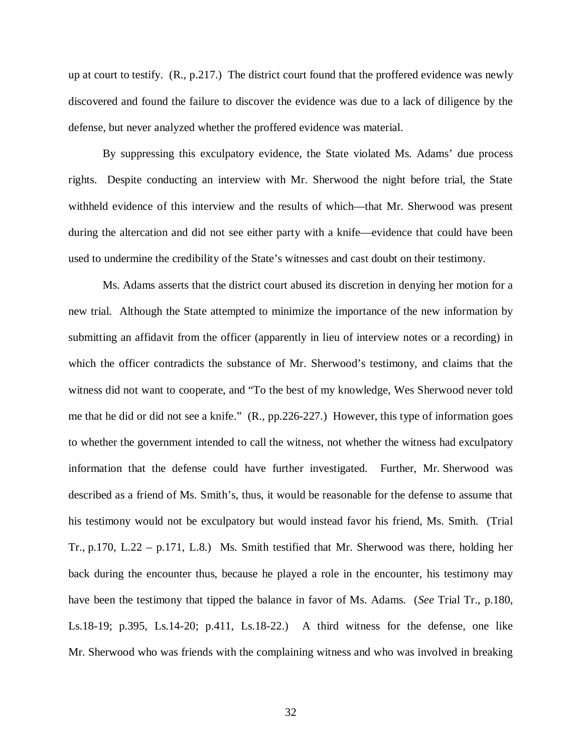up at court to testify. (R., p.217.) The district court found that the proffered evidence was newly discovered and found the failure to discover the evidence was due to a lack of diligence by the defense, but never analyzed whether the proffered evidence was material.

By suppressing this exculpatory evidence, the State violated Ms. Adams' due process rights. Despite conducting an interview with Mr. Sherwood the night before trial, the State withheld evidence of this interview and the results of which—that Mr. Sherwood was present during the altercation and did not see either party with a knife—evidence that could have been used to undermine the credibility of the State's witnesses and cast doubt on their testimony.

Ms. Adams asserts that the district court abused its discretion in denying her motion for a new trial. Although the State attempted to minimize the importance of the new information by submitting an affidavit from the officer (apparently in lieu of interview notes or a recording) in which the officer contradicts the substance of Mr. Sherwood's testimony, and claims that the witness did not want to cooperate, and "To the best of my knowledge, Wes Sherwood never told me that he did or did not see a knife." (R., pp.226-227.) However, this type of information goes to whether the government intended to call the witness, not whether the witness had exculpatory information that the defense could have further investigated. Further, Mr. Sherwood was described as a friend of Ms. Smith's, thus, it would be reasonable for the defense to assume that his testimony would not be exculpatory but would instead favor his friend, Ms. Smith. (Trial Tr., p.170, L.22 – p.171, L.8.) Ms. Smith testified that Mr. Sherwood was there, holding her back during the encounter thus, because he played a role in the encounter, his testimony may have been the testimony that tipped the balance in favor of Ms. Adams. (*See* Trial Tr., p.180, Ls.18-19; p.395, Ls.14-20; p.411, Ls.18-22.) A third witness for the defense, one like Mr. Sherwood who was friends with the complaining witness and who was involved in breaking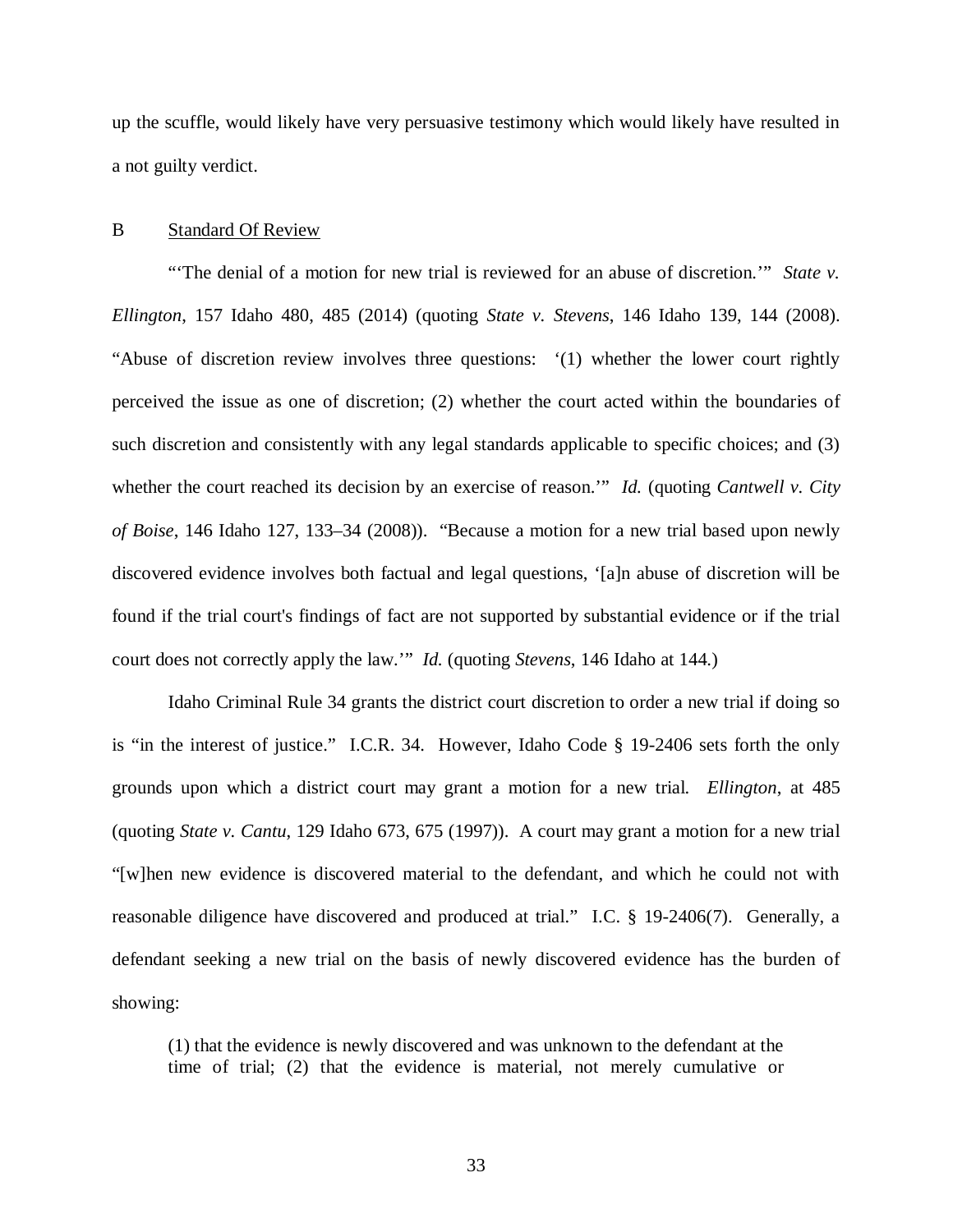up the scuffle, would likely have very persuasive testimony which would likely have resulted in a not guilty verdict.

## B Standard Of Review

"'The denial of a motion for new trial is reviewed for an abuse of discretion.'" *State v. Ellington*, 157 Idaho 480, 485 (2014) (quoting *State v. Stevens*, 146 Idaho 139, 144 (2008). "Abuse of discretion review involves three questions: '(1) whether the lower court rightly perceived the issue as one of discretion; (2) whether the court acted within the boundaries of such discretion and consistently with any legal standards applicable to specific choices; and (3) whether the court reached its decision by an exercise of reason.'" *Id.* (quoting *Cantwell v. City of Boise*, 146 Idaho 127, 133–34 (2008)). "Because a motion for a new trial based upon newly discovered evidence involves both factual and legal questions, '[a]n abuse of discretion will be found if the trial court's findings of fact are not supported by substantial evidence or if the trial court does not correctly apply the law.'" *Id.* (quoting *Stevens*, 146 Idaho at 144.)

Idaho Criminal Rule 34 grants the district court discretion to order a new trial if doing so is "in the interest of justice." I.C.R. 34. However, Idaho Code § 19-2406 sets forth the only grounds upon which a district court may grant a motion for a new trial. *Ellington*, at 485 (quoting *State v. Cantu*, 129 Idaho 673, 675 (1997)). A court may grant a motion for a new trial "[w]hen new evidence is discovered material to the defendant, and which he could not with reasonable diligence have discovered and produced at trial." I.C. § 19-2406(7). Generally, a defendant seeking a new trial on the basis of newly discovered evidence has the burden of showing:

> (1) that the evidence is newly discovered and was unknown to the defendant at the time of trial; (2) that the evidence is material, not merely cumulative or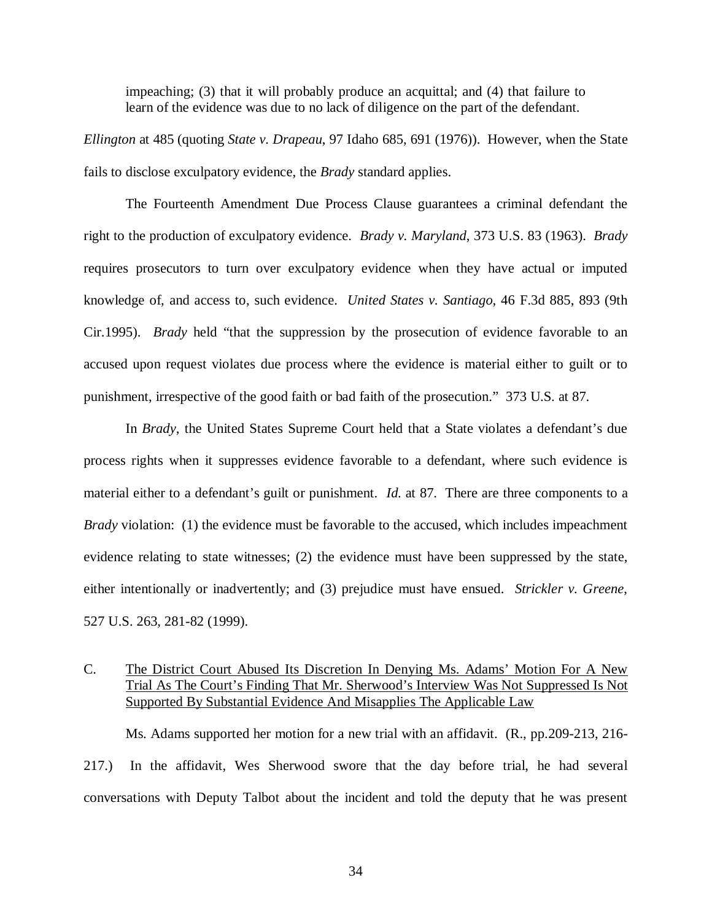> impeaching; (3) that it will probably produce an acquittal; and (4) that failure to learn of the evidence was due to no lack of diligence on the part of the defendant.

*Ellington* at 485 (quoting *State v. Drapeau*, 97 Idaho 685, 691 (1976)). However, when the State fails to disclose exculpatory evidence, the *Brady* standard applies.

The Fourteenth Amendment Due Process Clause guarantees a criminal defendant the right to the production of exculpatory evidence. *Brady v. Maryland*, 373 U.S. 83 (1963). *Brady* requires prosecutors to turn over exculpatory evidence when they have actual or imputed knowledge of, and access to, such evidence. *United States v. Santiago*, 46 F.3d 885, 893 (9th Cir.1995). *Brady* held "that the suppression by the prosecution of evidence favorable to an accused upon request violates due process where the evidence is material either to guilt or to punishment, irrespective of the good faith or bad faith of the prosecution." 373 U.S. at 87.

In *Brady*, the United States Supreme Court held that a State violates a defendant's due process rights when it suppresses evidence favorable to a defendant, where such evidence is material either to a defendant's guilt or punishment. *Id.* at 87. There are three components to a *Brady* violation: (1) the evidence must be favorable to the accused, which includes impeachment evidence relating to state witnesses; (2) the evidence must have been suppressed by the state, either intentionally or inadvertently; and (3) prejudice must have ensued. *Strickler v. Greene*, 527 U.S. 263, 281-82 (1999).

### C. The District Court Abused Its Discretion In Denying Ms. Adams' Motion For A New Trial As The Court's Finding That Mr. Sherwood's Interview Was Not Suppressed Is Not Supported By Substantial Evidence And Misapplies The Applicable Law

Ms. Adams supported her motion for a new trial with an affidavit. (R., pp.209-213, 216-217.) In the affidavit, Wes Sherwood swore that the day before trial, he had several conversations with Deputy Talbot about the incident and told the deputy that he was present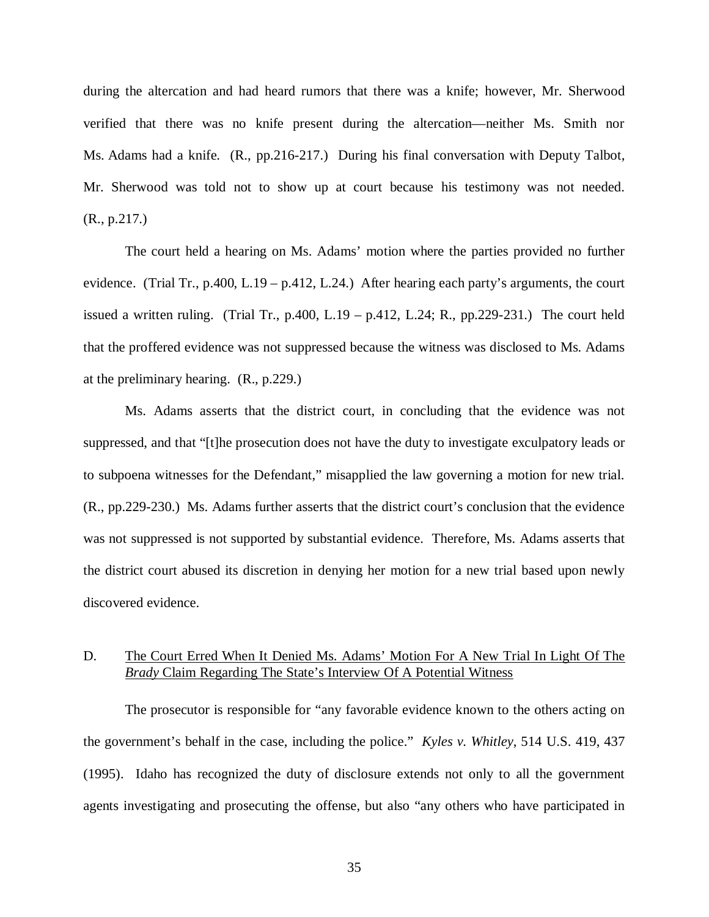during the altercation and had heard rumors that there was a knife; however, Mr. Sherwood verified that there was no knife present during the altercation—neither Ms. Smith nor Ms. Adams had a knife. (R., pp.216-217.) During his final conversation with Deputy Talbot, Mr. Sherwood was told not to show up at court because his testimony was not needed. (R., p.217.)

The court held a hearing on Ms. Adams' motion where the parties provided no further evidence. (Trial Tr., p.400, L.19 – p.412, L.24.) After hearing each party's arguments, the court issued a written ruling. (Trial Tr., p.400, L.19 – p.412, L.24; R., pp.229-231.) The court held that the proffered evidence was not suppressed because the witness was disclosed to Ms. Adams at the preliminary hearing. (R., p.229.)

Ms. Adams asserts that the district court, in concluding that the evidence was not suppressed, and that "[t]he prosecution does not have the duty to investigate exculpatory leads or to subpoena witnesses for the Defendant," misapplied the law governing a motion for new trial. (R., pp.229-230.) Ms. Adams further asserts that the district court's conclusion that the evidence was not suppressed is not supported by substantial evidence. Therefore, Ms. Adams asserts that the district court abused its discretion in denying her motion for a new trial based upon newly discovered evidence.

D. The Court Erred When It Denied Ms. Adams' Motion For A New Trial In Light Of The *Brady* Claim Regarding The State's Interview Of A Potential Witness

The prosecutor is responsible for "any favorable evidence known to the others acting on the government's behalf in the case, including the police." *Kyles v. Whitley*, 514 U.S. 419, 437 (1995). Idaho has recognized the duty of disclosure extends not only to all the government agents investigating and prosecuting the offense, but also "any others who have participated in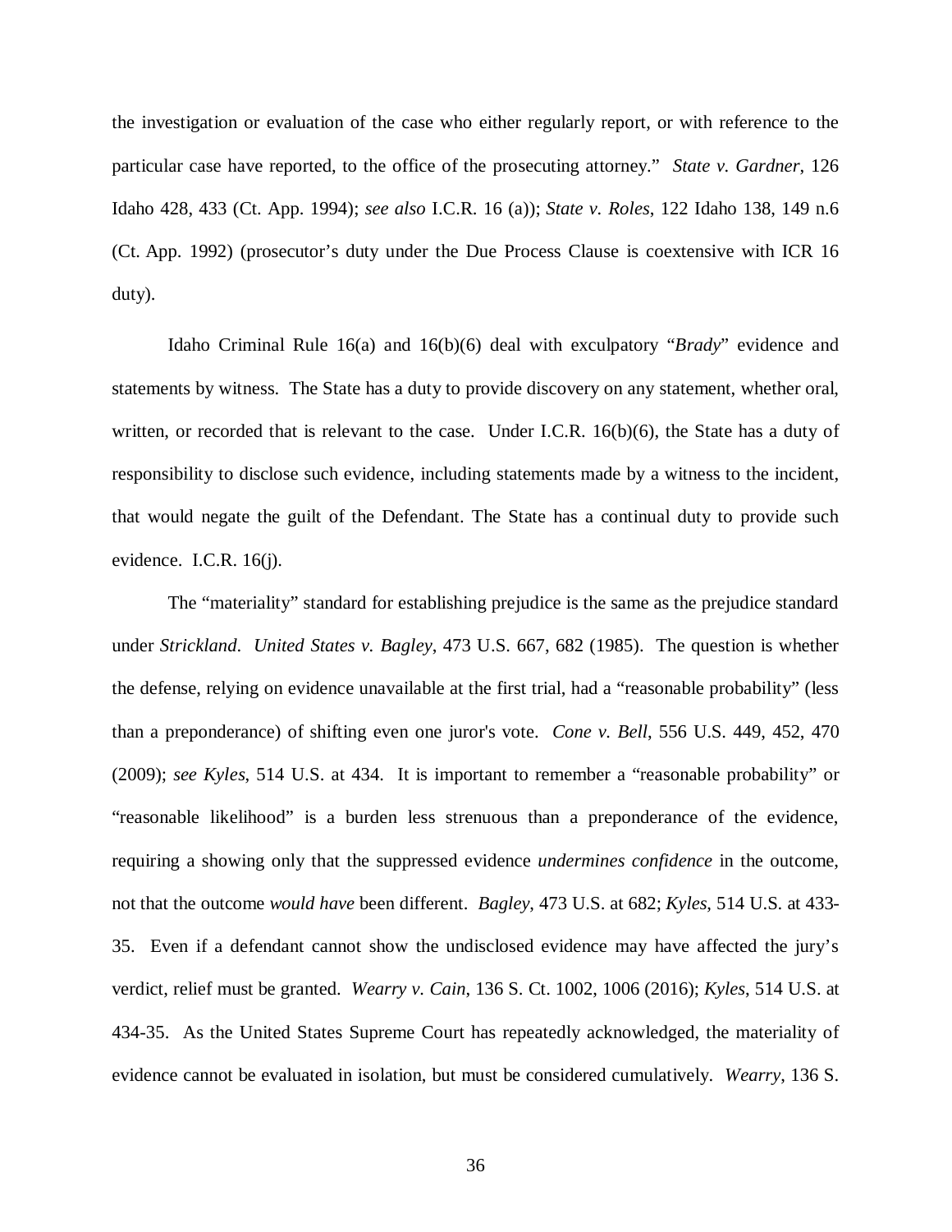the investigation or evaluation of the case who either regularly report, or with reference to the particular case have reported, to the office of the prosecuting attorney." *State v. Gardner*, 126 Idaho 428, 433 (Ct. App. 1994); *see also* I.C.R. 16 (a)); *State v. Roles*, 122 Idaho 138, 149 n.6 (Ct. App. 1992) (prosecutor's duty under the Due Process Clause is coextensive with ICR 16 duty).

Idaho Criminal Rule 16(a) and 16(b)(6) deal with exculpatory "*Brady*" evidence and statements by witness. The State has a duty to provide discovery on any statement, whether oral, written, or recorded that is relevant to the case. Under I.C.R. 16(b)(6), the State has a duty of responsibility to disclose such evidence, including statements made by a witness to the incident, that would negate the guilt of the Defendant. The State has a continual duty to provide such evidence. I.C.R. 16(j).

The "materiality" standard for establishing prejudice is the same as the prejudice standard under *Strickland*. *United States v. Bagley*, 473 U.S. 667, 682 (1985). The question is whether the defense, relying on evidence unavailable at the first trial, had a "reasonable probability" (less than a preponderance) of shifting even one juror's vote. *Cone v. Bell*, 556 U.S. 449, 452, 470 (2009); *see Kyles*, 514 U.S. at 434. It is important to remember a "reasonable probability" or "reasonable likelihood" is a burden less strenuous than a preponderance of the evidence, requiring a showing only that the suppressed evidence *undermines confidence* in the outcome, not that the outcome *would have* been different. *Bagley*, 473 U.S. at 682; *Kyles*, 514 U.S. at 433-35. Even if a defendant cannot show the undisclosed evidence may have affected the jury's verdict, relief must be granted. *Wearry v. Cain*, 136 S. Ct. 1002, 1006 (2016); *Kyles*, 514 U.S. at 434-35. As the United States Supreme Court has repeatedly acknowledged, the materiality of evidence cannot be evaluated in isolation, but must be considered cumulatively. *Wearry*, 136 S.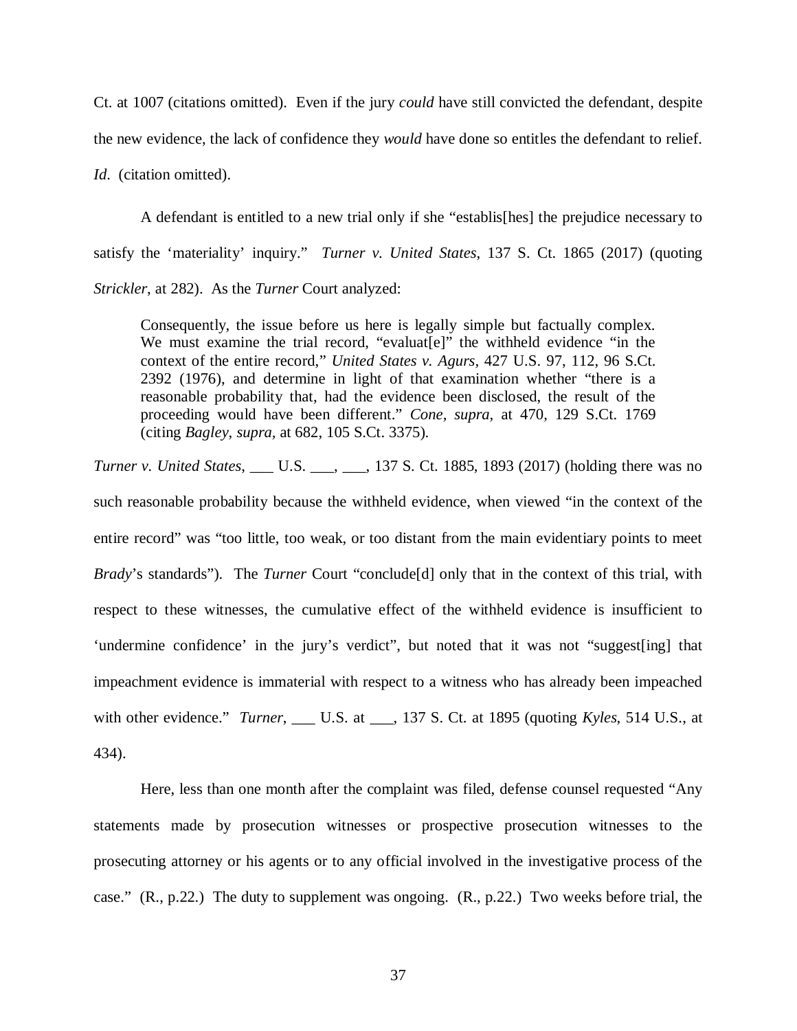Ct. at 1007 (citations omitted). Even if the jury *could* have still convicted the defendant, despite the new evidence, the lack of confidence they *would* have done so entitles the defendant to relief. *Id*. (citation omitted).

A defendant is entitled to a new trial only if she "establis[hes] the prejudice necessary to satisfy the 'materiality' inquiry." *Turner v. United States*, 137 S. Ct. 1865 (2017) (quoting *Strickler*, at 282). As the *Turner* Court analyzed:

> Consequently, the issue before us here is legally simple but factually complex. We must examine the trial record, "evaluat[e]" the withheld evidence "in the context of the entire record," *United States v. Agurs*, 427 U.S. 97, 112, 96 S.Ct. 2392 (1976), and determine in light of that examination whether "there is a reasonable probability that, had the evidence been disclosed, the result of the proceeding would have been different." *Cone*, *supra*, at 470, 129 S.Ct. 1769 (citing *Bagley*, *supra*, at 682, 105 S.Ct. 3375).

*Turner v. United States*, ___ U.S. ___, ___, 137 S. Ct. 1885, 1893 (2017) (holding there was no such reasonable probability because the withheld evidence, when viewed "in the context of the entire record" was "too little, too weak, or too distant from the main evidentiary points to meet *Brady*'s standards"). The *Turner* Court "conclude[d] only that in the context of this trial, with respect to these witnesses, the cumulative effect of the withheld evidence is insufficient to 'undermine confidence' in the jury's verdict", but noted that it was not "suggest[ing] that impeachment evidence is immaterial with respect to a witness who has already been impeached with other evidence." *Turner*, ___ U.S. at ___, 137 S. Ct. at 1895 (quoting *Kyles*, 514 U.S., at 434).

Here, less than one month after the complaint was filed, defense counsel requested "Any statements made by prosecution witnesses or prospective prosecution witnesses to the prosecuting attorney or his agents or to any official involved in the investigative process of the case." (R., p.22.) The duty to supplement was ongoing. (R., p.22.) Two weeks before trial, the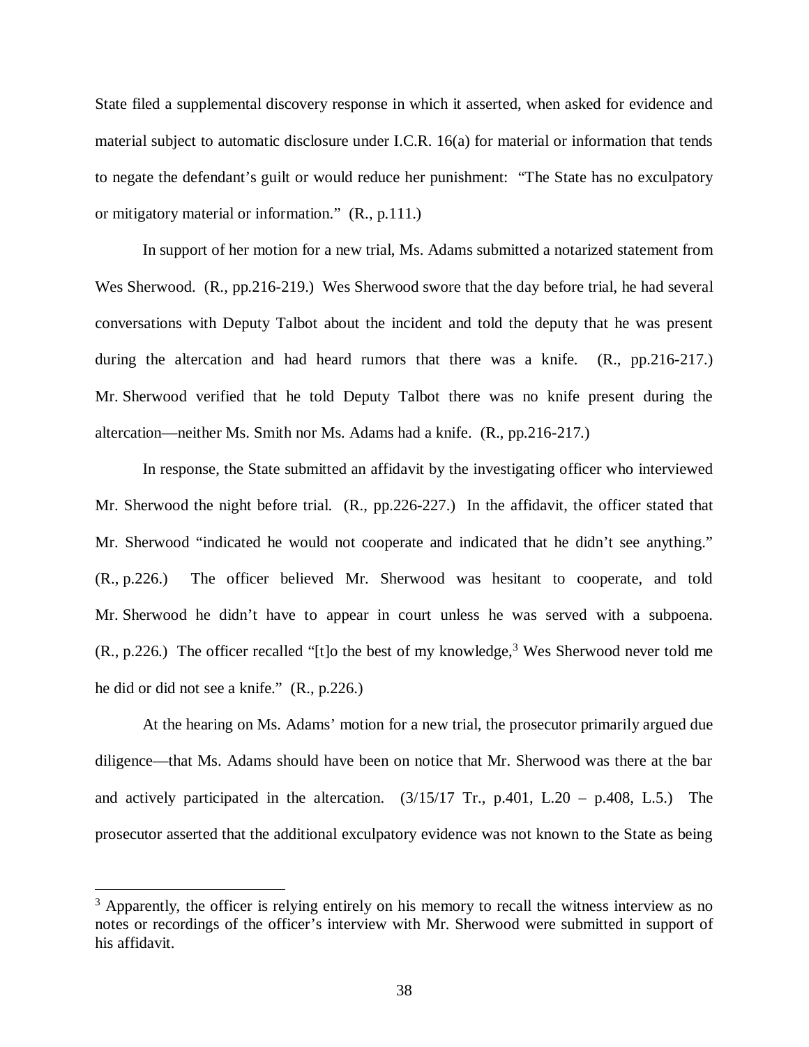State filed a supplemental discovery response in which it asserted, when asked for evidence and material subject to automatic disclosure under I.C.R. 16(a) for material or information that tends to negate the defendant's guilt or would reduce her punishment: "The State has no exculpatory or mitigatory material or information." (R., p.111.)

In support of her motion for a new trial, Ms. Adams submitted a notarized statement from Wes Sherwood. (R., pp.216-219.) Wes Sherwood swore that the day before trial, he had several conversations with Deputy Talbot about the incident and told the deputy that he was present during the altercation and had heard rumors that there was a knife. (R., pp.216-217.) Mr. Sherwood verified that he told Deputy Talbot there was no knife present during the altercation—neither Ms. Smith nor Ms. Adams had a knife. (R., pp.216-217.)

In response, the State submitted an affidavit by the investigating officer who interviewed Mr. Sherwood the night before trial. (R., pp.226-227.) In the affidavit, the officer stated that Mr. Sherwood "indicated he would not cooperate and indicated that he didn't see anything." (R., p.226.) The officer believed Mr. Sherwood was hesitant to cooperate, and told Mr. Sherwood he didn't have to appear in court unless he was served with a subpoena. (R., p.226.) The officer recalled "[t]o the best of my knowledge,[3] Wes Sherwood never told me he did or did not see a knife." (R., p.226.)

At the hearing on Ms. Adams' motion for a new trial, the prosecutor primarily argued due diligence—that Ms. Adams should have been on notice that Mr. Sherwood was there at the bar and actively participated in the altercation. (3/15/17 Tr., p.401, L.20 – p.408, L.5.) The prosecutor asserted that the additional exculpatory evidence was not known to the State as being

[3] Apparently, the officer is relying entirely on his memory to recall the witness interview as no notes or recordings of the officer's interview with Mr. Sherwood were submitted in support of his affidavit.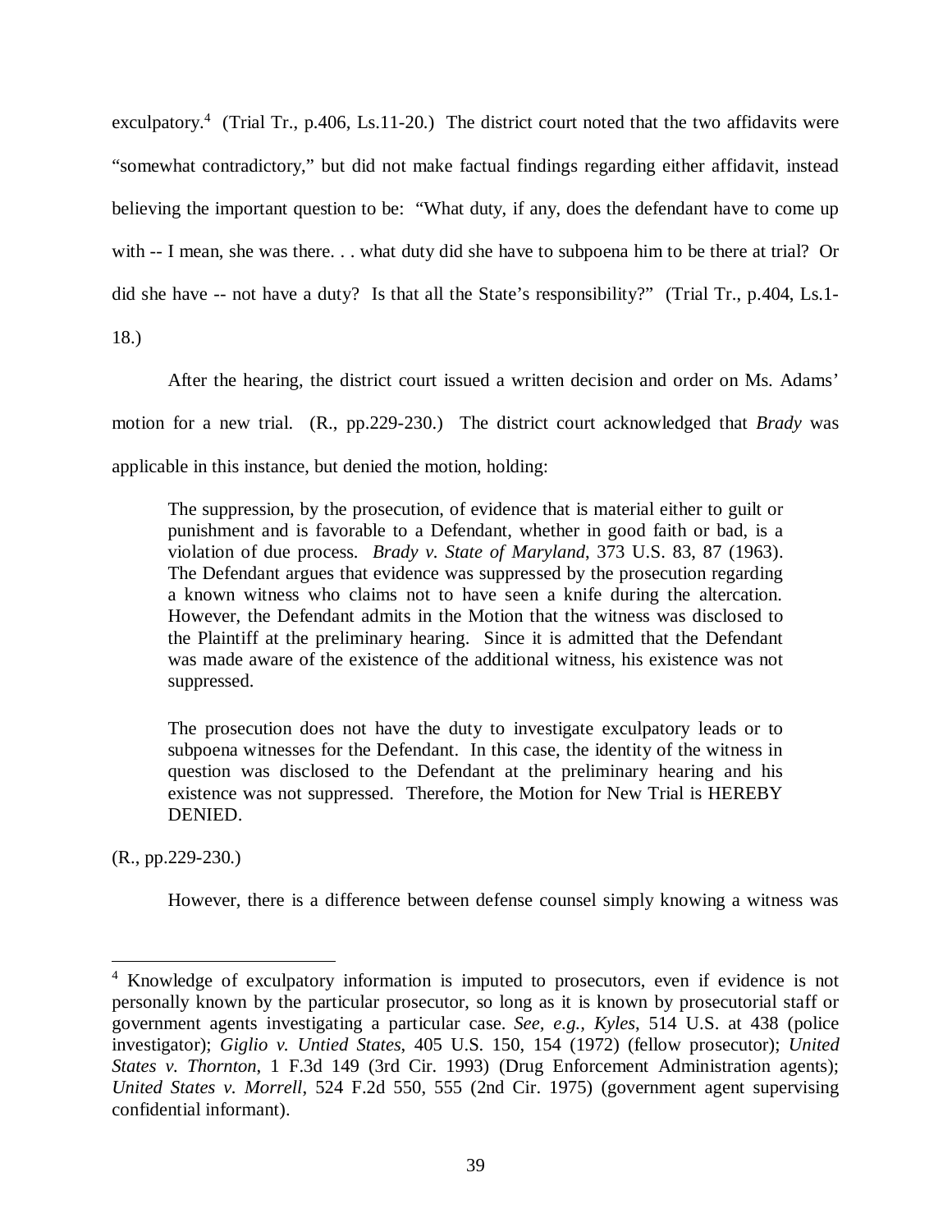exculpatory.[4] (Trial Tr., p.406, Ls.11-20.) The district court noted that the two affidavits were "somewhat contradictory," but did not make factual findings regarding either affidavit, instead believing the important question to be: "What duty, if any, does the defendant have to come up with -- I mean, she was there. . . what duty did she have to subpoena him to be there at trial? Or did she have -- not have a duty? Is that all the State's responsibility?" (Trial Tr., p.404, Ls.1-18.)

After the hearing, the district court issued a written decision and order on Ms. Adams' motion for a new trial. (R., pp.229-230.) The district court acknowledged that *Brady* was applicable in this instance, but denied the motion, holding:

> The suppression, by the prosecution, of evidence that is material either to guilt or punishment and is favorable to a Defendant, whether in good faith or bad, is a violation of due process. *Brady v. State of Maryland*, 373 U.S. 83, 87 (1963). The Defendant argues that evidence was suppressed by the prosecution regarding a known witness who claims not to have seen a knife during the altercation. However, the Defendant admits in the Motion that the witness was disclosed to the Plaintiff at the preliminary hearing. Since it is admitted that the Defendant was made aware of the existence of the additional witness, his existence was not suppressed.
>
> The prosecution does not have the duty to investigate exculpatory leads or to subpoena witnesses for the Defendant. In this case, the identity of the witness in question was disclosed to the Defendant at the preliminary hearing and his existence was not suppressed. Therefore, the Motion for New Trial is HEREBY DENIED.

(R., pp.229-230.)

However, there is a difference between defense counsel simply knowing a witness was

---

[4] Knowledge of exculpatory information is imputed to prosecutors, even if evidence is not personally known by the particular prosecutor, so long as it is known by prosecutorial staff or government agents investigating a particular case. *See, e.g.*, *Kyles*, 514 U.S. at 438 (police investigator); *Giglio v. Untied States*, 405 U.S. 150, 154 (1972) (fellow prosecutor); *United States v. Thornton*, 1 F.3d 149 (3rd Cir. 1993) (Drug Enforcement Administration agents); *United States v. Morrell*, 524 F.2d 550, 555 (2nd Cir. 1975) (government agent supervising confidential informant).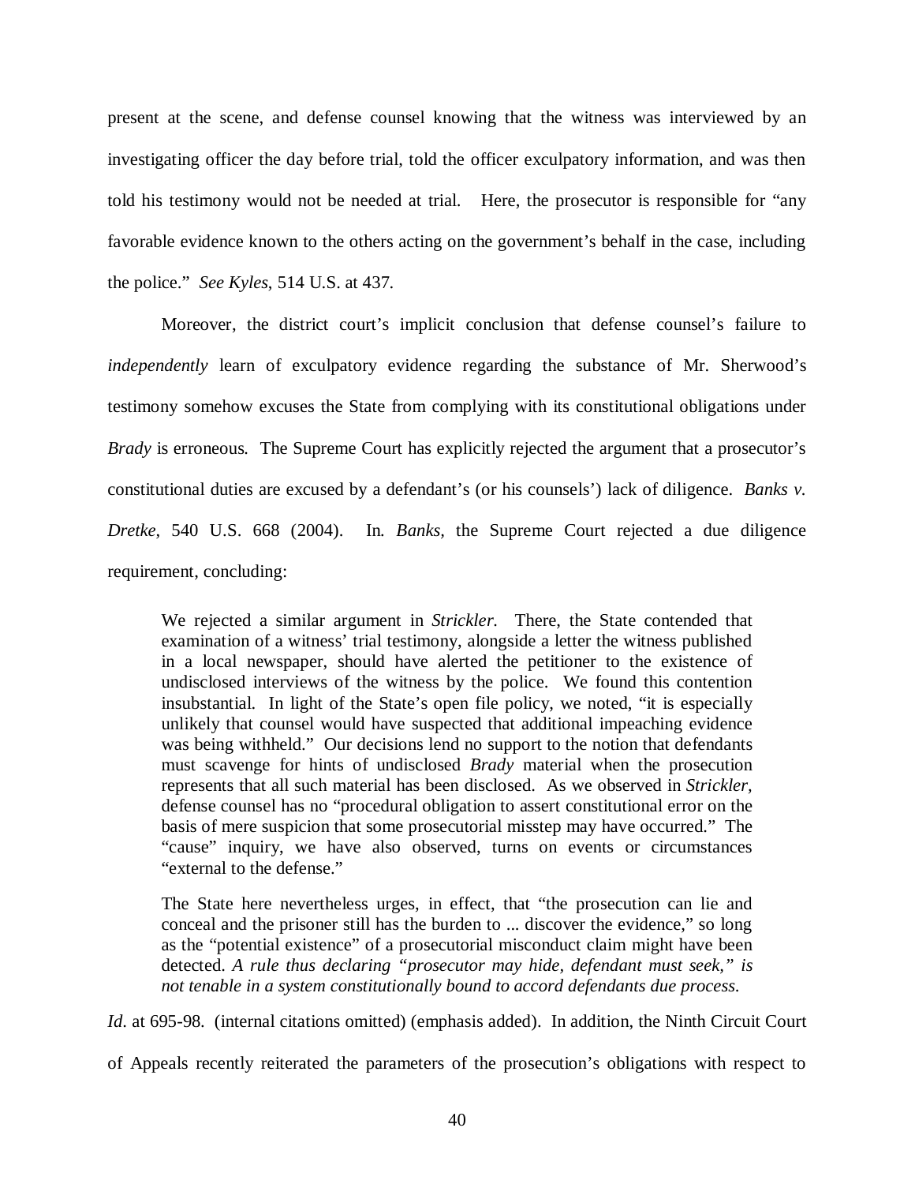present at the scene, and defense counsel knowing that the witness was interviewed by an investigating officer the day before trial, told the officer exculpatory information, and was then told his testimony would not be needed at trial. Here, the prosecutor is responsible for "any favorable evidence known to the others acting on the government's behalf in the case, including the police." *See Kyles*, 514 U.S. at 437.

Moreover, the district court's implicit conclusion that defense counsel's failure to *independently* learn of exculpatory evidence regarding the substance of Mr. Sherwood's testimony somehow excuses the State from complying with its constitutional obligations under *Brady* is erroneous. The Supreme Court has explicitly rejected the argument that a prosecutor's constitutional duties are excused by a defendant's (or his counsels') lack of diligence. *Banks v. Dretke*, 540 U.S. 668 (2004). In *Banks*, the Supreme Court rejected a due diligence requirement, concluding:

> We rejected a similar argument in *Strickler*. There, the State contended that examination of a witness' trial testimony, alongside a letter the witness published in a local newspaper, should have alerted the petitioner to the existence of undisclosed interviews of the witness by the police. We found this contention insubstantial. In light of the State's open file policy, we noted, "it is especially unlikely that counsel would have suspected that additional impeaching evidence was being withheld." Our decisions lend no support to the notion that defendants must scavenge for hints of undisclosed *Brady* material when the prosecution represents that all such material has been disclosed. As we observed in *Strickler*, defense counsel has no "procedural obligation to assert constitutional error on the basis of mere suspicion that some prosecutorial misstep may have occurred." The "cause" inquiry, we have also observed, turns on events or circumstances "external to the defense."
>
> The State here nevertheless urges, in effect, that "the prosecution can lie and conceal and the prisoner still has the burden to ... discover the evidence," so long as the "potential existence" of a prosecutorial misconduct claim might have been detected. *A rule thus declaring "prosecutor may hide, defendant must seek," is not tenable in a system constitutionally bound to accord defendants due process.*

*Id.* at 695-98. (internal citations omitted) (emphasis added). In addition, the Ninth Circuit Court of Appeals recently reiterated the parameters of the prosecution's obligations with respect to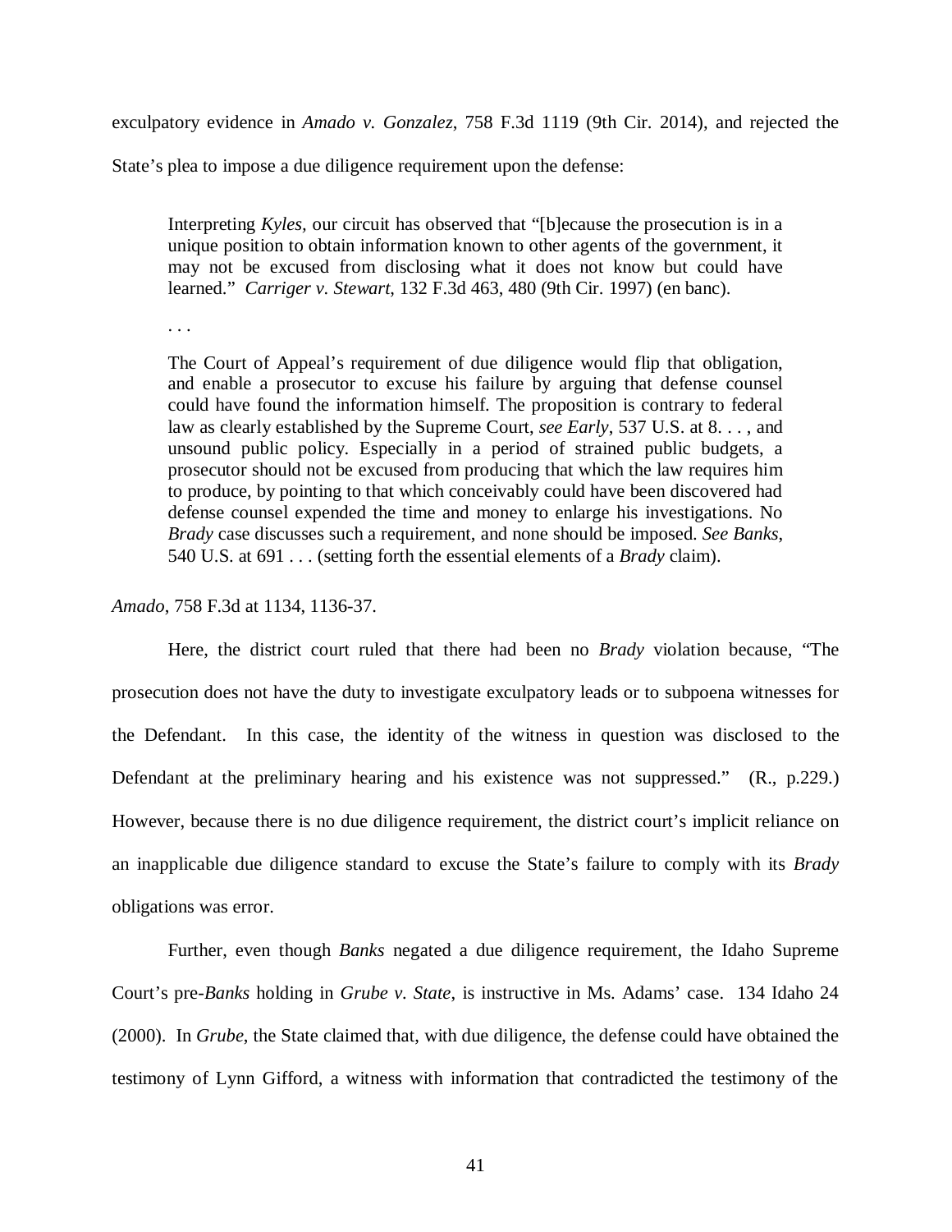exculpatory evidence in *Amado v. Gonzalez*, 758 F.3d 1119 (9th Cir. 2014), and rejected the State's plea to impose a due diligence requirement upon the defense:

> Interpreting *Kyles,* our circuit has observed that "[b]ecause the prosecution is in a unique position to obtain information known to other agents of the government, it may not be excused from disclosing what it does not know but could have learned." *Carriger v. Stewart*, 132 F.3d 463, 480 (9th Cir. 1997) (en banc).
>
> . . .
>
> The Court of Appeal's requirement of due diligence would flip that obligation, and enable a prosecutor to excuse his failure by arguing that defense counsel could have found the information himself. The proposition is contrary to federal law as clearly established by the Supreme Court, *see Early*, 537 U.S. at 8. . . , and unsound public policy. Especially in a period of strained public budgets, a prosecutor should not be excused from producing that which the law requires him to produce, by pointing to that which conceivably could have been discovered had defense counsel expended the time and money to enlarge his investigations. No *Brady* case discusses such a requirement, and none should be imposed. *See Banks*, 540 U.S. at 691 . . . (setting forth the essential elements of a *Brady* claim).

*Amado*, 758 F.3d at 1134, 1136-37.

Here, the district court ruled that there had been no *Brady* violation because, "The prosecution does not have the duty to investigate exculpatory leads or to subpoena witnesses for the Defendant. In this case, the identity of the witness in question was disclosed to the Defendant at the preliminary hearing and his existence was not suppressed." (R., p.229.) However, because there is no due diligence requirement, the district court's implicit reliance on an inapplicable due diligence standard to excuse the State's failure to comply with its *Brady* obligations was error.

Further, even though *Banks* negated a due diligence requirement, the Idaho Supreme Court's pre-*Banks* holding in *Grube v. State*, is instructive in Ms. Adams' case. 134 Idaho 24 (2000). In *Grube*, the State claimed that, with due diligence, the defense could have obtained the testimony of Lynn Gifford, a witness with information that contradicted the testimony of the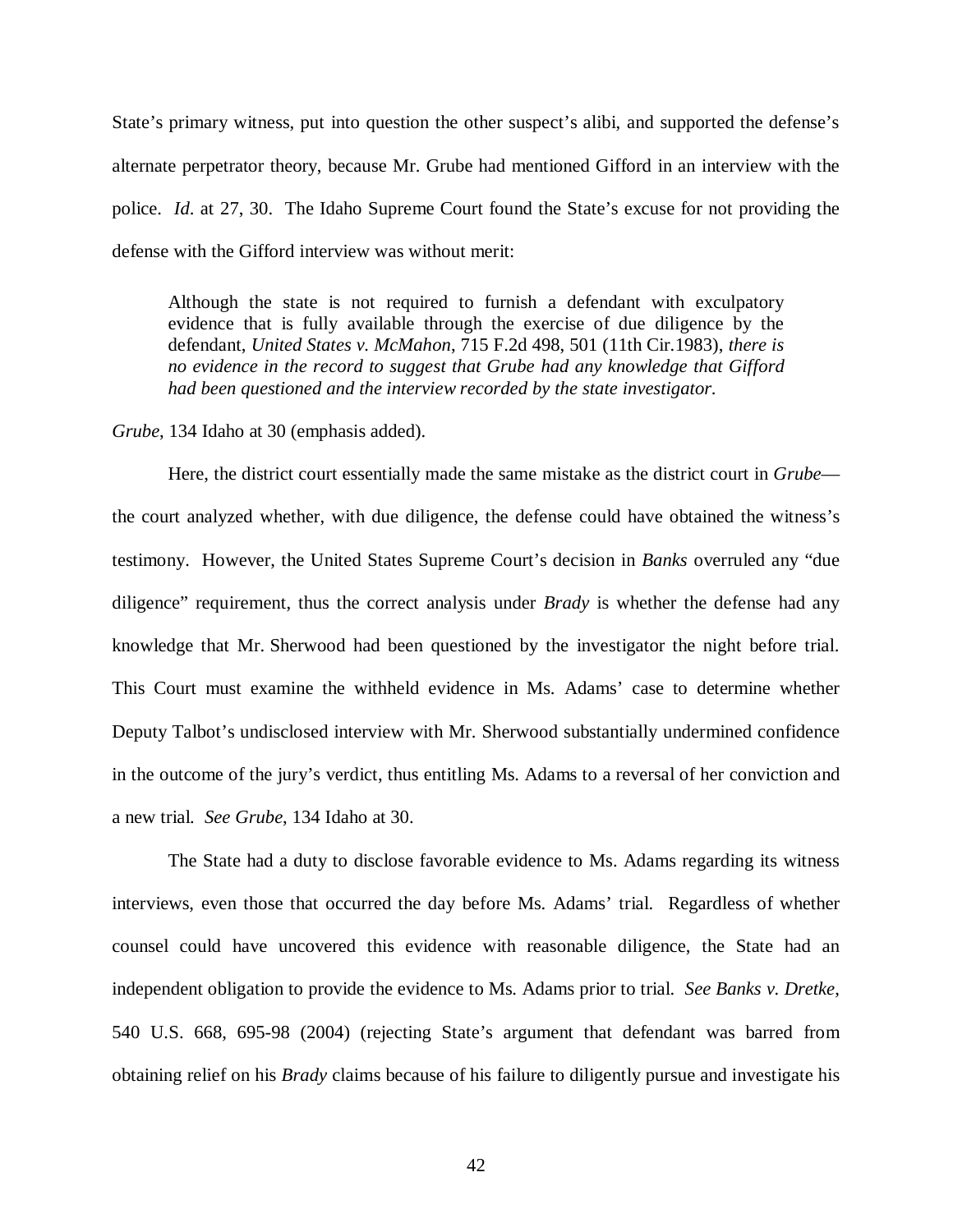State's primary witness, put into question the other suspect's alibi, and supported the defense's alternate perpetrator theory, because Mr. Grube had mentioned Gifford in an interview with the police. *Id*. at 27, 30. The Idaho Supreme Court found the State's excuse for not providing the defense with the Gifford interview was without merit:

> Although the state is not required to furnish a defendant with exculpatory evidence that is fully available through the exercise of due diligence by the defendant, *United States v. McMahon*, 715 F.2d 498, 501 (11th Cir.1983), *there is no evidence in the record to suggest that Grube had any knowledge that Gifford had been questioned and the interview recorded by the state investigator.*

*Grube*, 134 Idaho at 30 (emphasis added).

Here, the district court essentially made the same mistake as the district court in *Grube*—the court analyzed whether, with due diligence, the defense could have obtained the witness's testimony. However, the United States Supreme Court's decision in *Banks* overruled any "due diligence" requirement, thus the correct analysis under *Brady* is whether the defense had any knowledge that Mr. Sherwood had been questioned by the investigator the night before trial. This Court must examine the withheld evidence in Ms. Adams' case to determine whether Deputy Talbot's undisclosed interview with Mr. Sherwood substantially undermined confidence in the outcome of the jury's verdict, thus entitling Ms. Adams to a reversal of her conviction and a new trial. *See Grube*, 134 Idaho at 30.

The State had a duty to disclose favorable evidence to Ms. Adams regarding its witness interviews, even those that occurred the day before Ms. Adams' trial. Regardless of whether counsel could have uncovered this evidence with reasonable diligence, the State had an independent obligation to provide the evidence to Ms. Adams prior to trial. *See Banks v. Dretke*, 540 U.S. 668, 695-98 (2004) (rejecting State's argument that defendant was barred from obtaining relief on his *Brady* claims because of his failure to diligently pursue and investigate his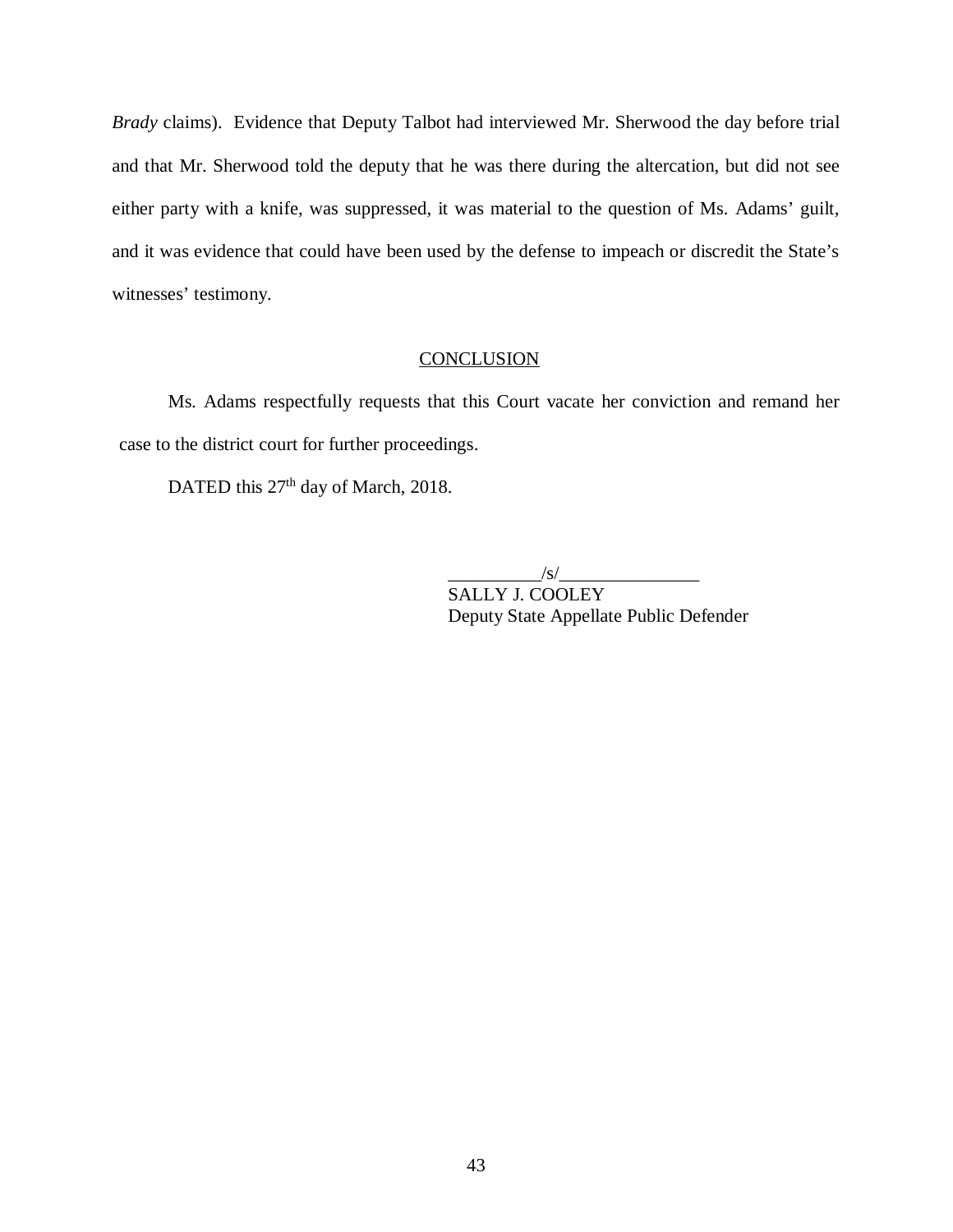*Brady* claims). Evidence that Deputy Talbot had interviewed Mr. Sherwood the day before trial and that Mr. Sherwood told the deputy that he was there during the altercation, but did not see either party with a knife, was suppressed, it was material to the question of Ms. Adams' guilt, and it was evidence that could have been used by the defense to impeach or discredit the State's witnesses' testimony.

## CONCLUSION

Ms. Adams respectfully requests that this Court vacate her conviction and remand her case to the district court for further proceedings.

DATED this 27th day of March, 2018.

__________/s/_______________
SALLY J. COOLEY
Deputy State Appellate Public Defender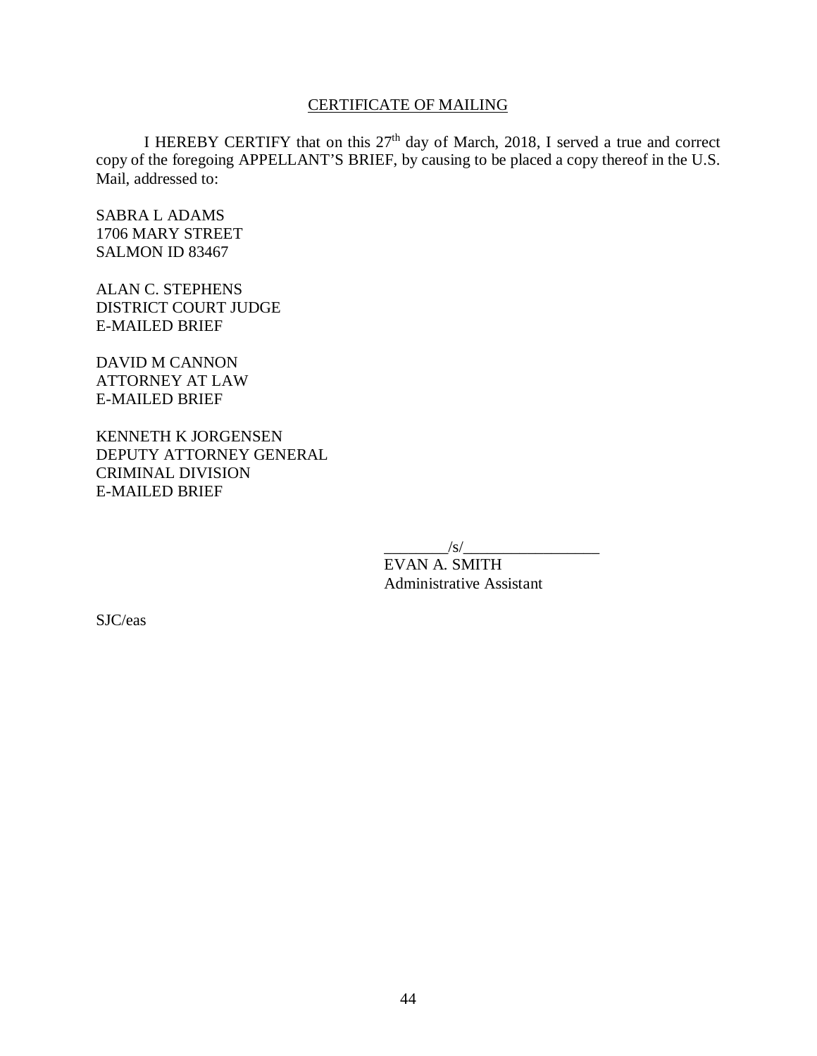## CERTIFICATE OF MAILING

I HEREBY CERTIFY that on this 27th day of March, 2018, I served a true and correct copy of the foregoing APPELLANT'S BRIEF, by causing to be placed a copy thereof in the U.S. Mail, addressed to:

SABRA L ADAMS
1706 MARY STREET
SALMON ID 83467

ALAN C. STEPHENS
DISTRICT COURT JUDGE
E-MAILED BRIEF

DAVID M CANNON
ATTORNEY AT LAW
E-MAILED BRIEF

KENNETH K JORGENSEN
DEPUTY ATTORNEY GENERAL
CRIMINAL DIVISION
E-MAILED BRIEF

________/s/_________________
EVAN A. SMITH
Administrative Assistant

SJC/eas